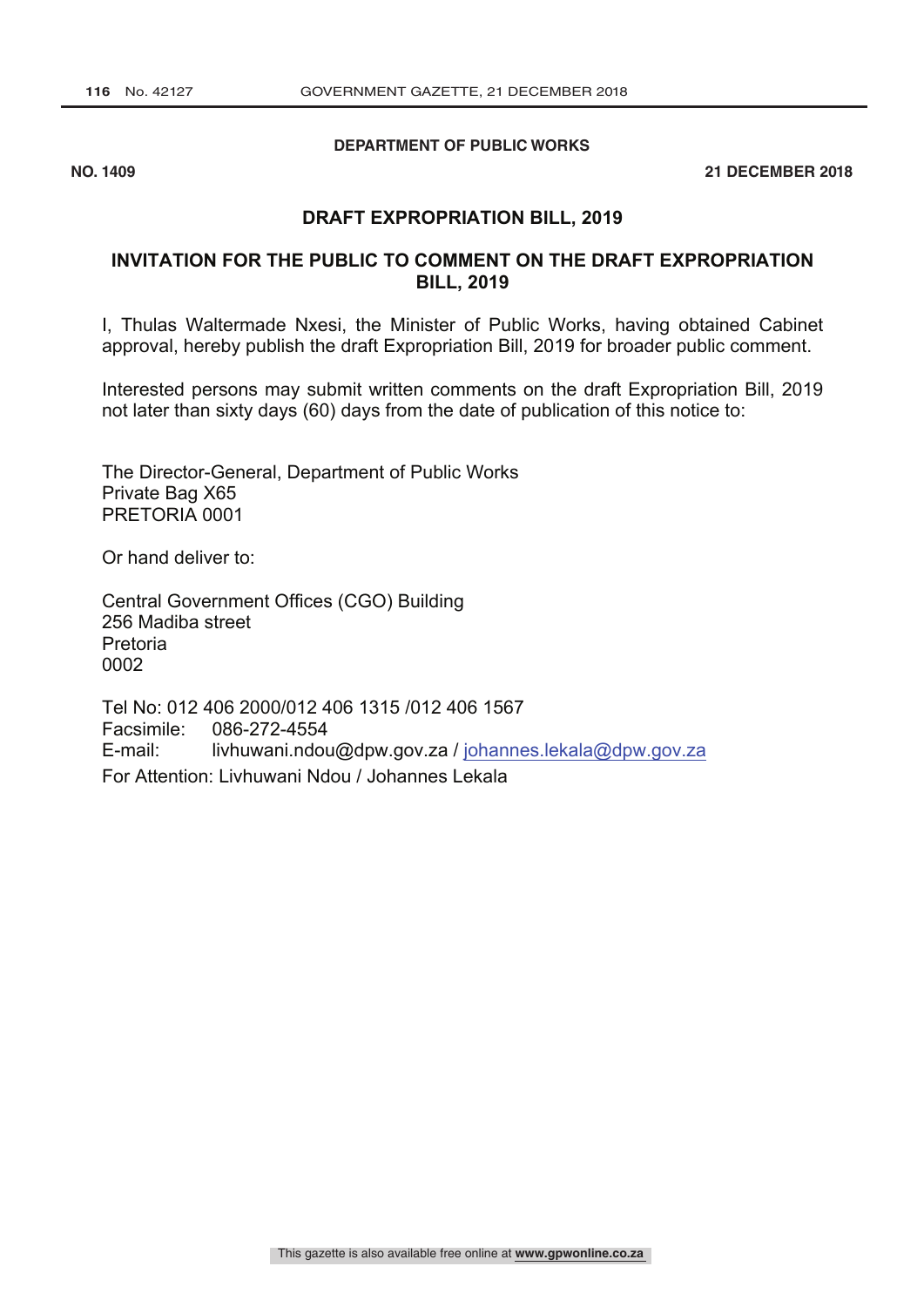**DEPARTMENT OF PUBLIC WORKS**

**NO. 1409** **21 DECEMBER 2018**

## DRAFT EXPROPRIATION BILL, 2019

## INVITATION FOR THE PUBLIC TO COMMENT ON THE DRAFT EXPROPRIATION BILL, 2019

I, Thulas Waltermade Nxesi, the Minister of Public Works, having obtained Cabinet approval, hereby publish the draft Expropriation Bill, 2019 for broader public comment.

Interested persons may submit written comments on the draft Expropriation Bill, 2019 not later than sixty days (60) days from the date of publication of this notice to:

The Director-General, Department of Public Works
Private Bag X65
PRETORIA 0001

Or hand deliver to:

Central Government Offices (CGO) Building
256 Madiba street
Pretoria
0002

Tel No: 012 406 2000/012 406 1315 /012 406 1567
Facsimile: 086-272-4554
E-mail: livhuwani.ndou@dpw.gov.za / johannes.lekala@dpw.gov.za
For Attention: Livhuwani Ndou / Johannes Lekala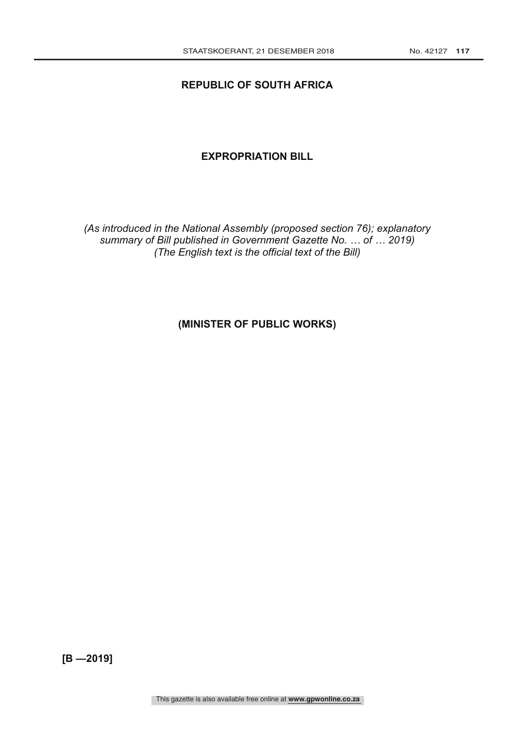# REPUBLIC OF SOUTH AFRICA

## EXPROPRIATION BILL

*(As introduced in the National Assembly (proposed section 76); explanatory summary of Bill published in Government Gazette No. … of … 2019)*
*(The English text is the official text of the Bill)*

**(MINISTER OF PUBLIC WORKS)**

**[B —2019]**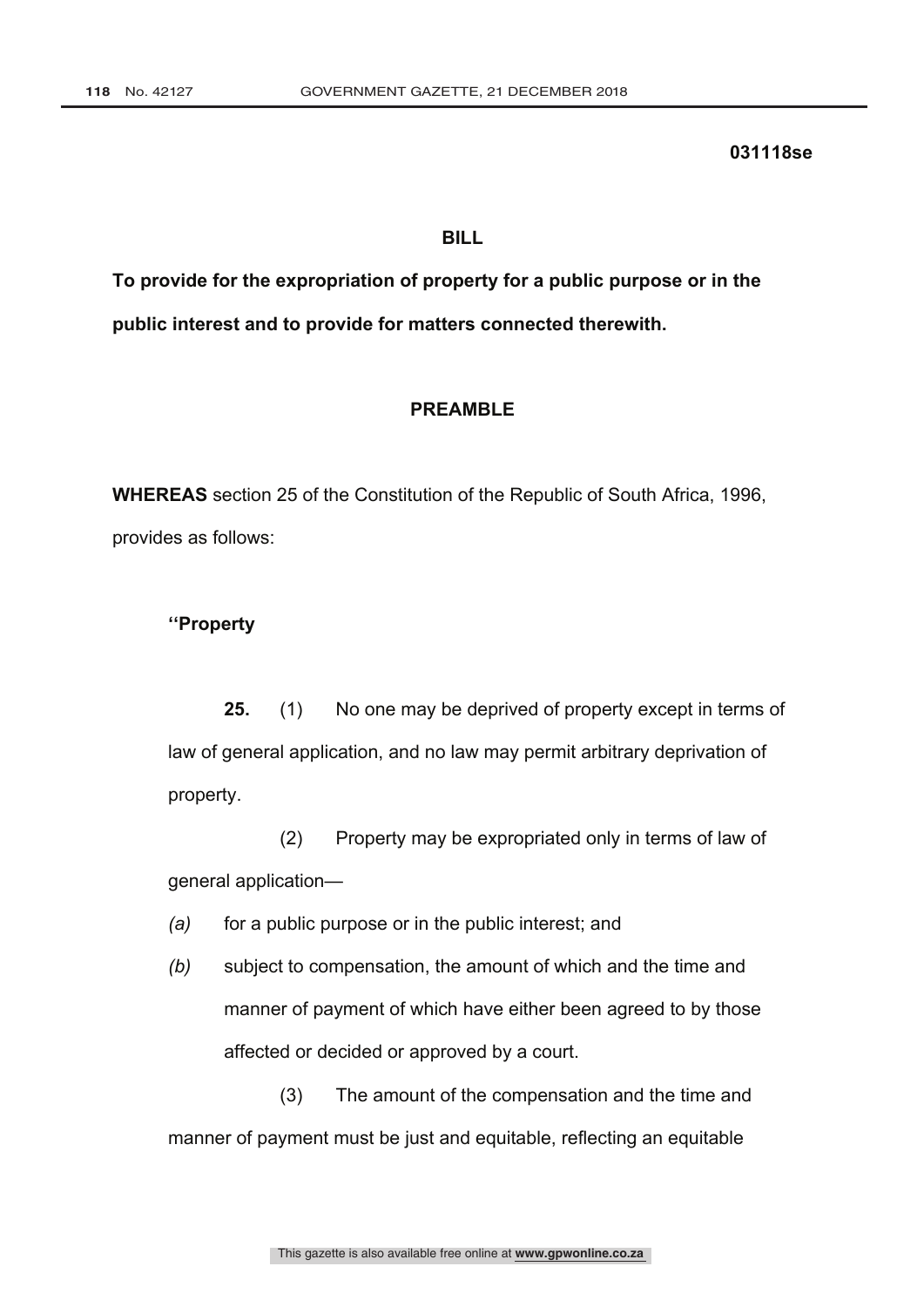**031118se**

**BILL**

**To provide for the expropriation of property for a public purpose or in the public interest and to provide for matters connected therewith.**

**PREAMBLE**

**WHEREAS** section 25 of the Constitution of the Republic of South Africa, 1996, provides as follows:

**''Property**

**25.** (1) No one may be deprived of property except in terms of law of general application, and no law may permit arbitrary deprivation of property.

(2) Property may be expropriated only in terms of law of general application—

*(a)* for a public purpose or in the public interest; and

*(b)* subject to compensation, the amount of which and the time and manner of payment of which have either been agreed to by those affected or decided or approved by a court.

(3) The amount of the compensation and the time and manner of payment must be just and equitable, reflecting an equitable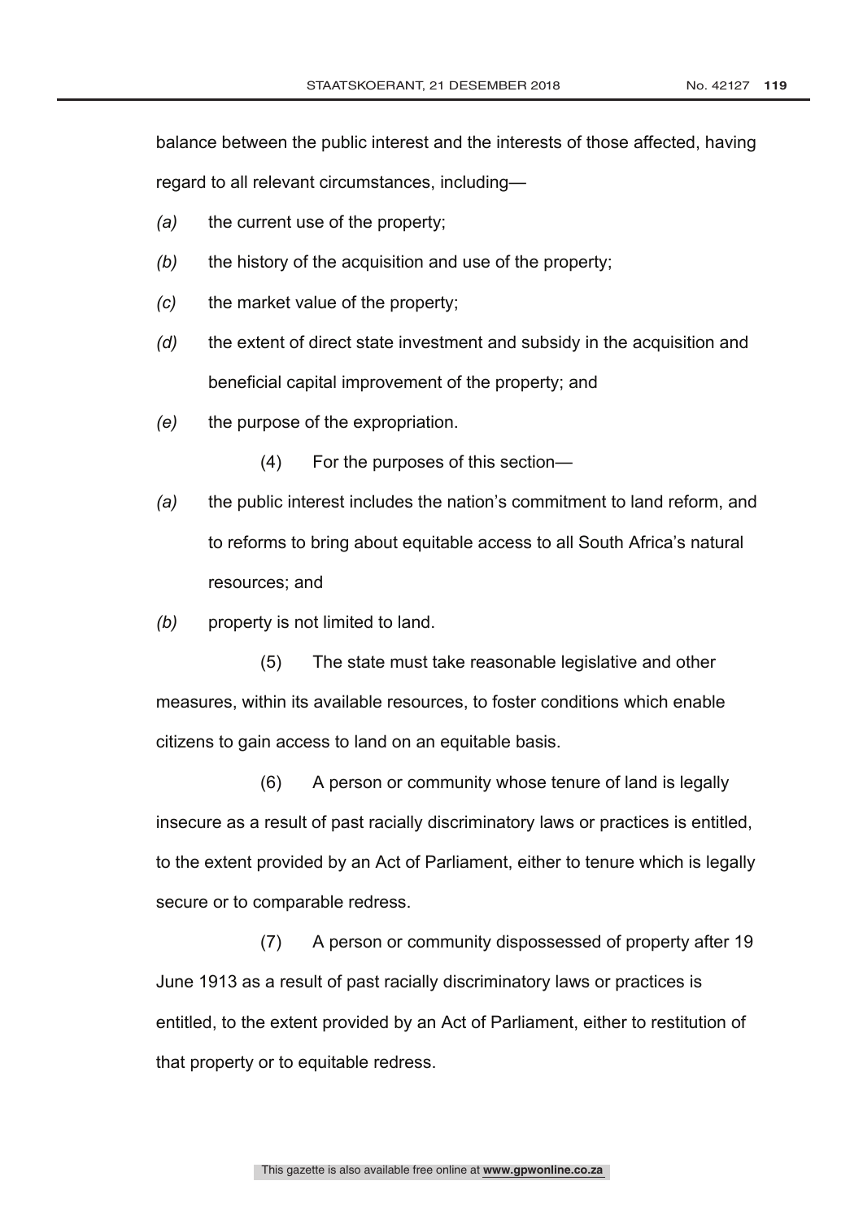balance between the public interest and the interests of those affected, having regard to all relevant circumstances, including—

*(a)* the current use of the property;

*(b)* the history of the acquisition and use of the property;

*(c)* the market value of the property;

*(d)* the extent of direct state investment and subsidy in the acquisition and beneficial capital improvement of the property; and

*(e)* the purpose of the expropriation.

(4) For the purposes of this section—

*(a)* the public interest includes the nation's commitment to land reform, and to reforms to bring about equitable access to all South Africa's natural resources; and

*(b)* property is not limited to land.

(5) The state must take reasonable legislative and other measures, within its available resources, to foster conditions which enable citizens to gain access to land on an equitable basis.

(6) A person or community whose tenure of land is legally insecure as a result of past racially discriminatory laws or practices is entitled, to the extent provided by an Act of Parliament, either to tenure which is legally secure or to comparable redress.

(7) A person or community dispossessed of property after 19 June 1913 as a result of past racially discriminatory laws or practices is entitled, to the extent provided by an Act of Parliament, either to restitution of that property or to equitable redress.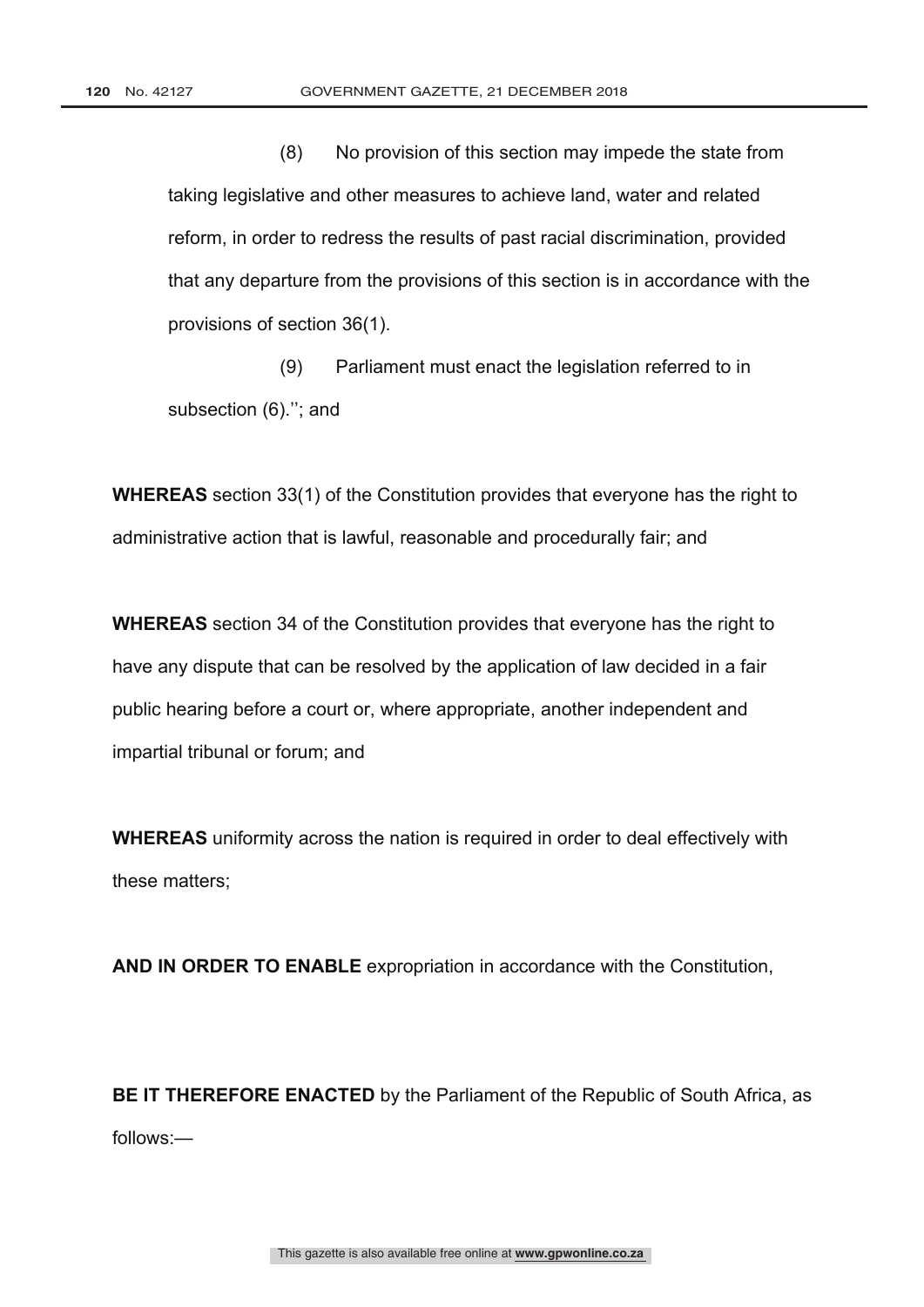(8) No provision of this section may impede the state from taking legislative and other measures to achieve land, water and related reform, in order to redress the results of past racial discrimination, provided that any departure from the provisions of this section is in accordance with the provisions of section 36(1).

(9) Parliament must enact the legislation referred to in subsection (6).''; and

**WHEREAS** section 33(1) of the Constitution provides that everyone has the right to administrative action that is lawful, reasonable and procedurally fair; and

**WHEREAS** section 34 of the Constitution provides that everyone has the right to have any dispute that can be resolved by the application of law decided in a fair public hearing before a court or, where appropriate, another independent and impartial tribunal or forum; and

**WHEREAS** uniformity across the nation is required in order to deal effectively with these matters;

**AND IN ORDER TO ENABLE** expropriation in accordance with the Constitution,

**BE IT THEREFORE ENACTED** by the Parliament of the Republic of South Africa, as follows:—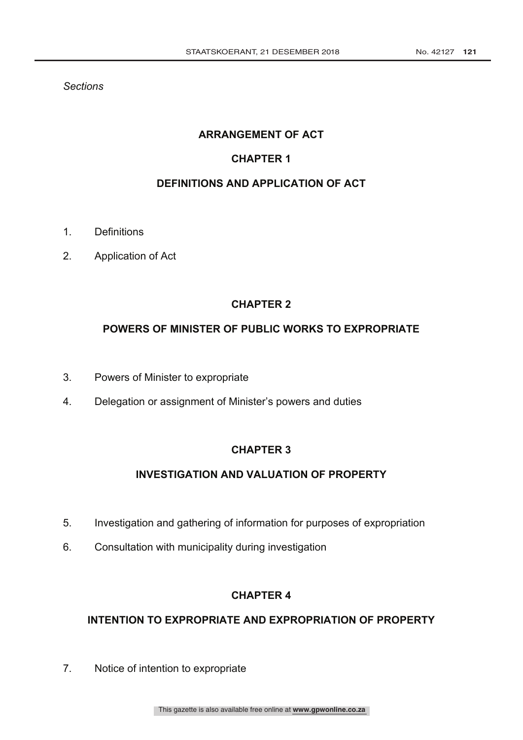*Sections*

## ARRANGEMENT OF ACT

## CHAPTER 1

## DEFINITIONS AND APPLICATION OF ACT

1. Definitions
2. Application of Act

## CHAPTER 2

## POWERS OF MINISTER OF PUBLIC WORKS TO EXPROPRIATE

3. Powers of Minister to expropriate
4. Delegation or assignment of Minister's powers and duties

## CHAPTER 3

## INVESTIGATION AND VALUATION OF PROPERTY

5. Investigation and gathering of information for purposes of expropriation
6. Consultation with municipality during investigation

## CHAPTER 4

## INTENTION TO EXPROPRIATE AND EXPROPRIATION OF PROPERTY

7. Notice of intention to expropriate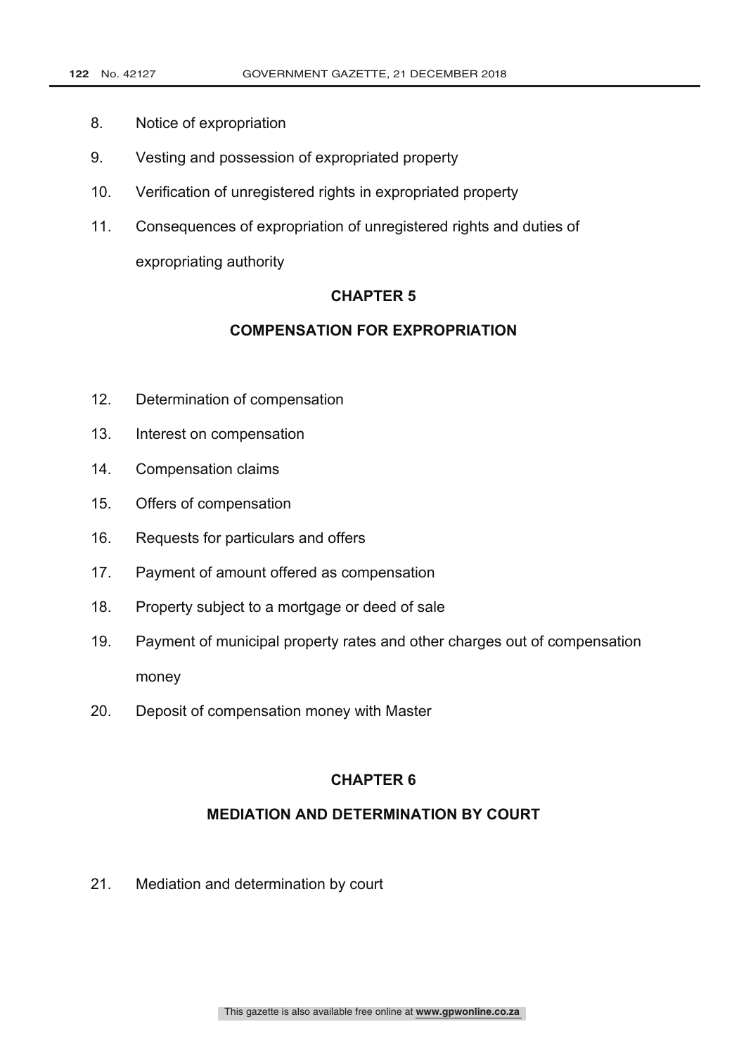8. Notice of expropriation

9. Vesting and possession of expropriated property

10. Verification of unregistered rights in expropriated property

11. Consequences of expropriation of unregistered rights and duties of expropriating authority

## CHAPTER 5

## COMPENSATION FOR EXPROPRIATION

12. Determination of compensation

13. Interest on compensation

14. Compensation claims

15. Offers of compensation

16. Requests for particulars and offers

17. Payment of amount offered as compensation

18. Property subject to a mortgage or deed of sale

19. Payment of municipal property rates and other charges out of compensation money

20. Deposit of compensation money with Master

## CHAPTER 6

## MEDIATION AND DETERMINATION BY COURT

21. Mediation and determination by court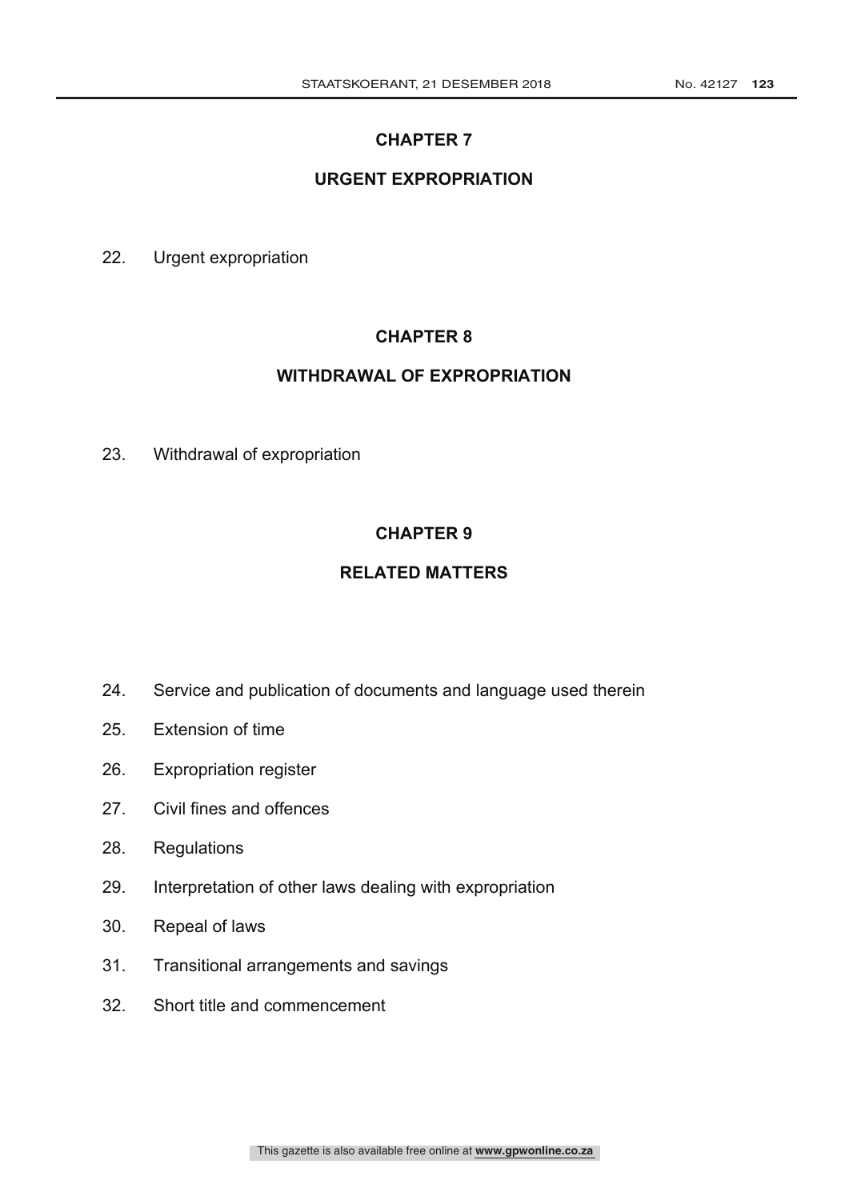## CHAPTER 7

## URGENT EXPROPRIATION

22. Urgent expropriation

## CHAPTER 8

## WITHDRAWAL OF EXPROPRIATION

23. Withdrawal of expropriation

## CHAPTER 9

## RELATED MATTERS

24. Service and publication of documents and language used therein
25. Extension of time
26. Expropriation register
27. Civil fines and offences
28. Regulations
29. Interpretation of other laws dealing with expropriation
30. Repeal of laws
31. Transitional arrangements and savings
32. Short title and commencement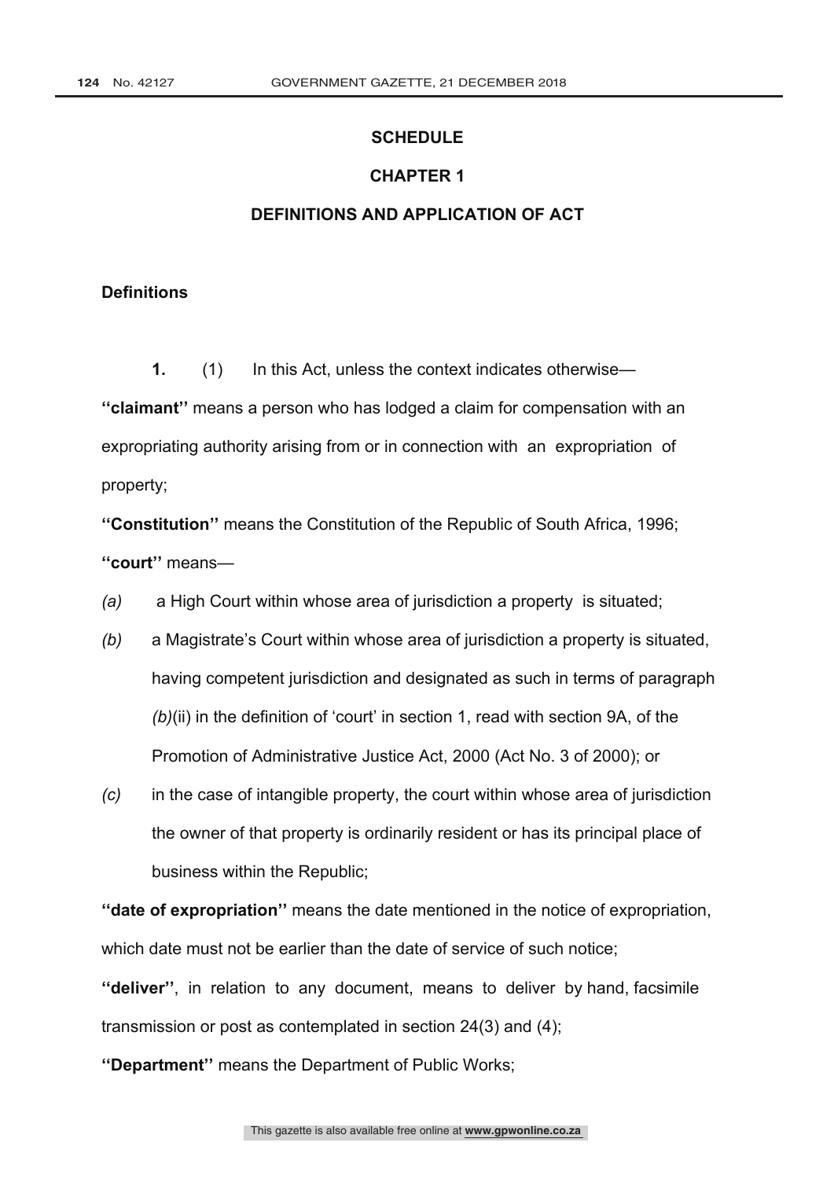## SCHEDULE

## CHAPTER 1

## DEFINITIONS AND APPLICATION OF ACT

### Definitions

**1.** (1) In this Act, unless the context indicates otherwise—

**''claimant''** means a person who has lodged a claim for compensation with an expropriating authority arising from or in connection with an expropriation of property;

**''Constitution''** means the Constitution of the Republic of South Africa, 1996;

**''court''** means—

*(a)* a High Court within whose area of jurisdiction a property is situated;

*(b)* a Magistrate's Court within whose area of jurisdiction a property is situated, having competent jurisdiction and designated as such in terms of paragraph *(b)*(ii) in the definition of 'court' in section 1, read with section 9A, of the Promotion of Administrative Justice Act, 2000 (Act No. 3 of 2000); or

*(c)* in the case of intangible property, the court within whose area of jurisdiction the owner of that property is ordinarily resident or has its principal place of business within the Republic;

**''date of expropriation''** means the date mentioned in the notice of expropriation, which date must not be earlier than the date of service of such notice;

**''deliver''**, in relation to any document, means to deliver by hand, facsimile transmission or post as contemplated in section 24(3) and (4);

**''Department''** means the Department of Public Works;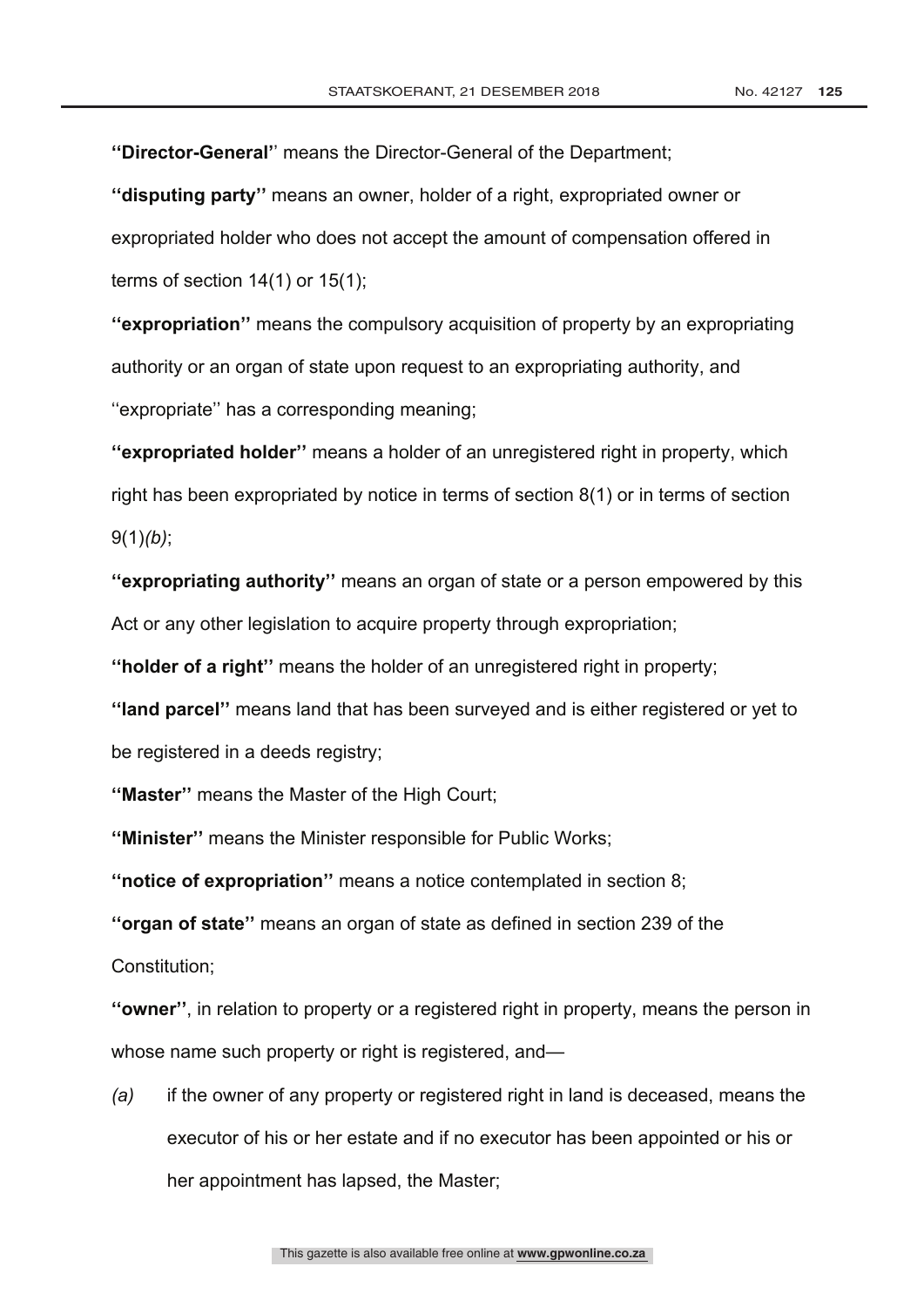**''Director-General''** means the Director-General of the Department;

**''disputing party''** means an owner, holder of a right, expropriated owner or expropriated holder who does not accept the amount of compensation offered in terms of section 14(1) or 15(1);

**''expropriation''** means the compulsory acquisition of property by an expropriating authority or an organ of state upon request to an expropriating authority, and ''expropriate'' has a corresponding meaning;

**''expropriated holder''** means a holder of an unregistered right in property, which right has been expropriated by notice in terms of section 8(1) or in terms of section 9(1)*(b)*;

**''expropriating authority''** means an organ of state or a person empowered by this Act or any other legislation to acquire property through expropriation;

**''holder of a right''** means the holder of an unregistered right in property;

**''land parcel''** means land that has been surveyed and is either registered or yet to be registered in a deeds registry;

**''Master''** means the Master of the High Court;

**''Minister''** means the Minister responsible for Public Works;

**''notice of expropriation''** means a notice contemplated in section 8;

**''organ of state''** means an organ of state as defined in section 239 of the Constitution;

**''owner''**, in relation to property or a registered right in property, means the person in whose name such property or right is registered, and—

*(a)* if the owner of any property or registered right in land is deceased, means the executor of his or her estate and if no executor has been appointed or his or her appointment has lapsed, the Master;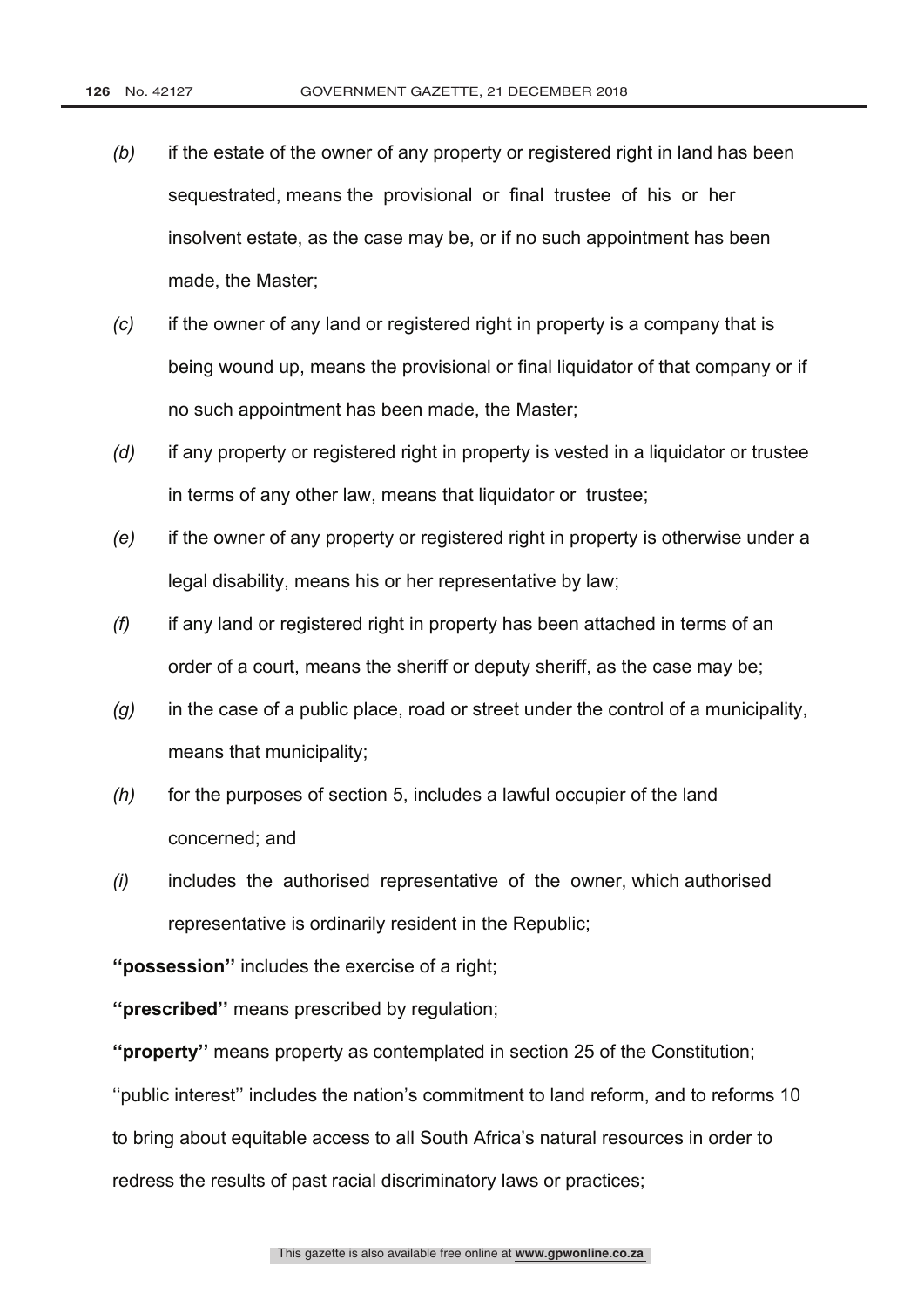*(b)* if the estate of the owner of any property or registered right in land has been sequestrated, means the provisional or final trustee of his or her insolvent estate, as the case may be, or if no such appointment has been made, the Master;

*(c)* if the owner of any land or registered right in property is a company that is being wound up, means the provisional or final liquidator of that company or if no such appointment has been made, the Master;

*(d)* if any property or registered right in property is vested in a liquidator or trustee in terms of any other law, means that liquidator or trustee;

*(e)* if the owner of any property or registered right in property is otherwise under a legal disability, means his or her representative by law;

*(f)* if any land or registered right in property has been attached in terms of an order of a court, means the sheriff or deputy sheriff, as the case may be;

*(g)* in the case of a public place, road or street under the control of a municipality, means that municipality;

*(h)* for the purposes of section 5, includes a lawful occupier of the land concerned; and

*(i)* includes the authorised representative of the owner, which authorised representative is ordinarily resident in the Republic;

**''possession''** includes the exercise of a right;

**''prescribed''** means prescribed by regulation;

**''property''** means property as contemplated in section 25 of the Constitution;

''public interest'' includes the nation's commitment to land reform, and to reforms 10 to bring about equitable access to all South Africa's natural resources in order to redress the results of past racial discriminatory laws or practices;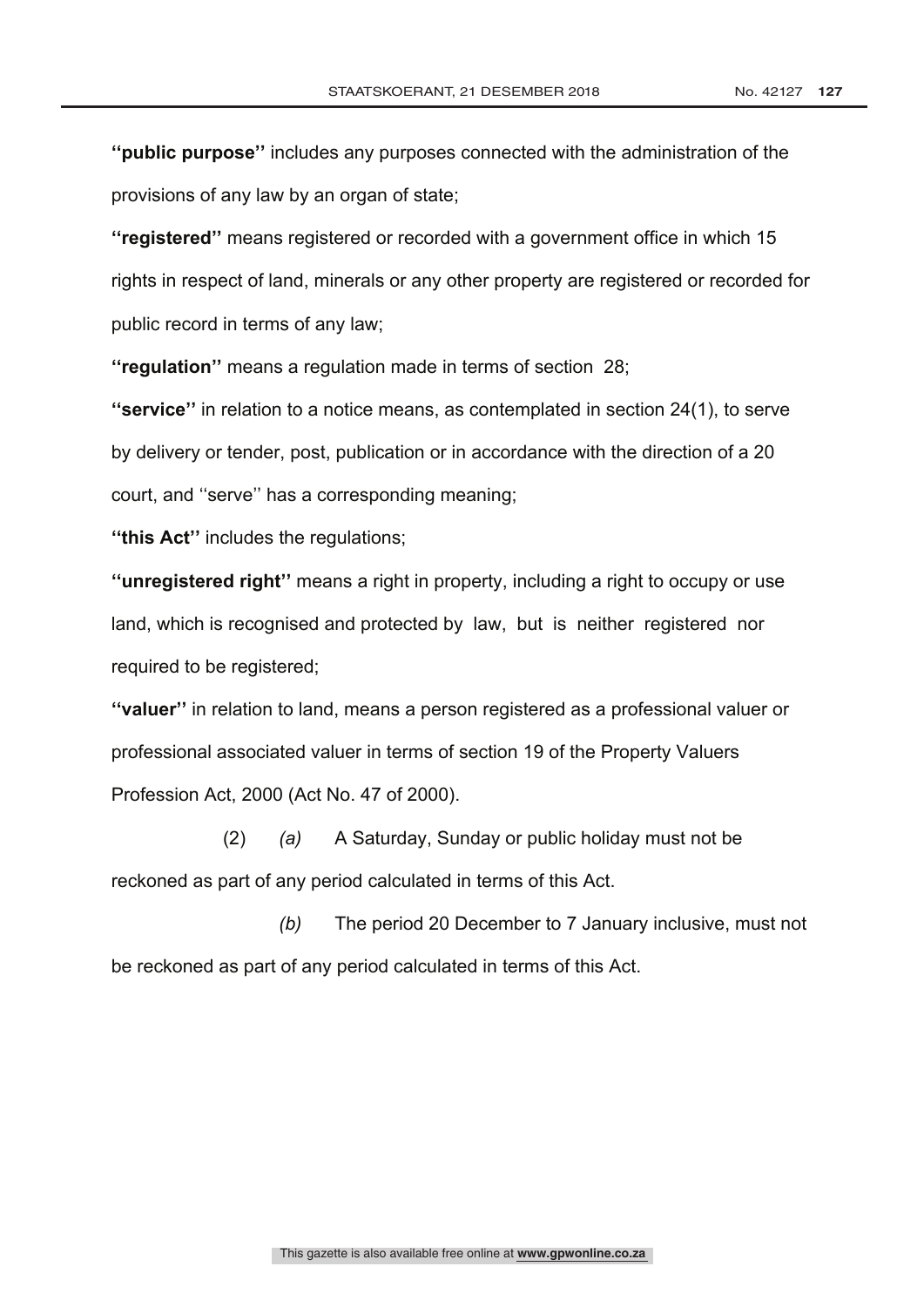**''public purpose''** includes any purposes connected with the administration of the provisions of any law by an organ of state;

**''registered''** means registered or recorded with a government office in which rights in respect of land, minerals or any other property are registered or recorded for public record in terms of any law;

**''regulation''** means a regulation made in terms of section 28;

**''service''** in relation to a notice means, as contemplated in section 24(1), to serve by delivery or tender, post, publication or in accordance with the direction of a court, and ''serve'' has a corresponding meaning;

**''this Act''** includes the regulations;

**''unregistered right''** means a right in property, including a right to occupy or use land, which is recognised and protected by law, but is neither registered nor required to be registered;

**''valuer''** in relation to land, means a person registered as a professional valuer or professional associated valuer in terms of section 19 of the Property Valuers Profession Act, 2000 (Act No. 47 of 2000).

(2) *(a)* A Saturday, Sunday or public holiday must not be reckoned as part of any period calculated in terms of this Act.

*(b)* The period 20 December to 7 January inclusive, must not be reckoned as part of any period calculated in terms of this Act.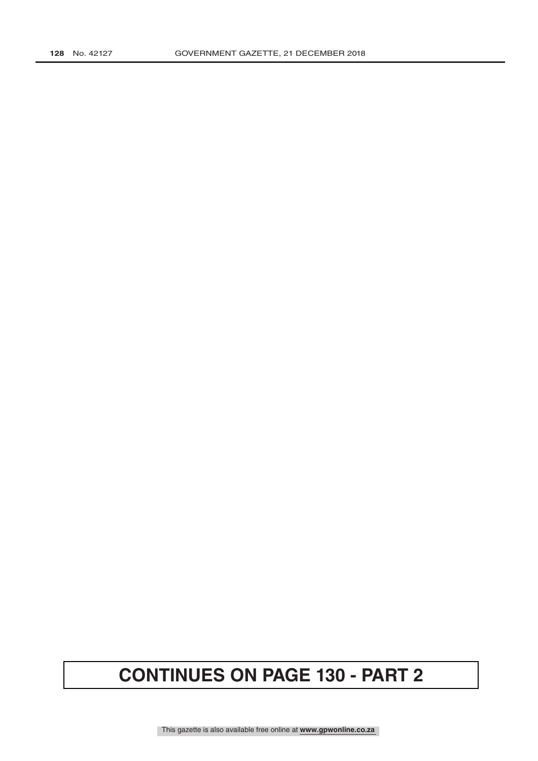**CONTINUES ON PAGE 130 - PART 2**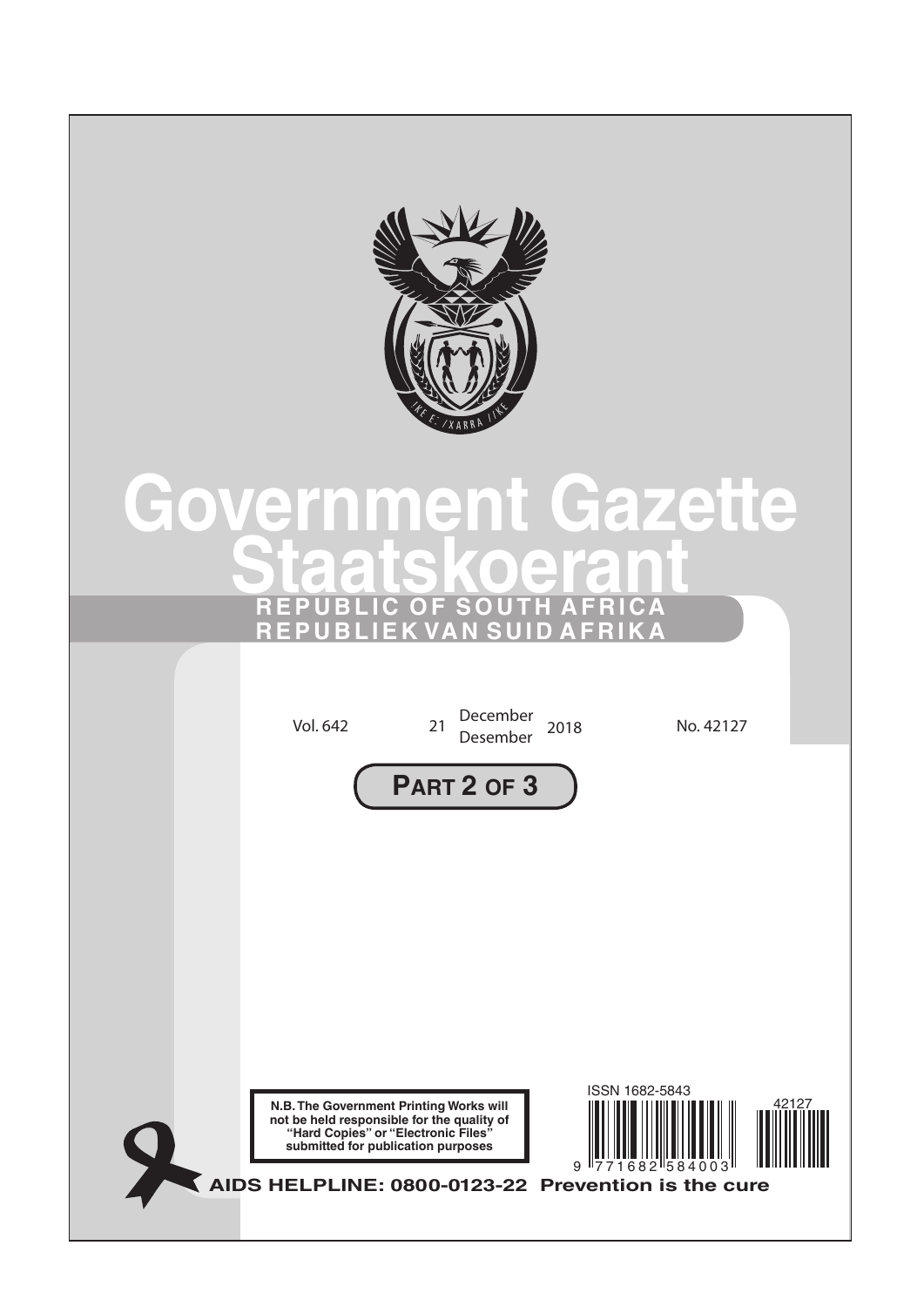# Government Gazette
# Staatskoerant

**REPUBLIC OF SOUTH AFRICA**
**REPUBLIEK VAN SUID AFRIKA**

Vol. 642 | 21 December / Desember 2018 | No. 42127

**PART 2 OF 3**

**N.B. The Government Printing Works will not be held responsible for the quality of "Hard Copies" or "Electronic Files" submitted for publication purposes**

ISSN 1682-5843

9 771682 584003

42127

**AIDS HELPLINE: 0800-0123-22 Prevention is the cure**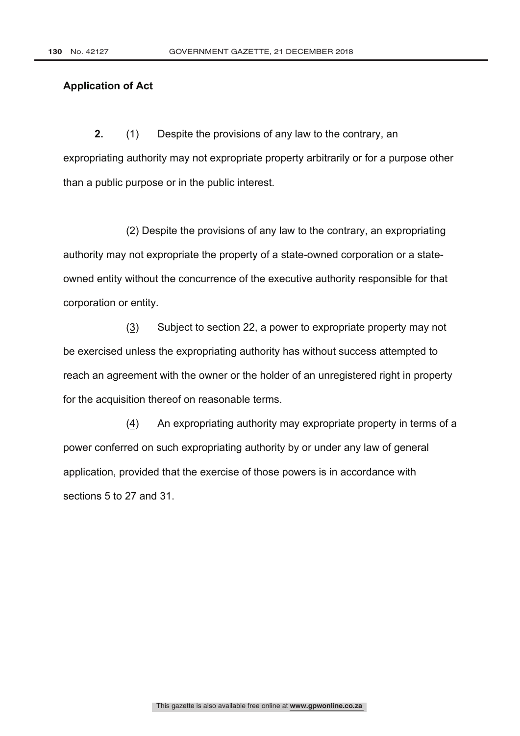## Application of Act

**2.** (1) Despite the provisions of any law to the contrary, an expropriating authority may not expropriate property arbitrarily or for a purpose other than a public purpose or in the public interest.

(2) Despite the provisions of any law to the contrary, an expropriating authority may not expropriate the property of a state-owned corporation or a state-owned entity without the concurrence of the executive authority responsible for that corporation or entity.

(3) Subject to section 22, a power to expropriate property may not be exercised unless the expropriating authority has without success attempted to reach an agreement with the owner or the holder of an unregistered right in property for the acquisition thereof on reasonable terms.

(4) An expropriating authority may expropriate property in terms of a power conferred on such expropriating authority by or under any law of general application, provided that the exercise of those powers is in accordance with sections 5 to 27 and 31.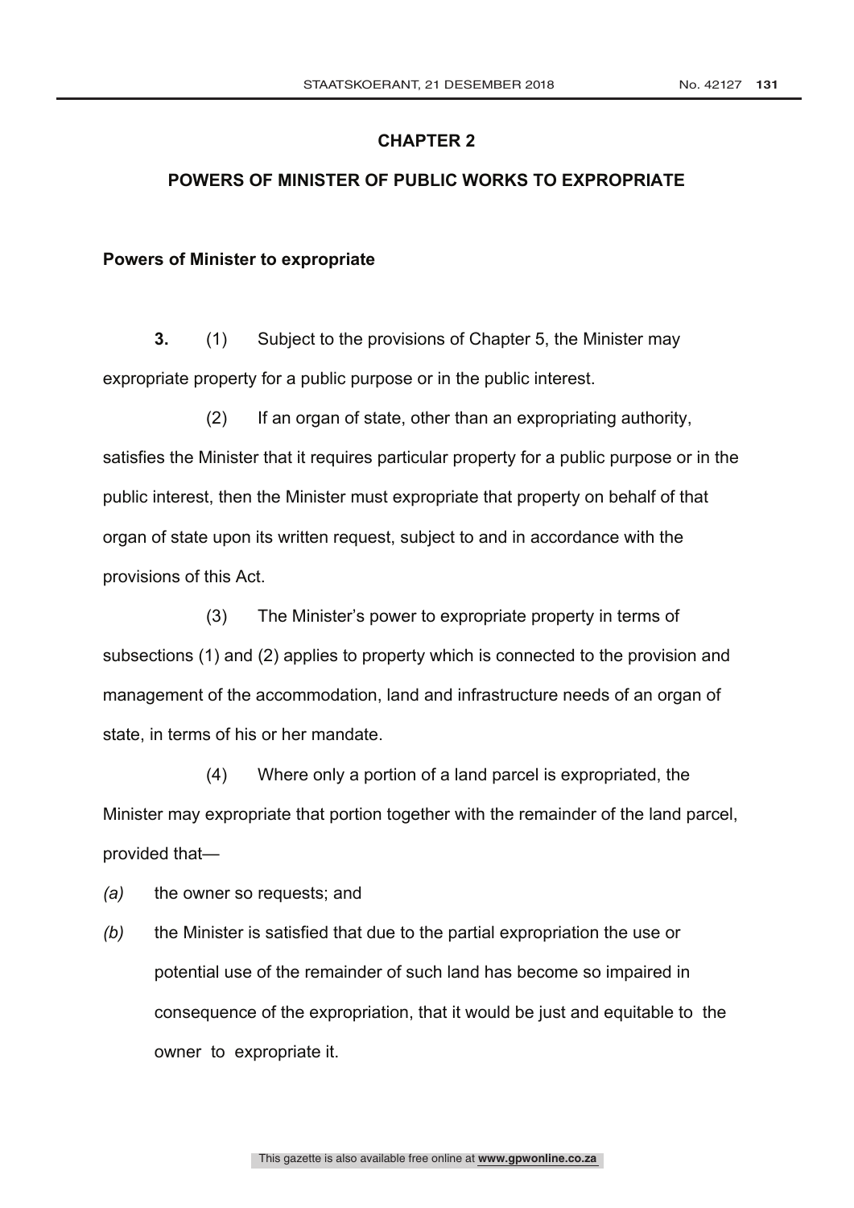## CHAPTER 2

## POWERS OF MINISTER OF PUBLIC WORKS TO EXPROPRIATE

### Powers of Minister to expropriate

**3.** (1) Subject to the provisions of Chapter 5, the Minister may expropriate property for a public purpose or in the public interest.

(2) If an organ of state, other than an expropriating authority, satisfies the Minister that it requires particular property for a public purpose or in the public interest, then the Minister must expropriate that property on behalf of that organ of state upon its written request, subject to and in accordance with the provisions of this Act.

(3) The Minister's power to expropriate property in terms of subsections (1) and (2) applies to property which is connected to the provision and management of the accommodation, land and infrastructure needs of an organ of state, in terms of his or her mandate.

(4) Where only a portion of a land parcel is expropriated, the Minister may expropriate that portion together with the remainder of the land parcel, provided that—

*(a)* the owner so requests; and

*(b)* the Minister is satisfied that due to the partial expropriation the use or potential use of the remainder of such land has become so impaired in consequence of the expropriation, that it would be just and equitable to the owner to expropriate it.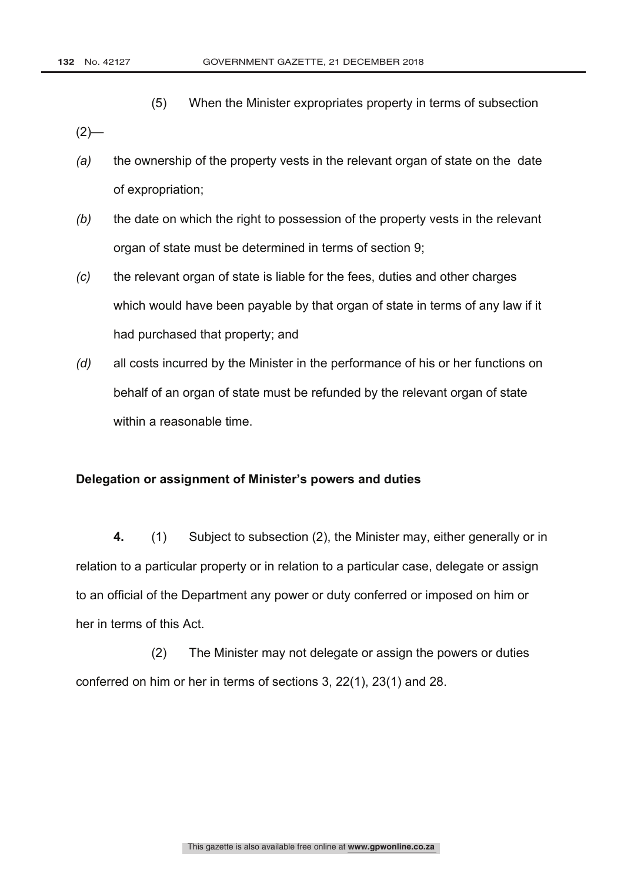(5) When the Minister expropriates property in terms of subsection (2)—

*(a)* the ownership of the property vests in the relevant organ of state on the date of expropriation;

*(b)* the date on which the right to possession of the property vests in the relevant organ of state must be determined in terms of section 9;

*(c)* the relevant organ of state is liable for the fees, duties and other charges which would have been payable by that organ of state in terms of any law if it had purchased that property; and

*(d)* all costs incurred by the Minister in the performance of his or her functions on behalf of an organ of state must be refunded by the relevant organ of state within a reasonable time.

**Delegation or assignment of Minister's powers and duties**

**4.** (1) Subject to subsection (2), the Minister may, either generally or in relation to a particular property or in relation to a particular case, delegate or assign to an official of the Department any power or duty conferred or imposed on him or her in terms of this Act.

(2) The Minister may not delegate or assign the powers or duties conferred on him or her in terms of sections 3, 22(1), 23(1) and 28.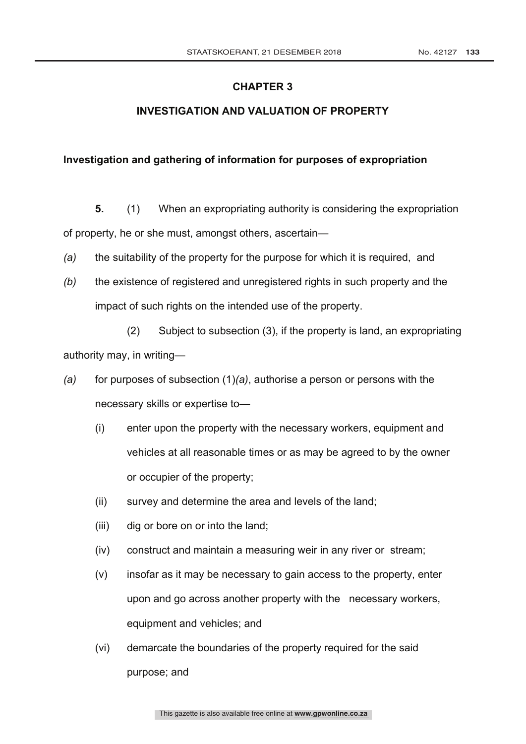## CHAPTER 3

## INVESTIGATION AND VALUATION OF PROPERTY

**Investigation and gathering of information for purposes of expropriation**

**5.** (1) When an expropriating authority is considering the expropriation of property, he or she must, amongst others, ascertain—

*(a)* the suitability of the property for the purpose for which it is required, and

*(b)* the existence of registered and unregistered rights in such property and the impact of such rights on the intended use of the property.

(2) Subject to subsection (3), if the property is land, an expropriating authority may, in writing—

*(a)* for purposes of subsection (1)*(a)*, authorise a person or persons with the necessary skills or expertise to—

(i) enter upon the property with the necessary workers, equipment and vehicles at all reasonable times or as may be agreed to by the owner or occupier of the property;

(ii) survey and determine the area and levels of the land;

(iii) dig or bore on or into the land;

(iv) construct and maintain a measuring weir in any river or stream;

(v) insofar as it may be necessary to gain access to the property, enter upon and go across another property with the necessary workers, equipment and vehicles; and

(vi) demarcate the boundaries of the property required for the said purpose; and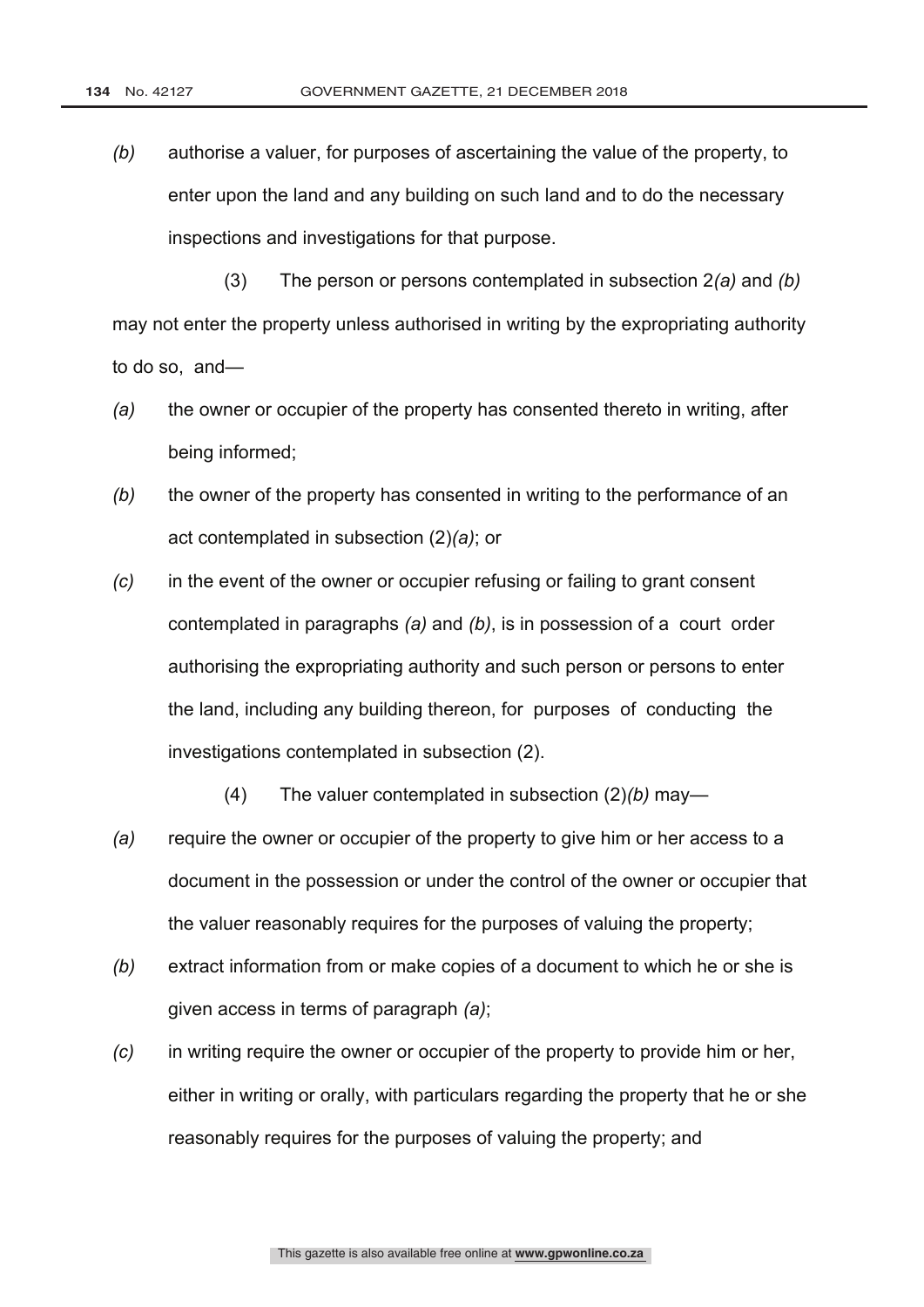*(b)* authorise a valuer, for purposes of ascertaining the value of the property, to enter upon the land and any building on such land and to do the necessary inspections and investigations for that purpose.

(3) The person or persons contemplated in subsection 2*(a)* and *(b)* may not enter the property unless authorised in writing by the expropriating authority to do so, and—

*(a)* the owner or occupier of the property has consented thereto in writing, after being informed;

*(b)* the owner of the property has consented in writing to the performance of an act contemplated in subsection (2)*(a)*; or

*(c)* in the event of the owner or occupier refusing or failing to grant consent contemplated in paragraphs *(a)* and *(b)*, is in possession of a court order authorising the expropriating authority and such person or persons to enter the land, including any building thereon, for purposes of conducting the investigations contemplated in subsection (2).

(4) The valuer contemplated in subsection (2)*(b)* may—

*(a)* require the owner or occupier of the property to give him or her access to a document in the possession or under the control of the owner or occupier that the valuer reasonably requires for the purposes of valuing the property;

*(b)* extract information from or make copies of a document to which he or she is given access in terms of paragraph *(a)*;

*(c)* in writing require the owner or occupier of the property to provide him or her, either in writing or orally, with particulars regarding the property that he or she reasonably requires for the purposes of valuing the property; and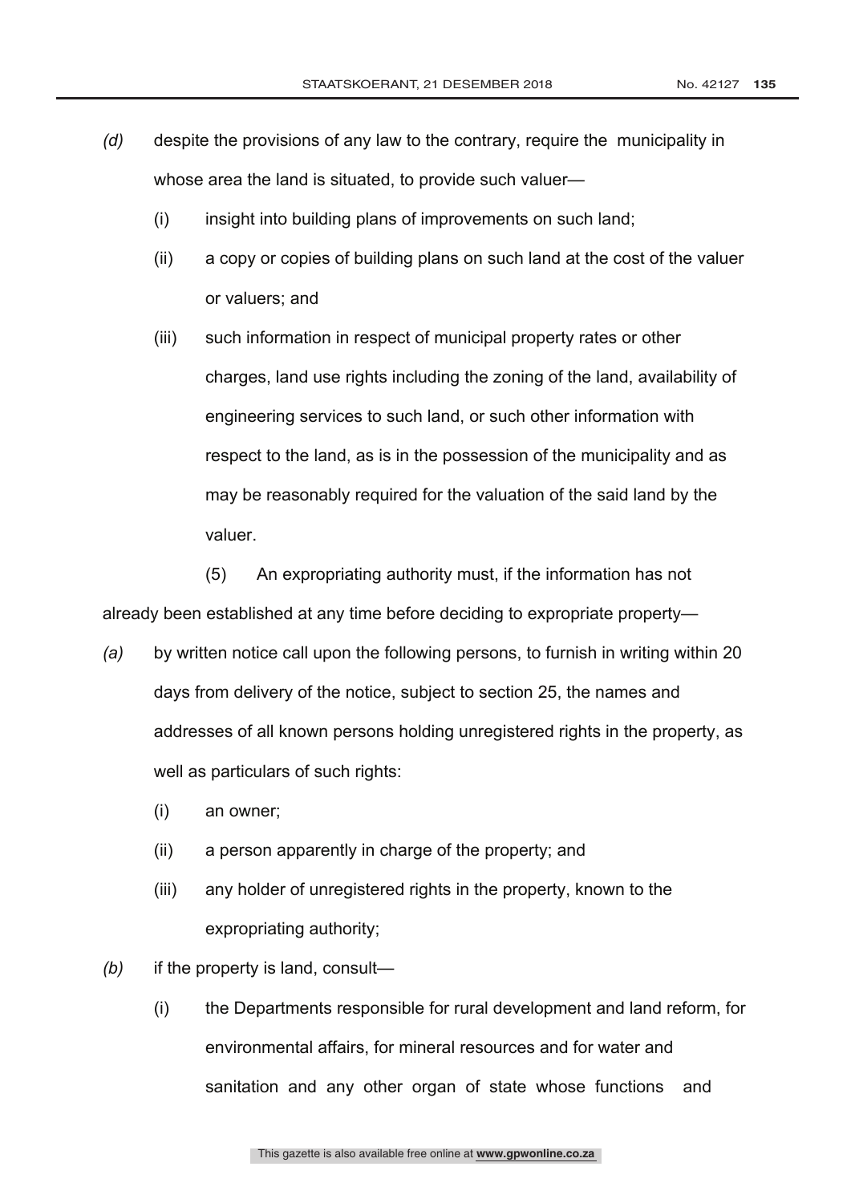*(d)* despite the provisions of any law to the contrary, require the municipality in whose area the land is situated, to provide such valuer—

(i) insight into building plans of improvements on such land;

(ii) a copy or copies of building plans on such land at the cost of the valuer or valuers; and

(iii) such information in respect of municipal property rates or other charges, land use rights including the zoning of the land, availability of engineering services to such land, or such other information with respect to the land, as is in the possession of the municipality and as may be reasonably required for the valuation of the said land by the valuer.

(5) An expropriating authority must, if the information has not already been established at any time before deciding to expropriate property—

*(a)* by written notice call upon the following persons, to furnish in writing within 20 days from delivery of the notice, subject to section 25, the names and addresses of all known persons holding unregistered rights in the property, as well as particulars of such rights:

(i) an owner;

(ii) a person apparently in charge of the property; and

(iii) any holder of unregistered rights in the property, known to the expropriating authority;

*(b)* if the property is land, consult—

(i) the Departments responsible for rural development and land reform, for environmental affairs, for mineral resources and for water and sanitation and any other organ of state whose functions and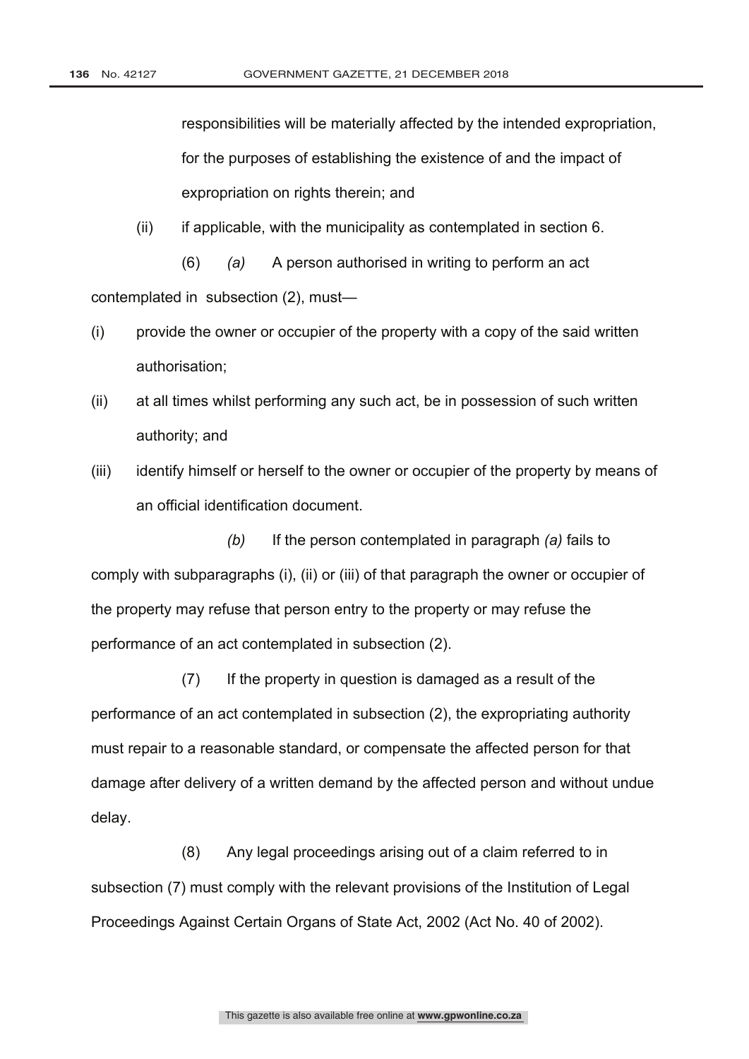responsibilities will be materially affected by the intended expropriation, for the purposes of establishing the existence of and the impact of expropriation on rights therein; and

(ii) if applicable, with the municipality as contemplated in section 6.

(6) *(a)* A person authorised in writing to perform an act contemplated in subsection (2), must—

(i) provide the owner or occupier of the property with a copy of the said written authorisation;

(ii) at all times whilst performing any such act, be in possession of such written authority; and

(iii) identify himself or herself to the owner or occupier of the property by means of an official identification document.

*(b)* If the person contemplated in paragraph *(a)* fails to comply with subparagraphs (i), (ii) or (iii) of that paragraph the owner or occupier of the property may refuse that person entry to the property or may refuse the performance of an act contemplated in subsection (2).

(7) If the property in question is damaged as a result of the performance of an act contemplated in subsection (2), the expropriating authority must repair to a reasonable standard, or compensate the affected person for that damage after delivery of a written demand by the affected person and without undue delay.

(8) Any legal proceedings arising out of a claim referred to in subsection (7) must comply with the relevant provisions of the Institution of Legal Proceedings Against Certain Organs of State Act, 2002 (Act No. 40 of 2002).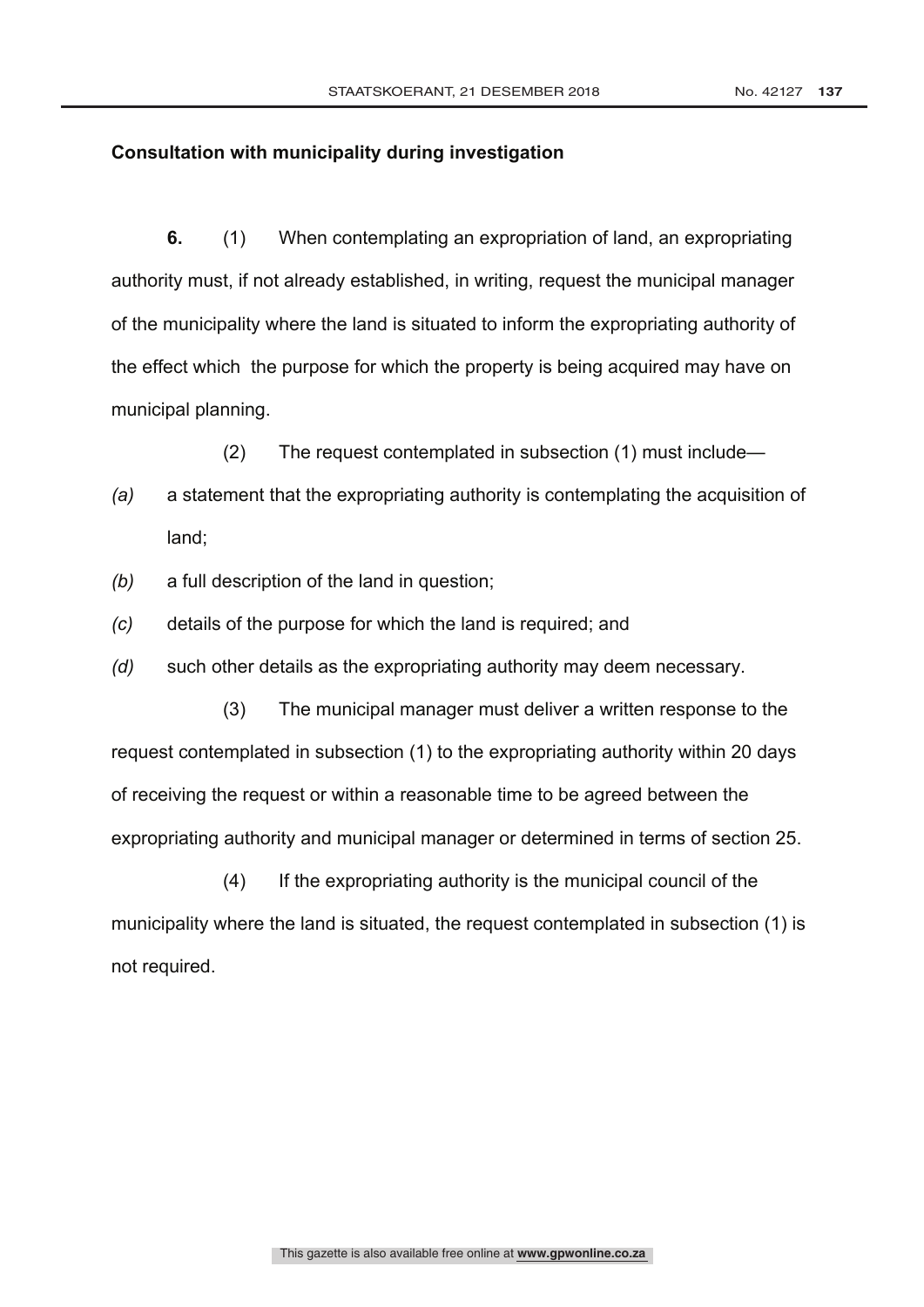**Consultation with municipality during investigation**

**6.** (1) When contemplating an expropriation of land, an expropriating authority must, if not already established, in writing, request the municipal manager of the municipality where the land is situated to inform the expropriating authority of the effect which the purpose for which the property is being acquired may have on municipal planning.

(2) The request contemplated in subsection (1) must include—

*(a)* a statement that the expropriating authority is contemplating the acquisition of land;

*(b)* a full description of the land in question;

*(c)* details of the purpose for which the land is required; and

*(d)* such other details as the expropriating authority may deem necessary.

(3) The municipal manager must deliver a written response to the request contemplated in subsection (1) to the expropriating authority within 20 days of receiving the request or within a reasonable time to be agreed between the expropriating authority and municipal manager or determined in terms of section 25.

(4) If the expropriating authority is the municipal council of the municipality where the land is situated, the request contemplated in subsection (1) is not required.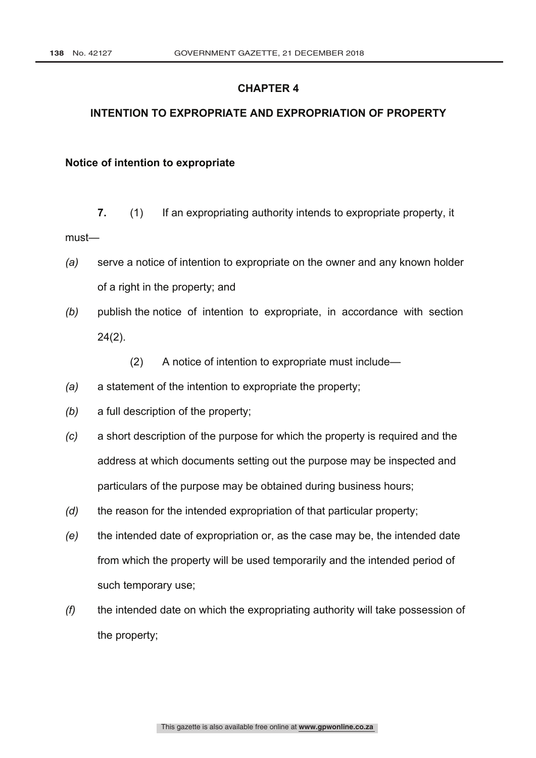## CHAPTER 4

## INTENTION TO EXPROPRIATE AND EXPROPRIATION OF PROPERTY

### Notice of intention to expropriate

**7.** (1) If an expropriating authority intends to expropriate property, it must—

*(a)* serve a notice of intention to expropriate on the owner and any known holder of a right in the property; and

*(b)* publish the notice of intention to expropriate, in accordance with section 24(2).

(2) A notice of intention to expropriate must include—

*(a)* a statement of the intention to expropriate the property;

*(b)* a full description of the property;

*(c)* a short description of the purpose for which the property is required and the address at which documents setting out the purpose may be inspected and particulars of the purpose may be obtained during business hours;

*(d)* the reason for the intended expropriation of that particular property;

*(e)* the intended date of expropriation or, as the case may be, the intended date from which the property will be used temporarily and the intended period of such temporary use;

*(f)* the intended date on which the expropriating authority will take possession of the property;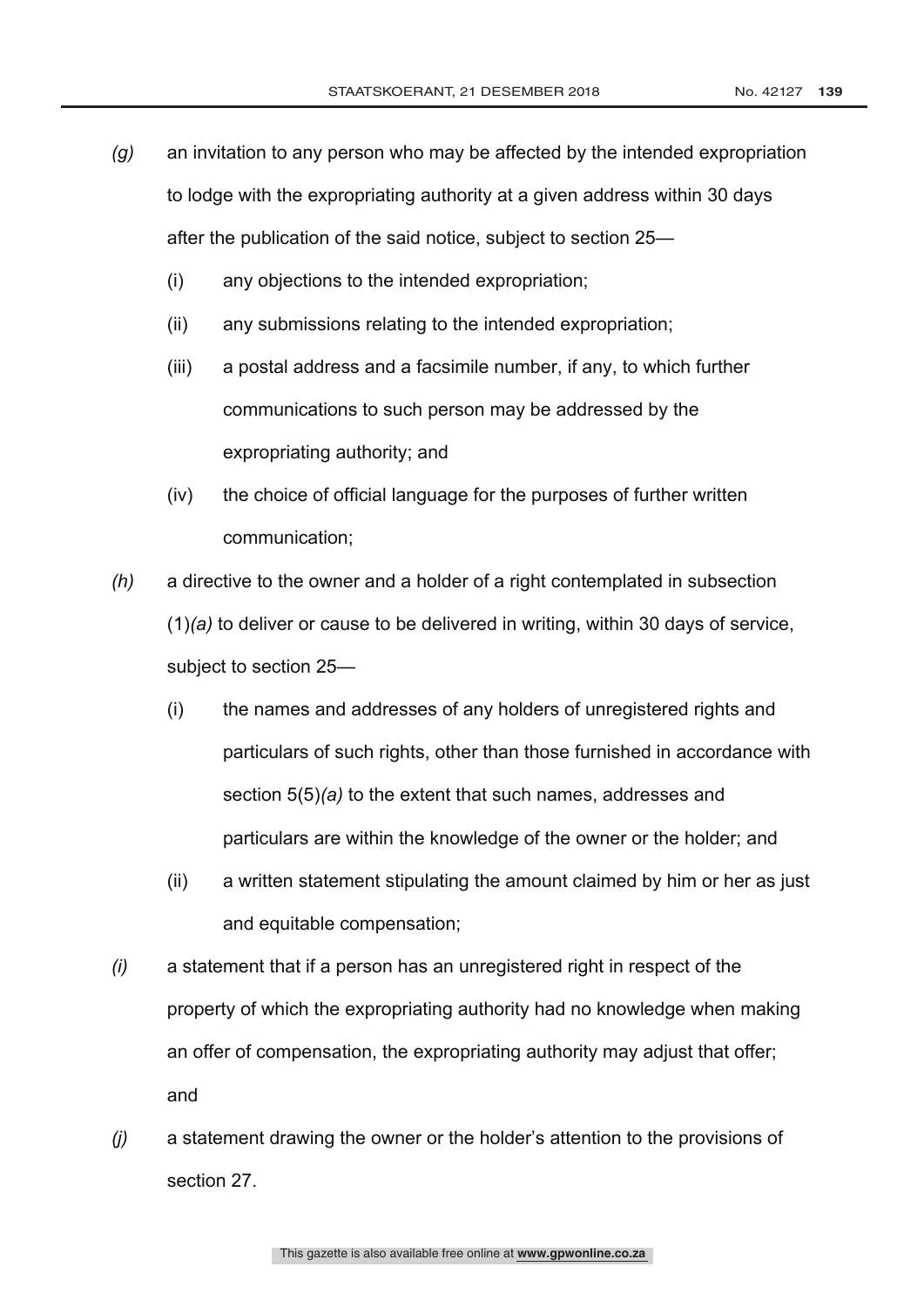*(g)* an invitation to any person who may be affected by the intended expropriation to lodge with the expropriating authority at a given address within 30 days after the publication of the said notice, subject to section 25—

- (i) any objections to the intended expropriation;
- (ii) any submissions relating to the intended expropriation;
- (iii) a postal address and a facsimile number, if any, to which further communications to such person may be addressed by the expropriating authority; and
- (iv) the choice of official language for the purposes of further written communication;

*(h)* a directive to the owner and a holder of a right contemplated in subsection (1)*(a)* to deliver or cause to be delivered in writing, within 30 days of service, subject to section 25—

- (i) the names and addresses of any holders of unregistered rights and particulars of such rights, other than those furnished in accordance with section 5(5)*(a)* to the extent that such names, addresses and particulars are within the knowledge of the owner or the holder; and
- (ii) a written statement stipulating the amount claimed by him or her as just and equitable compensation;

*(i)* a statement that if a person has an unregistered right in respect of the property of which the expropriating authority had no knowledge when making an offer of compensation, the expropriating authority may adjust that offer; and

*(j)* a statement drawing the owner or the holder's attention to the provisions of section 27.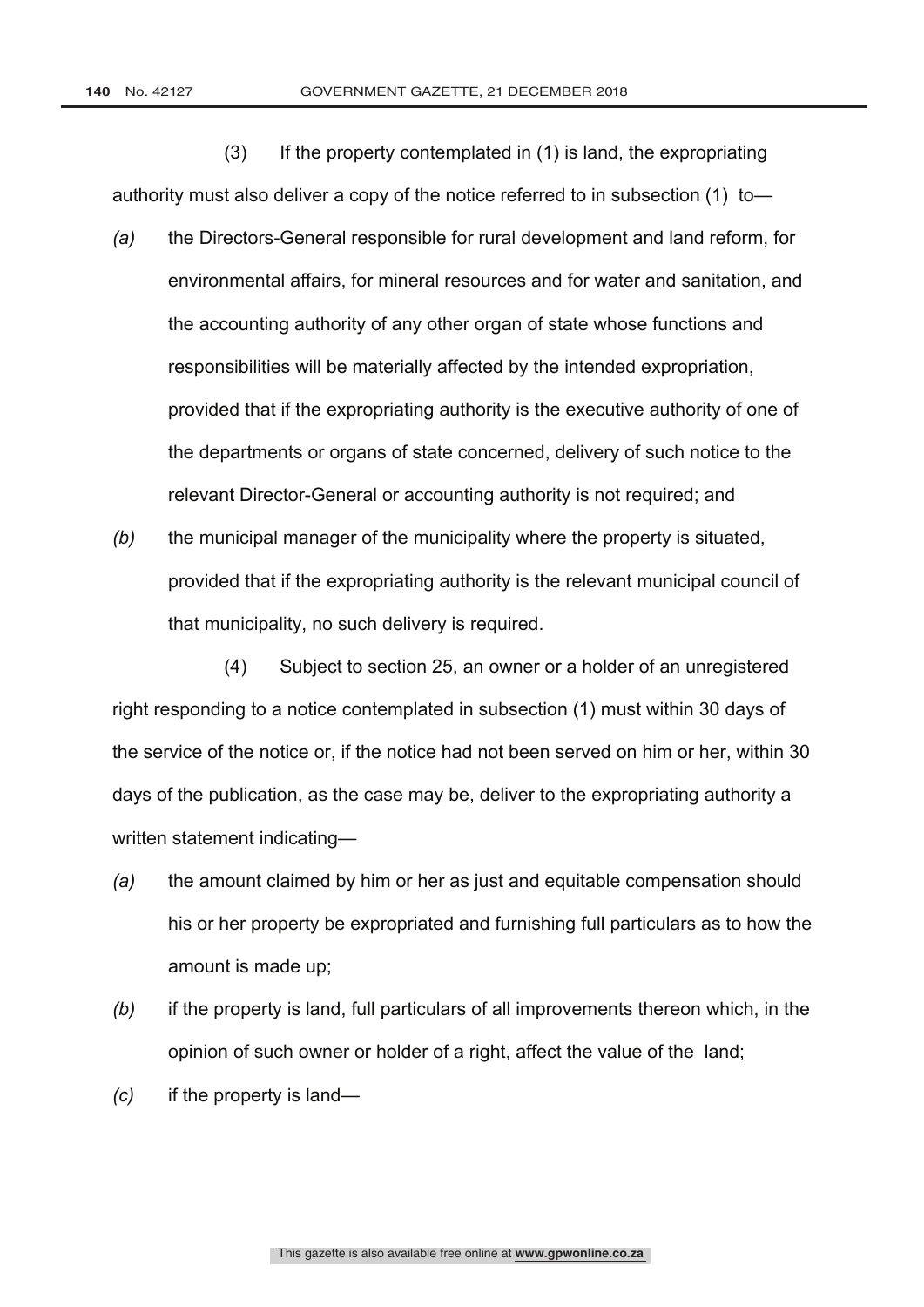(3) If the property contemplated in (1) is land, the expropriating authority must also deliver a copy of the notice referred to in subsection (1) to—

*(a)* the Directors-General responsible for rural development and land reform, for environmental affairs, for mineral resources and for water and sanitation, and the accounting authority of any other organ of state whose functions and responsibilities will be materially affected by the intended expropriation, provided that if the expropriating authority is the executive authority of one of the departments or organs of state concerned, delivery of such notice to the relevant Director-General or accounting authority is not required; and

*(b)* the municipal manager of the municipality where the property is situated, provided that if the expropriating authority is the relevant municipal council of that municipality, no such delivery is required.

(4) Subject to section 25, an owner or a holder of an unregistered right responding to a notice contemplated in subsection (1) must within 30 days of the service of the notice or, if the notice had not been served on him or her, within 30 days of the publication, as the case may be, deliver to the expropriating authority a written statement indicating—

*(a)* the amount claimed by him or her as just and equitable compensation should his or her property be expropriated and furnishing full particulars as to how the amount is made up;

*(b)* if the property is land, full particulars of all improvements thereon which, in the opinion of such owner or holder of a right, affect the value of the land;

*(c)* if the property is land—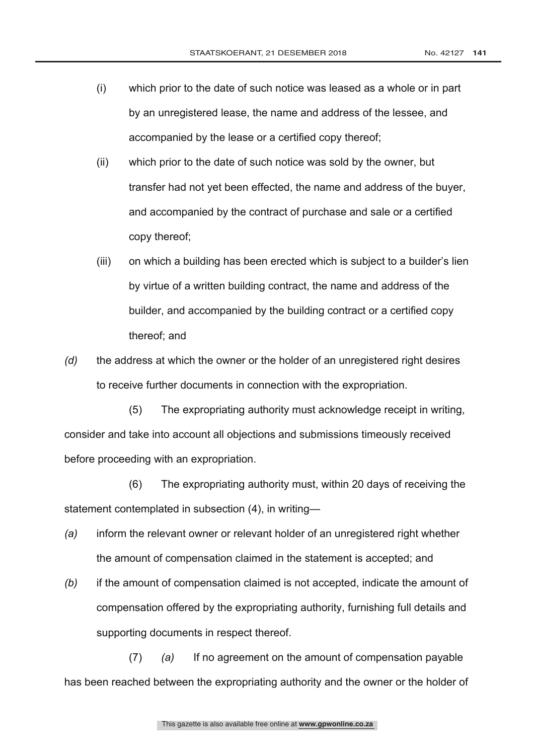(i) which prior to the date of such notice was leased as a whole or in part by an unregistered lease, the name and address of the lessee, and accompanied by the lease or a certified copy thereof;

(ii) which prior to the date of such notice was sold by the owner, but transfer had not yet been effected, the name and address of the buyer, and accompanied by the contract of purchase and sale or a certified copy thereof;

(iii) on which a building has been erected which is subject to a builder's lien by virtue of a written building contract, the name and address of the builder, and accompanied by the building contract or a certified copy thereof; and

*(d)* the address at which the owner or the holder of an unregistered right desires to receive further documents in connection with the expropriation.

(5) The expropriating authority must acknowledge receipt in writing, consider and take into account all objections and submissions timeously received before proceeding with an expropriation.

(6) The expropriating authority must, within 20 days of receiving the statement contemplated in subsection (4), in writing—

*(a)* inform the relevant owner or relevant holder of an unregistered right whether the amount of compensation claimed in the statement is accepted; and

*(b)* if the amount of compensation claimed is not accepted, indicate the amount of compensation offered by the expropriating authority, furnishing full details and supporting documents in respect thereof.

(7) *(a)* If no agreement on the amount of compensation payable has been reached between the expropriating authority and the owner or the holder of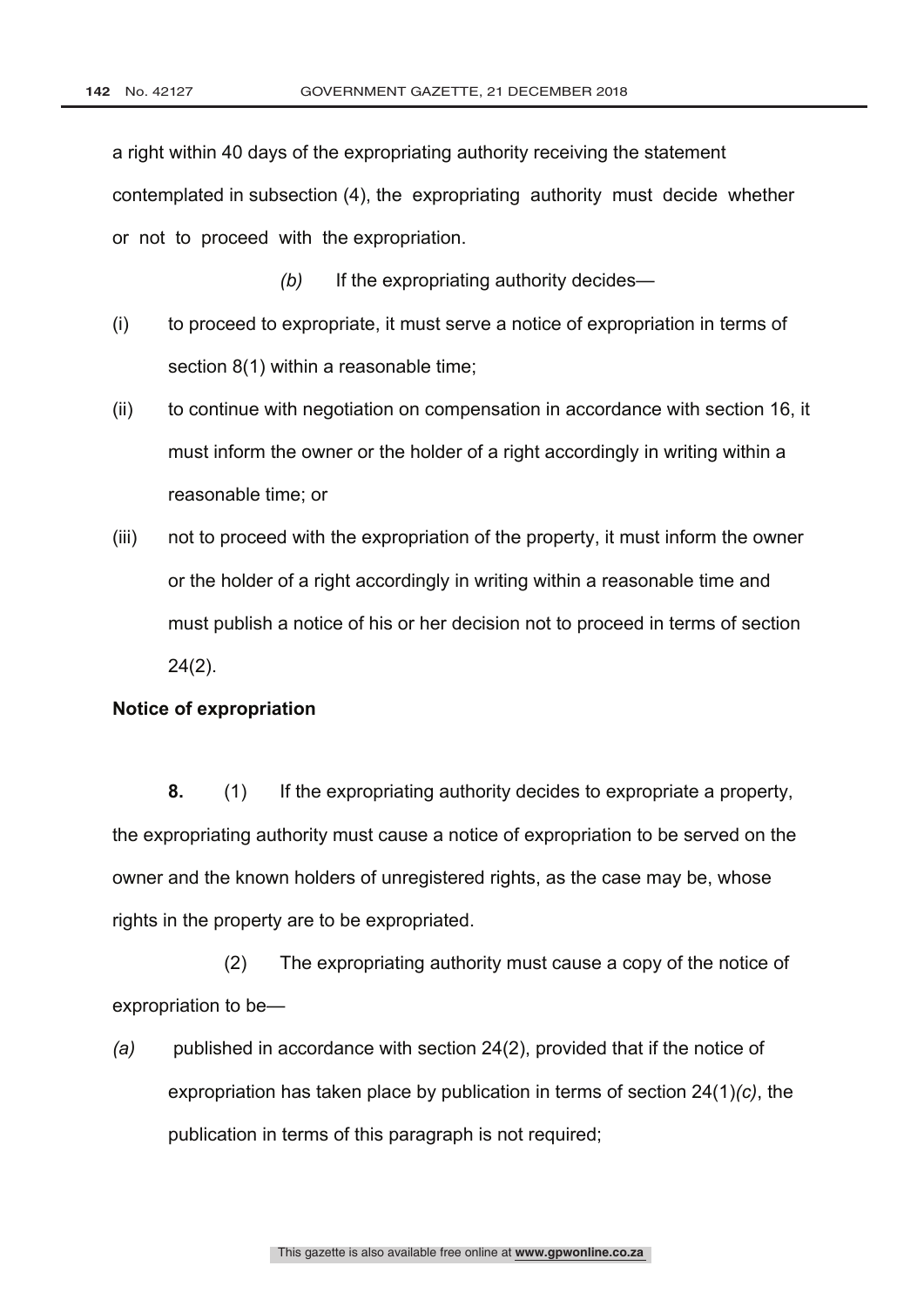a right within 40 days of the expropriating authority receiving the statement contemplated in subsection (4), the expropriating authority must decide whether or not to proceed with the expropriation.

*(b)* If the expropriating authority decides—

(i) to proceed to expropriate, it must serve a notice of expropriation in terms of section 8(1) within a reasonable time;

(ii) to continue with negotiation on compensation in accordance with section 16, it must inform the owner or the holder of a right accordingly in writing within a reasonable time; or

(iii) not to proceed with the expropriation of the property, it must inform the owner or the holder of a right accordingly in writing within a reasonable time and must publish a notice of his or her decision not to proceed in terms of section 24(2).

**Notice of expropriation**

**8.** (1) If the expropriating authority decides to expropriate a property, the expropriating authority must cause a notice of expropriation to be served on the owner and the known holders of unregistered rights, as the case may be, whose rights in the property are to be expropriated.

(2) The expropriating authority must cause a copy of the notice of expropriation to be—

*(a)* published in accordance with section 24(2), provided that if the notice of expropriation has taken place by publication in terms of section 24(1)*(c)*, the publication in terms of this paragraph is not required;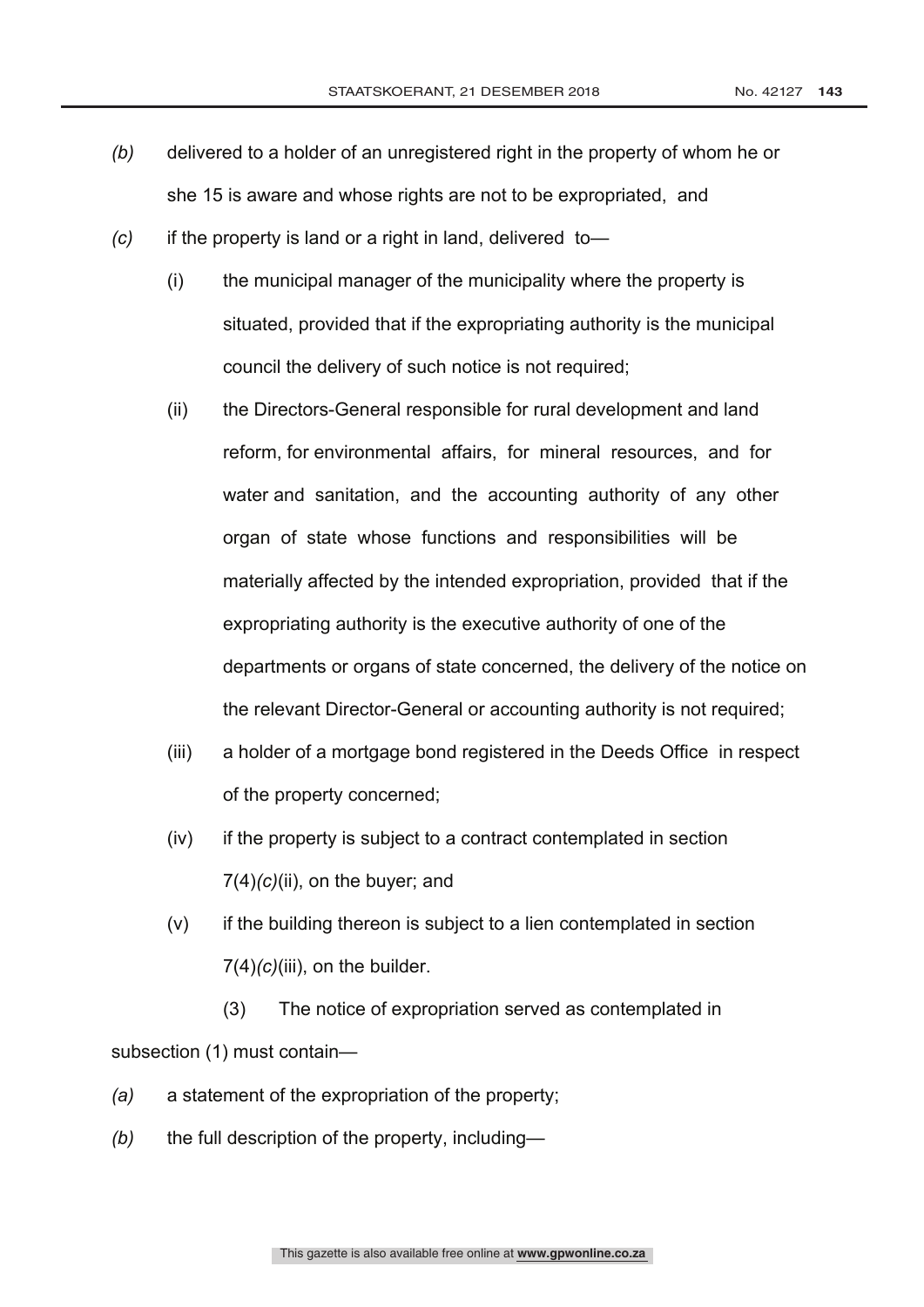*(b)* delivered to a holder of an unregistered right in the property of whom he or she 15 is aware and whose rights are not to be expropriated, and

*(c)* if the property is land or a right in land, delivered to—

(i) the municipal manager of the municipality where the property is situated, provided that if the expropriating authority is the municipal council the delivery of such notice is not required;

(ii) the Directors-General responsible for rural development and land reform, for environmental affairs, for mineral resources, and for water and sanitation, and the accounting authority of any other organ of state whose functions and responsibilities will be materially affected by the intended expropriation, provided that if the expropriating authority is the executive authority of one of the departments or organs of state concerned, the delivery of the notice on the relevant Director-General or accounting authority is not required;

(iii) a holder of a mortgage bond registered in the Deeds Office in respect of the property concerned;

(iv) if the property is subject to a contract contemplated in section 7(4)*(c)*(ii), on the buyer; and

(v) if the building thereon is subject to a lien contemplated in section 7(4)*(c)*(iii), on the builder.

(3) The notice of expropriation served as contemplated in subsection (1) must contain—

*(a)* a statement of the expropriation of the property;

*(b)* the full description of the property, including—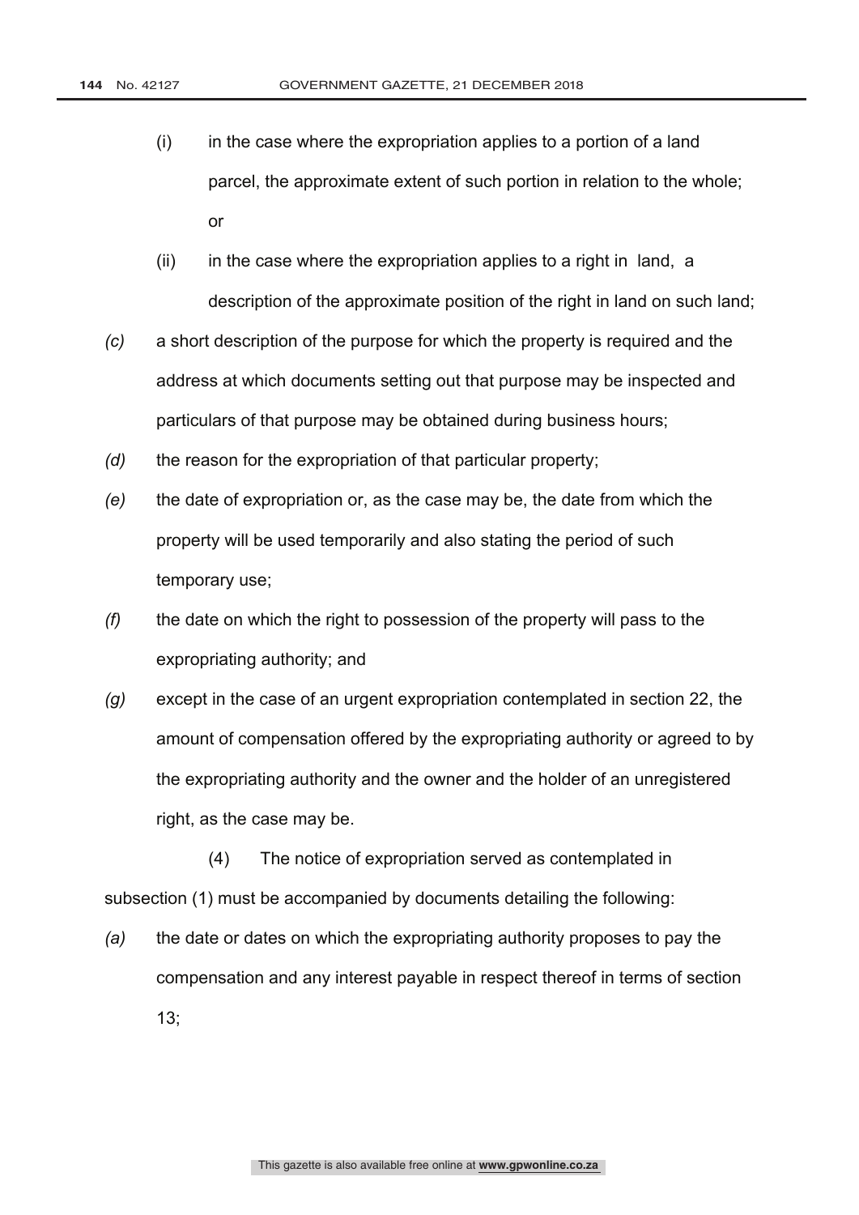(i) in the case where the expropriation applies to a portion of a land parcel, the approximate extent of such portion in relation to the whole; or

(ii) in the case where the expropriation applies to a right in land, a description of the approximate position of the right in land on such land;

*(c)* a short description of the purpose for which the property is required and the address at which documents setting out that purpose may be inspected and particulars of that purpose may be obtained during business hours;

*(d)* the reason for the expropriation of that particular property;

*(e)* the date of expropriation or, as the case may be, the date from which the property will be used temporarily and also stating the period of such temporary use;

*(f)* the date on which the right to possession of the property will pass to the expropriating authority; and

*(g)* except in the case of an urgent expropriation contemplated in section 22, the amount of compensation offered by the expropriating authority or agreed to by the expropriating authority and the owner and the holder of an unregistered right, as the case may be.

(4) The notice of expropriation served as contemplated in subsection (1) must be accompanied by documents detailing the following:

*(a)* the date or dates on which the expropriating authority proposes to pay the compensation and any interest payable in respect thereof in terms of section 13;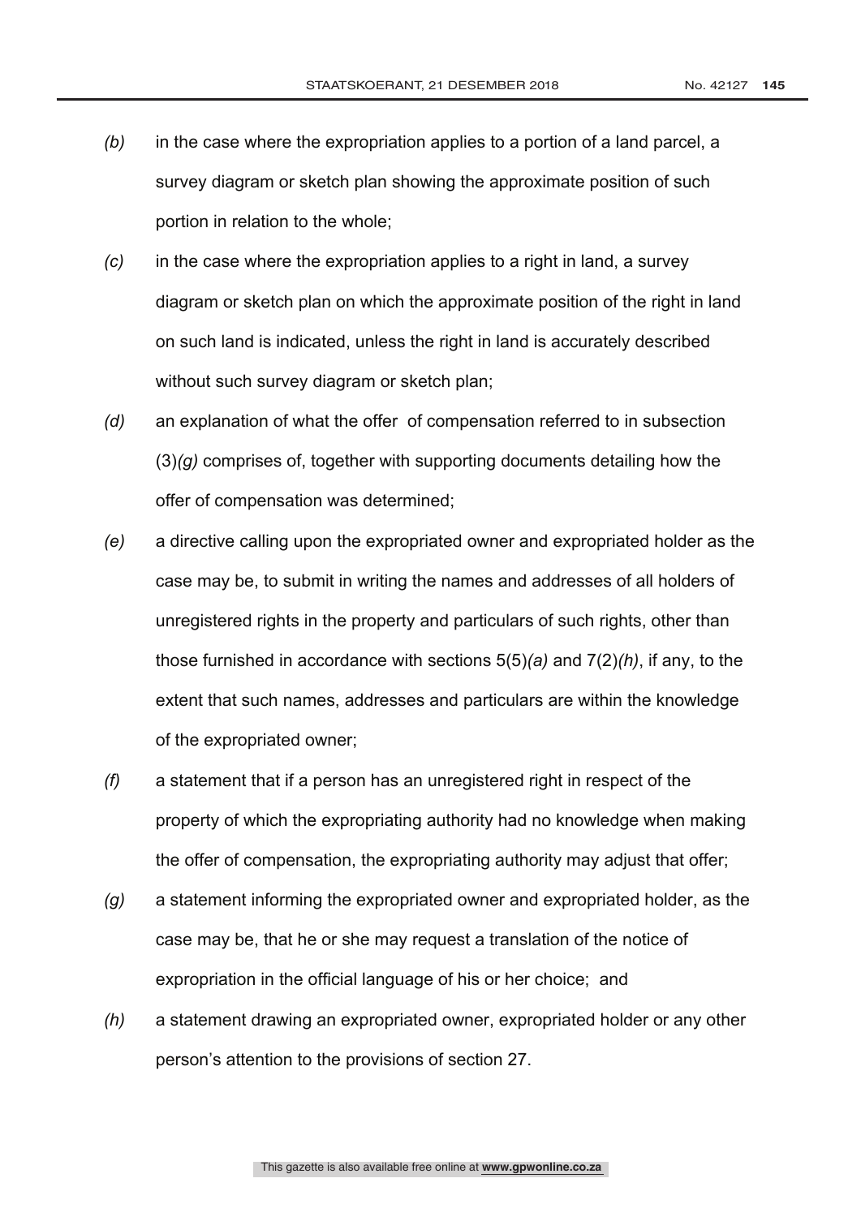*(b)* in the case where the expropriation applies to a portion of a land parcel, a survey diagram or sketch plan showing the approximate position of such portion in relation to the whole;

*(c)* in the case where the expropriation applies to a right in land, a survey diagram or sketch plan on which the approximate position of the right in land on such land is indicated, unless the right in land is accurately described without such survey diagram or sketch plan;

*(d)* an explanation of what the offer of compensation referred to in subsection (3)*(g)* comprises of, together with supporting documents detailing how the offer of compensation was determined;

*(e)* a directive calling upon the expropriated owner and expropriated holder as the case may be, to submit in writing the names and addresses of all holders of unregistered rights in the property and particulars of such rights, other than those furnished in accordance with sections 5(5)*(a)* and 7(2)*(h)*, if any, to the extent that such names, addresses and particulars are within the knowledge of the expropriated owner;

*(f)* a statement that if a person has an unregistered right in respect of the property of which the expropriating authority had no knowledge when making the offer of compensation, the expropriating authority may adjust that offer;

*(g)* a statement informing the expropriated owner and expropriated holder, as the case may be, that he or she may request a translation of the notice of expropriation in the official language of his or her choice; and

*(h)* a statement drawing an expropriated owner, expropriated holder or any other person's attention to the provisions of section 27.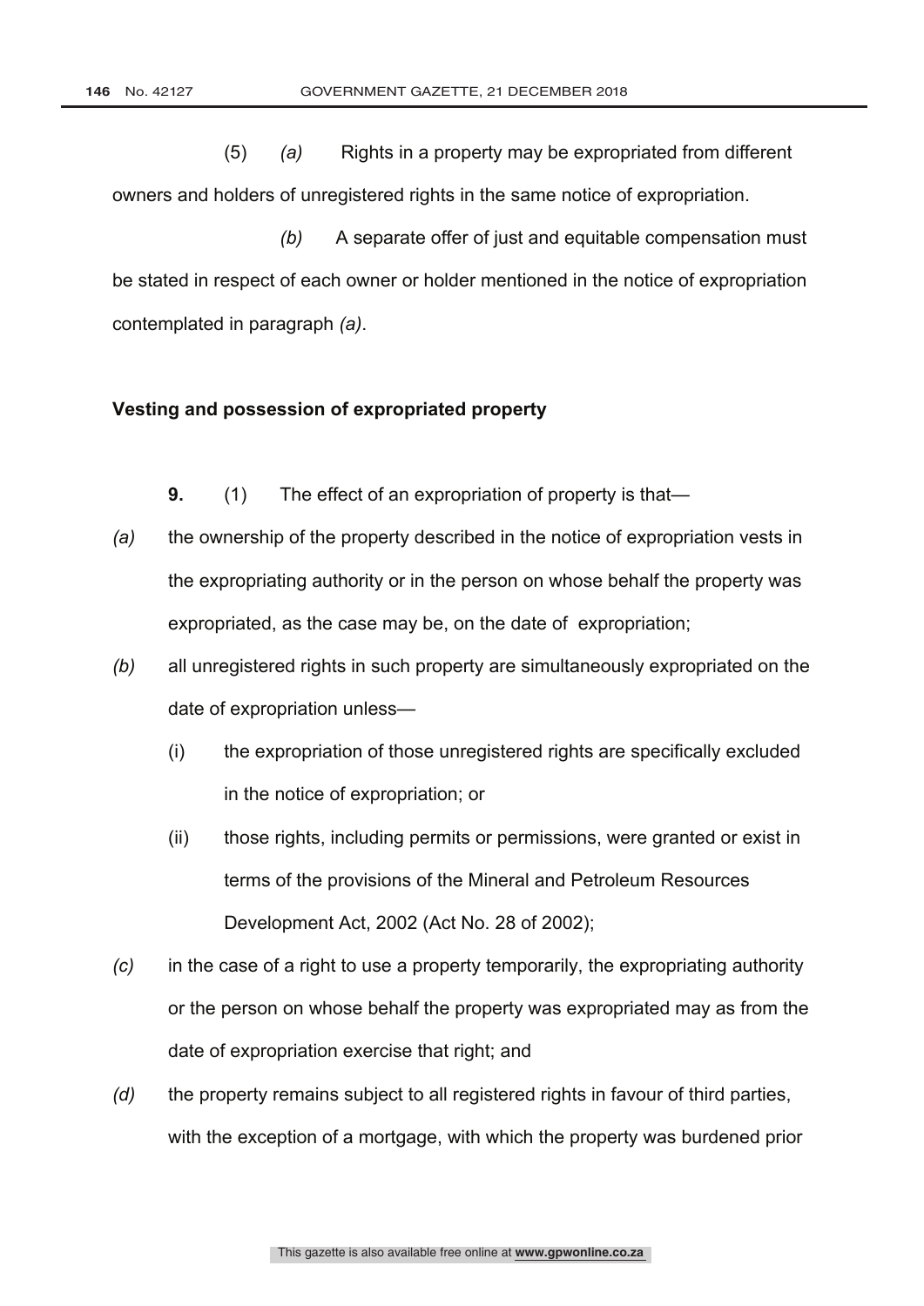(5) *(a)* Rights in a property may be expropriated from different owners and holders of unregistered rights in the same notice of expropriation.

*(b)* A separate offer of just and equitable compensation must be stated in respect of each owner or holder mentioned in the notice of expropriation contemplated in paragraph *(a)*.

**Vesting and possession of expropriated property**

**9.** (1) The effect of an expropriation of property is that—

*(a)* the ownership of the property described in the notice of expropriation vests in the expropriating authority or in the person on whose behalf the property was expropriated, as the case may be, on the date of expropriation;

*(b)* all unregistered rights in such property are simultaneously expropriated on the date of expropriation unless—

(i) the expropriation of those unregistered rights are specifically excluded in the notice of expropriation; or

(ii) those rights, including permits or permissions, were granted or exist in terms of the provisions of the Mineral and Petroleum Resources Development Act, 2002 (Act No. 28 of 2002);

*(c)* in the case of a right to use a property temporarily, the expropriating authority or the person on whose behalf the property was expropriated may as from the date of expropriation exercise that right; and

*(d)* the property remains subject to all registered rights in favour of third parties, with the exception of a mortgage, with which the property was burdened prior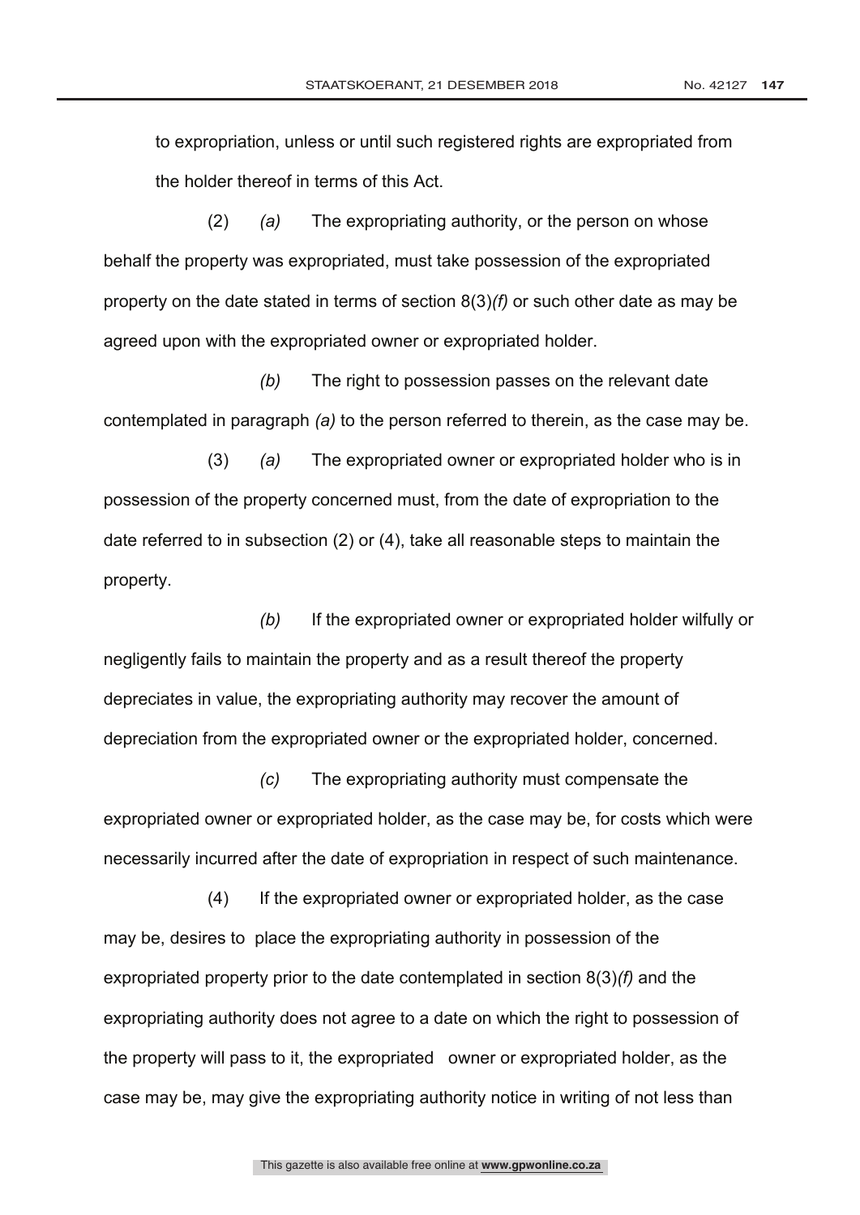to expropriation, unless or until such registered rights are expropriated from the holder thereof in terms of this Act.

(2) *(a)* The expropriating authority, or the person on whose behalf the property was expropriated, must take possession of the expropriated property on the date stated in terms of section 8(3)*(f)* or such other date as may be agreed upon with the expropriated owner or expropriated holder.

*(b)* The right to possession passes on the relevant date contemplated in paragraph *(a)* to the person referred to therein, as the case may be.

(3) *(a)* The expropriated owner or expropriated holder who is in possession of the property concerned must, from the date of expropriation to the date referred to in subsection (2) or (4), take all reasonable steps to maintain the property.

*(b)* If the expropriated owner or expropriated holder wilfully or negligently fails to maintain the property and as a result thereof the property depreciates in value, the expropriating authority may recover the amount of depreciation from the expropriated owner or the expropriated holder, concerned.

*(c)* The expropriating authority must compensate the expropriated owner or expropriated holder, as the case may be, for costs which were necessarily incurred after the date of expropriation in respect of such maintenance.

(4) If the expropriated owner or expropriated holder, as the case may be, desires to place the expropriating authority in possession of the expropriated property prior to the date contemplated in section 8(3)*(f)* and the expropriating authority does not agree to a date on which the right to possession of the property will pass to it, the expropriated owner or expropriated holder, as the case may be, may give the expropriating authority notice in writing of not less than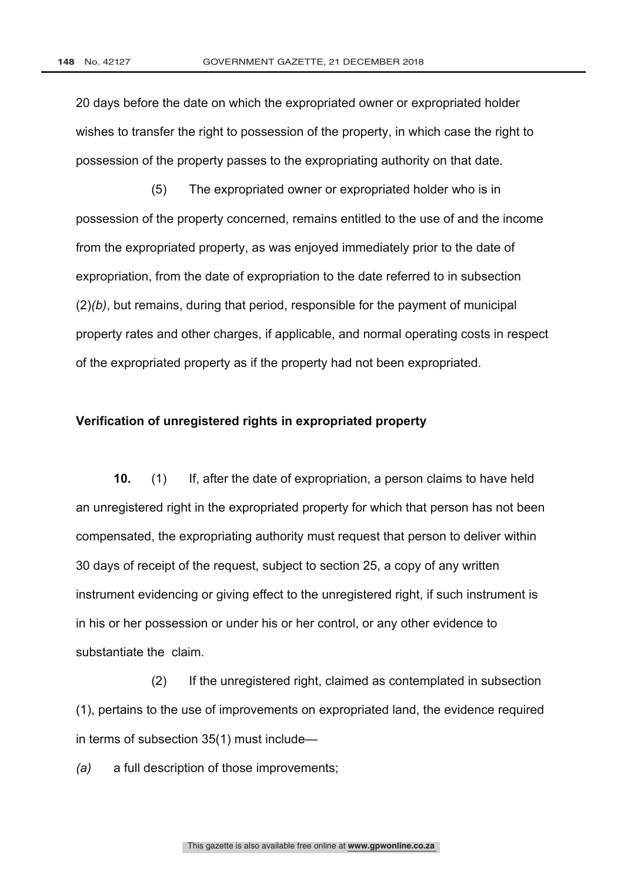20 days before the date on which the expropriated owner or expropriated holder wishes to transfer the right to possession of the property, in which case the right to possession of the property passes to the expropriating authority on that date.

(5) The expropriated owner or expropriated holder who is in possession of the property concerned, remains entitled to the use of and the income from the expropriated property, as was enjoyed immediately prior to the date of expropriation, from the date of expropriation to the date referred to in subsection (2)*(b)*, but remains, during that period, responsible for the payment of municipal property rates and other charges, if applicable, and normal operating costs in respect of the expropriated property as if the property had not been expropriated.

**Verification of unregistered rights in expropriated property**

**10.** (1) If, after the date of expropriation, a person claims to have held an unregistered right in the expropriated property for which that person has not been compensated, the expropriating authority must request that person to deliver within 30 days of receipt of the request, subject to section 25, a copy of any written instrument evidencing or giving effect to the unregistered right, if such instrument is in his or her possession or under his or her control, or any other evidence to substantiate the claim.

(2) If the unregistered right, claimed as contemplated in subsection (1), pertains to the use of improvements on expropriated land, the evidence required in terms of subsection 35(1) must include—

*(a)* a full description of those improvements;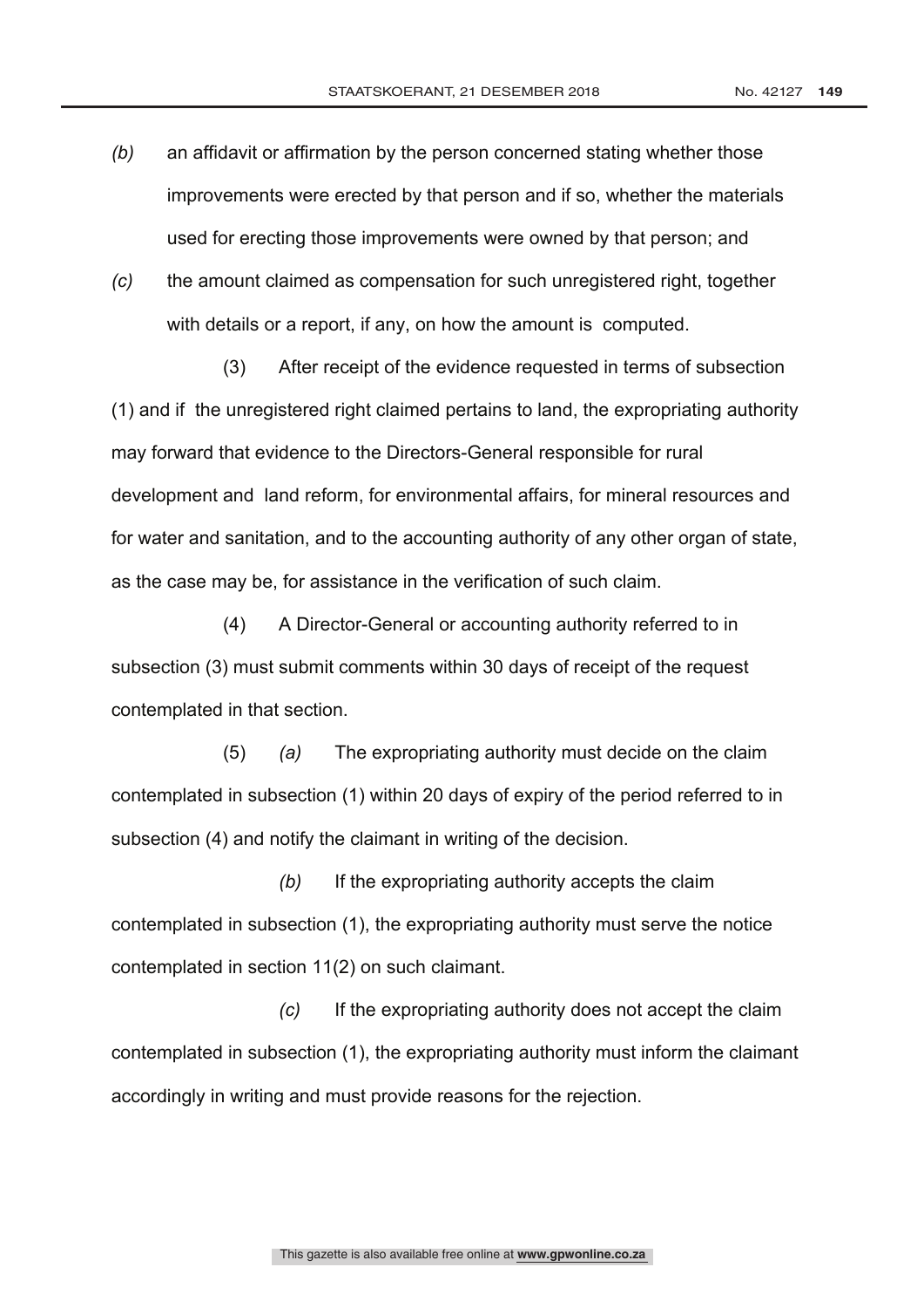*(b)* an affidavit or affirmation by the person concerned stating whether those improvements were erected by that person and if so, whether the materials used for erecting those improvements were owned by that person; and

*(c)* the amount claimed as compensation for such unregistered right, together with details or a report, if any, on how the amount is computed.

(3) After receipt of the evidence requested in terms of subsection (1) and if the unregistered right claimed pertains to land, the expropriating authority may forward that evidence to the Directors-General responsible for rural development and land reform, for environmental affairs, for mineral resources and for water and sanitation, and to the accounting authority of any other organ of state, as the case may be, for assistance in the verification of such claim.

(4) A Director-General or accounting authority referred to in subsection (3) must submit comments within 30 days of receipt of the request contemplated in that section.

(5) *(a)* The expropriating authority must decide on the claim contemplated in subsection (1) within 20 days of expiry of the period referred to in subsection (4) and notify the claimant in writing of the decision.

*(b)* If the expropriating authority accepts the claim contemplated in subsection (1), the expropriating authority must serve the notice contemplated in section 11(2) on such claimant.

*(c)* If the expropriating authority does not accept the claim contemplated in subsection (1), the expropriating authority must inform the claimant accordingly in writing and must provide reasons for the rejection.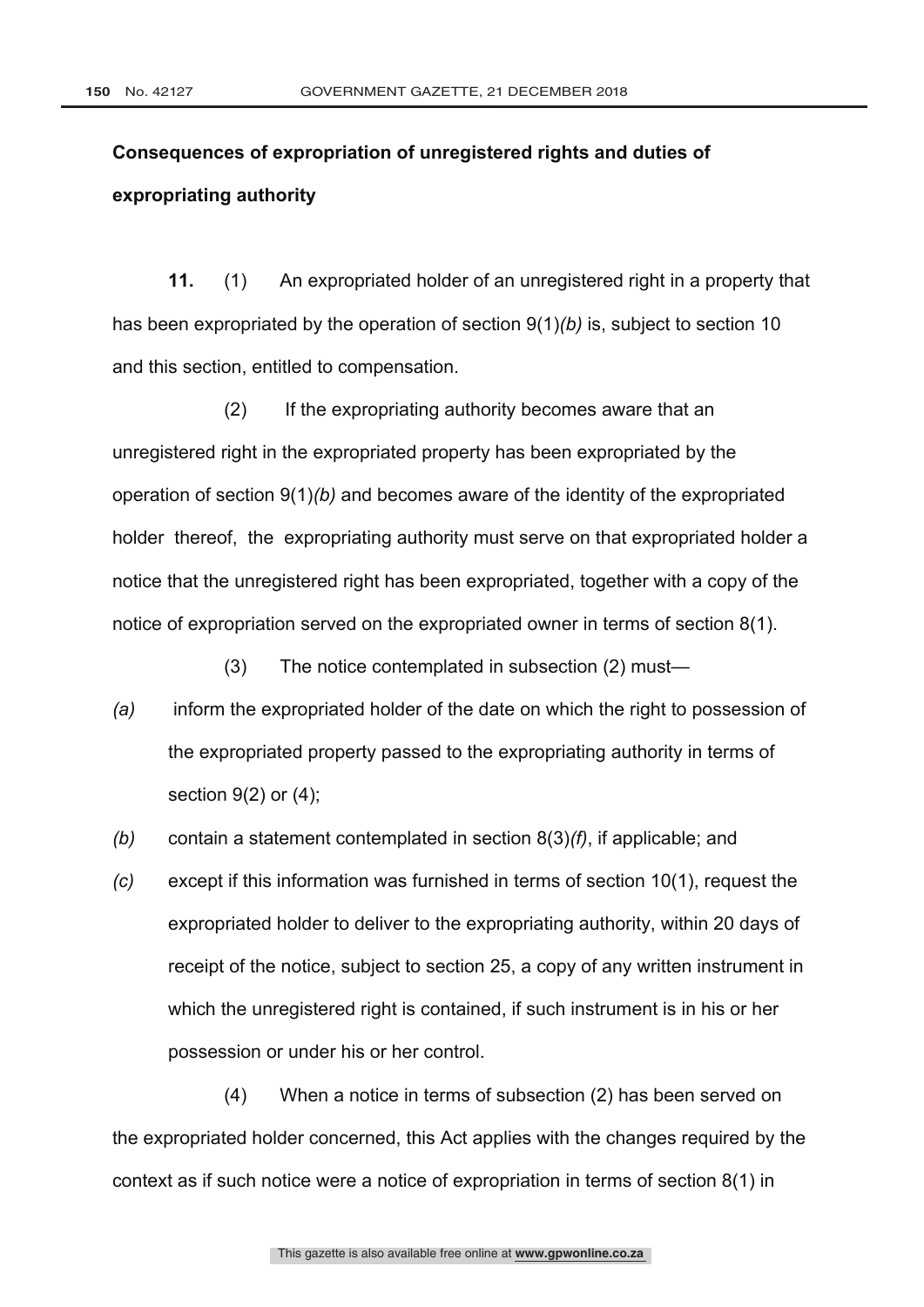**Consequences of expropriation of unregistered rights and duties of expropriating authority**

**11.** (1) An expropriated holder of an unregistered right in a property that has been expropriated by the operation of section 9(1)*(b)* is, subject to section 10 and this section, entitled to compensation.

(2) If the expropriating authority becomes aware that an unregistered right in the expropriated property has been expropriated by the operation of section 9(1)*(b)* and becomes aware of the identity of the expropriated holder thereof, the expropriating authority must serve on that expropriated holder a notice that the unregistered right has been expropriated, together with a copy of the notice of expropriation served on the expropriated owner in terms of section 8(1).

(3) The notice contemplated in subsection (2) must—

*(a)* inform the expropriated holder of the date on which the right to possession of the expropriated property passed to the expropriating authority in terms of section 9(2) or (4);

*(b)* contain a statement contemplated in section 8(3)*(f)*, if applicable; and

*(c)* except if this information was furnished in terms of section 10(1), request the expropriated holder to deliver to the expropriating authority, within 20 days of receipt of the notice, subject to section 25, a copy of any written instrument in which the unregistered right is contained, if such instrument is in his or her possession or under his or her control.

(4) When a notice in terms of subsection (2) has been served on the expropriated holder concerned, this Act applies with the changes required by the context as if such notice were a notice of expropriation in terms of section 8(1) in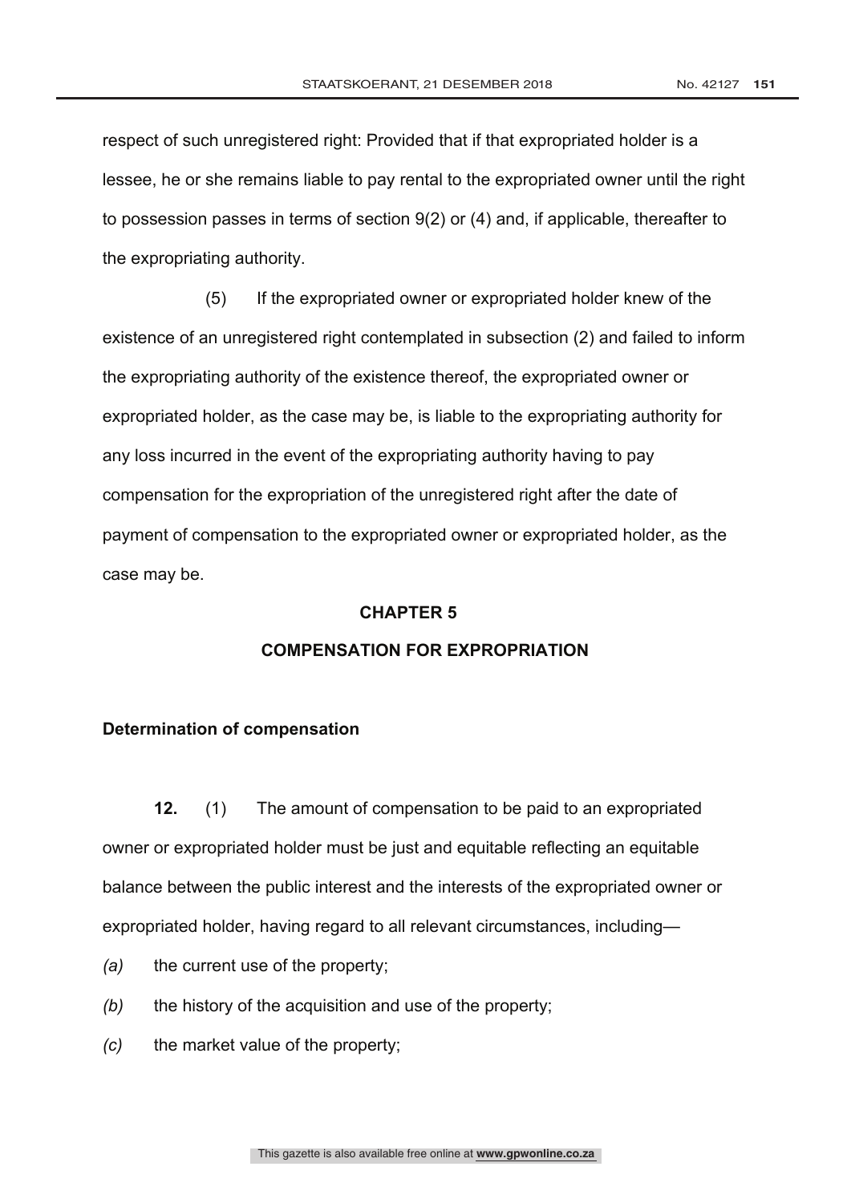respect of such unregistered right: Provided that if that expropriated holder is a lessee, he or she remains liable to pay rental to the expropriated owner until the right to possession passes in terms of section 9(2) or (4) and, if applicable, thereafter to the expropriating authority.

(5) If the expropriated owner or expropriated holder knew of the existence of an unregistered right contemplated in subsection (2) and failed to inform the expropriating authority of the existence thereof, the expropriated owner or expropriated holder, as the case may be, is liable to the expropriating authority for any loss incurred in the event of the expropriating authority having to pay compensation for the expropriation of the unregistered right after the date of payment of compensation to the expropriated owner or expropriated holder, as the case may be.

## CHAPTER 5

## COMPENSATION FOR EXPROPRIATION

### Determination of compensation

**12.** (1) The amount of compensation to be paid to an expropriated owner or expropriated holder must be just and equitable reflecting an equitable balance between the public interest and the interests of the expropriated owner or expropriated holder, having regard to all relevant circumstances, including—

*(a)* the current use of the property;

*(b)* the history of the acquisition and use of the property;

*(c)* the market value of the property;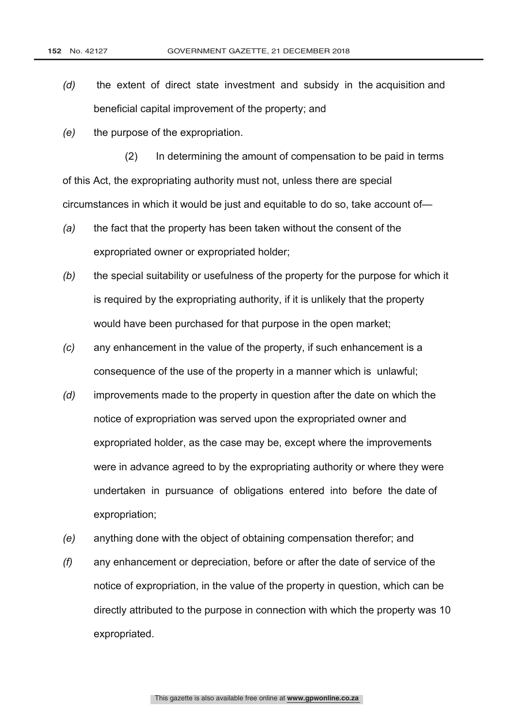*(d)* the extent of direct state investment and subsidy in the acquisition and beneficial capital improvement of the property; and

*(e)* the purpose of the expropriation.

(2) In determining the amount of compensation to be paid in terms of this Act, the expropriating authority must not, unless there are special circumstances in which it would be just and equitable to do so, take account of—

*(a)* the fact that the property has been taken without the consent of the expropriated owner or expropriated holder;

*(b)* the special suitability or usefulness of the property for the purpose for which it is required by the expropriating authority, if it is unlikely that the property would have been purchased for that purpose in the open market;

*(c)* any enhancement in the value of the property, if such enhancement is a consequence of the use of the property in a manner which is unlawful;

*(d)* improvements made to the property in question after the date on which the notice of expropriation was served upon the expropriated owner and expropriated holder, as the case may be, except where the improvements were in advance agreed to by the expropriating authority or where they were undertaken in pursuance of obligations entered into before the date of expropriation;

*(e)* anything done with the object of obtaining compensation therefor; and

*(f)* any enhancement or depreciation, before or after the date of service of the notice of expropriation, in the value of the property in question, which can be directly attributed to the purpose in connection with which the property was expropriated.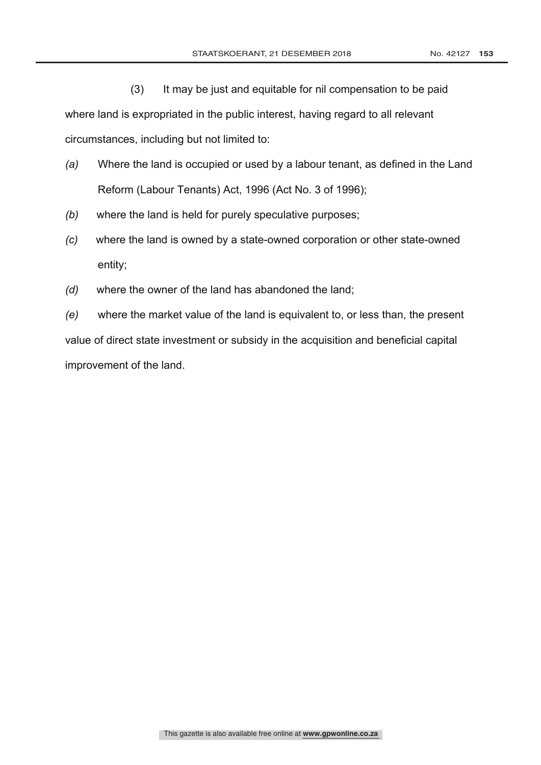(3) It may be just and equitable for nil compensation to be paid where land is expropriated in the public interest, having regard to all relevant circumstances, including but not limited to:

*(a)* Where the land is occupied or used by a labour tenant, as defined in the Land Reform (Labour Tenants) Act, 1996 (Act No. 3 of 1996);

*(b)* where the land is held for purely speculative purposes;

*(c)* where the land is owned by a state-owned corporation or other state-owned entity;

*(d)* where the owner of the land has abandoned the land;

*(e)* where the market value of the land is equivalent to, or less than, the present value of direct state investment or subsidy in the acquisition and beneficial capital improvement of the land.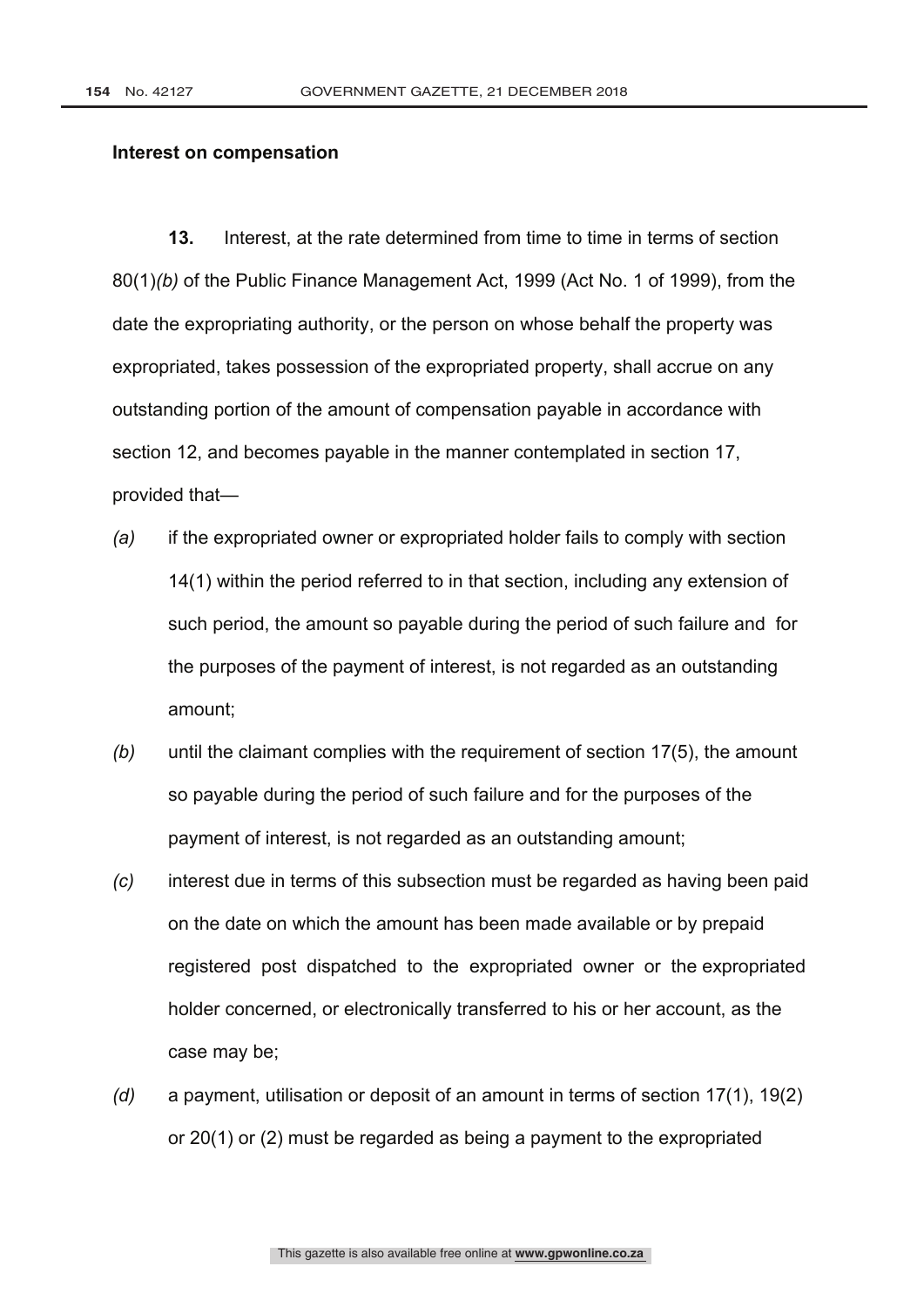**Interest on compensation**

**13.** Interest, at the rate determined from time to time in terms of section 80(1)*(b)* of the Public Finance Management Act, 1999 (Act No. 1 of 1999), from the date the expropriating authority, or the person on whose behalf the property was expropriated, takes possession of the expropriated property, shall accrue on any outstanding portion of the amount of compensation payable in accordance with section 12, and becomes payable in the manner contemplated in section 17, provided that—

*(a)* if the expropriated owner or expropriated holder fails to comply with section 14(1) within the period referred to in that section, including any extension of such period, the amount so payable during the period of such failure and for the purposes of the payment of interest, is not regarded as an outstanding amount;

*(b)* until the claimant complies with the requirement of section 17(5), the amount so payable during the period of such failure and for the purposes of the payment of interest, is not regarded as an outstanding amount;

*(c)* interest due in terms of this subsection must be regarded as having been paid on the date on which the amount has been made available or by prepaid registered post dispatched to the expropriated owner or the expropriated holder concerned, or electronically transferred to his or her account, as the case may be;

*(d)* a payment, utilisation or deposit of an amount in terms of section 17(1), 19(2) or 20(1) or (2) must be regarded as being a payment to the expropriated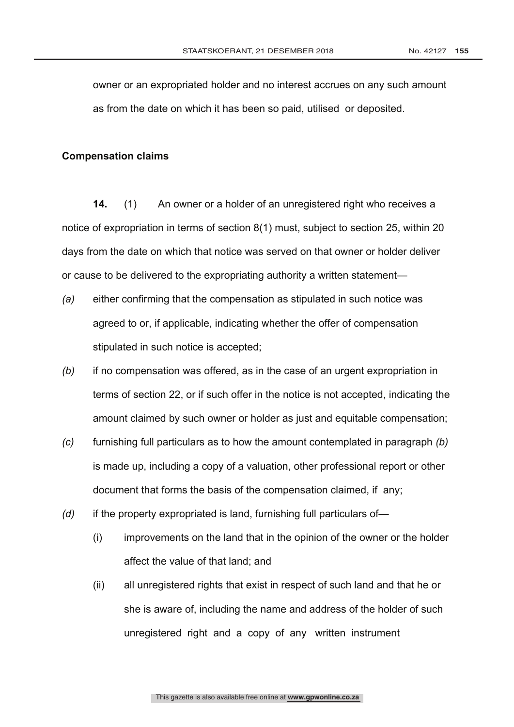owner or an expropriated holder and no interest accrues on any such amount as from the date on which it has been so paid, utilised or deposited.

**Compensation claims**

**14.** (1) An owner or a holder of an unregistered right who receives a notice of expropriation in terms of section 8(1) must, subject to section 25, within 20 days from the date on which that notice was served on that owner or holder deliver or cause to be delivered to the expropriating authority a written statement—

*(a)* either confirming that the compensation as stipulated in such notice was agreed to or, if applicable, indicating whether the offer of compensation stipulated in such notice is accepted;

*(b)* if no compensation was offered, as in the case of an urgent expropriation in terms of section 22, or if such offer in the notice is not accepted, indicating the amount claimed by such owner or holder as just and equitable compensation;

*(c)* furnishing full particulars as to how the amount contemplated in paragraph *(b)* is made up, including a copy of a valuation, other professional report or other document that forms the basis of the compensation claimed, if any;

*(d)* if the property expropriated is land, furnishing full particulars of—

(i) improvements on the land that in the opinion of the owner or the holder affect the value of that land; and

(ii) all unregistered rights that exist in respect of such land and that he or she is aware of, including the name and address of the holder of such unregistered right and a copy of any written instrument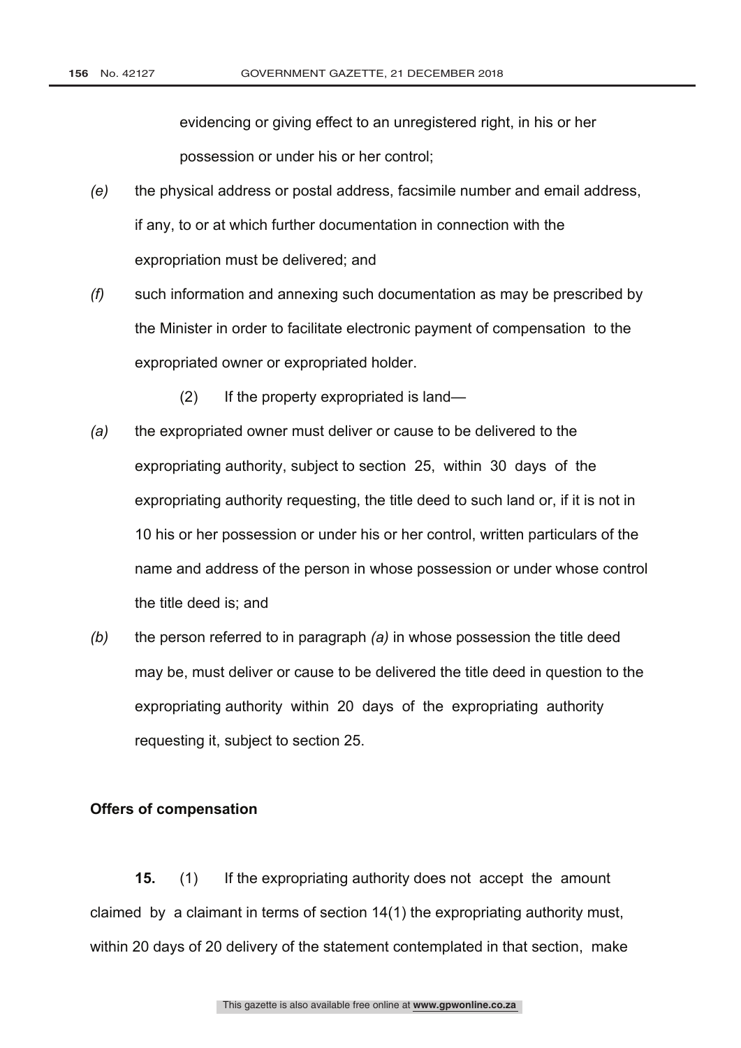evidencing or giving effect to an unregistered right, in his or her possession or under his or her control;

*(e)* the physical address or postal address, facsimile number and email address, if any, to or at which further documentation in connection with the expropriation must be delivered; and

*(f)* such information and annexing such documentation as may be prescribed by the Minister in order to facilitate electronic payment of compensation to the expropriated owner or expropriated holder.

(2) If the property expropriated is land—

*(a)* the expropriated owner must deliver or cause to be delivered to the expropriating authority, subject to section 25, within 30 days of the expropriating authority requesting, the title deed to such land or, if it is not in 10 his or her possession or under his or her control, written particulars of the name and address of the person in whose possession or under whose control the title deed is; and

*(b)* the person referred to in paragraph *(a)* in whose possession the title deed may be, must deliver or cause to be delivered the title deed in question to the expropriating authority within 20 days of the expropriating authority requesting it, subject to section 25.

**Offers of compensation**

**15.** (1) If the expropriating authority does not accept the amount claimed by a claimant in terms of section 14(1) the expropriating authority must, within 20 days of 20 delivery of the statement contemplated in that section, make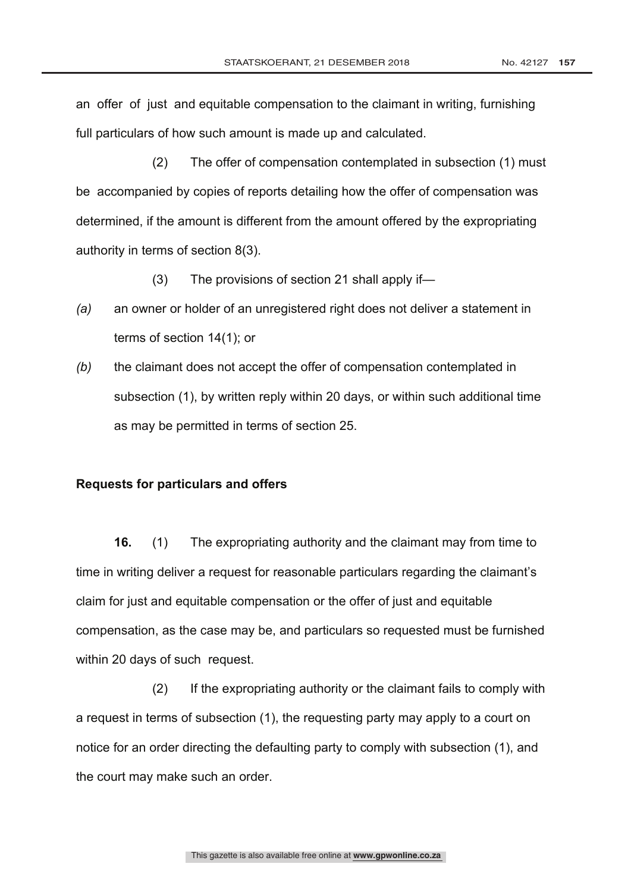an offer of just and equitable compensation to the claimant in writing, furnishing full particulars of how such amount is made up and calculated.

(2) The offer of compensation contemplated in subsection (1) must be accompanied by copies of reports detailing how the offer of compensation was determined, if the amount is different from the amount offered by the expropriating authority in terms of section 8(3).

(3) The provisions of section 21 shall apply if—

*(a)* an owner or holder of an unregistered right does not deliver a statement in terms of section 14(1); or

*(b)* the claimant does not accept the offer of compensation contemplated in subsection (1), by written reply within 20 days, or within such additional time as may be permitted in terms of section 25.

**Requests for particulars and offers**

**16.** (1) The expropriating authority and the claimant may from time to time in writing deliver a request for reasonable particulars regarding the claimant's claim for just and equitable compensation or the offer of just and equitable compensation, as the case may be, and particulars so requested must be furnished within 20 days of such request.

(2) If the expropriating authority or the claimant fails to comply with a request in terms of subsection (1), the requesting party may apply to a court on notice for an order directing the defaulting party to comply with subsection (1), and the court may make such an order.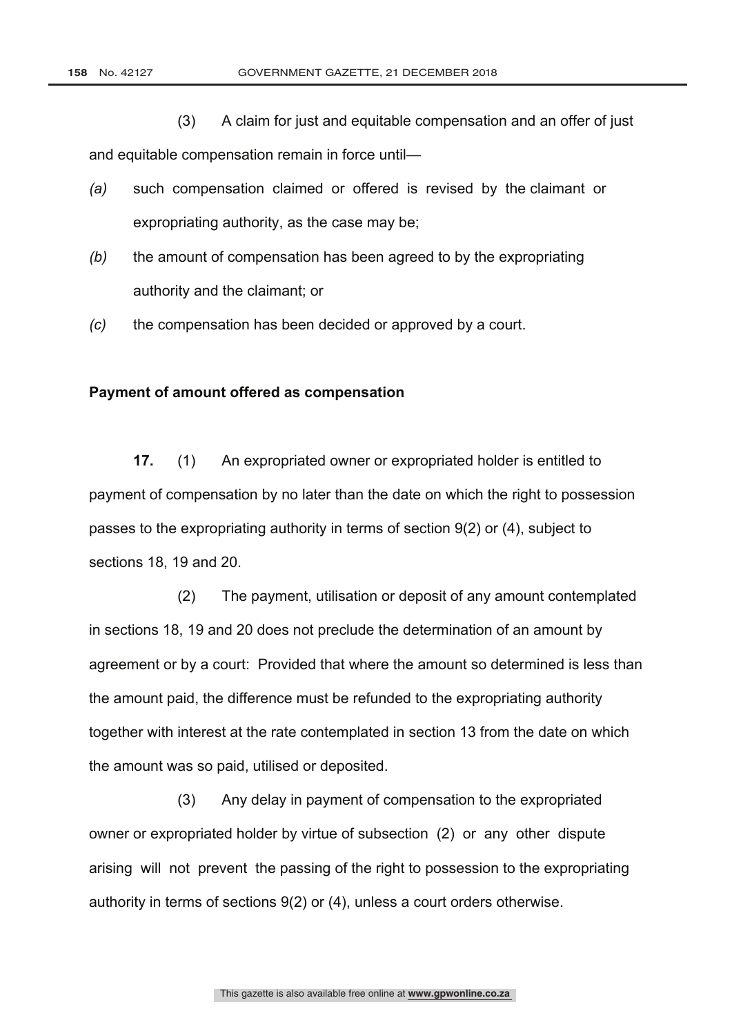(3) A claim for just and equitable compensation and an offer of just and equitable compensation remain in force until—

*(a)* such compensation claimed or offered is revised by the claimant or expropriating authority, as the case may be;

*(b)* the amount of compensation has been agreed to by the expropriating authority and the claimant; or

*(c)* the compensation has been decided or approved by a court.

**Payment of amount offered as compensation**

**17.** (1) An expropriated owner or expropriated holder is entitled to payment of compensation by no later than the date on which the right to possession passes to the expropriating authority in terms of section 9(2) or (4), subject to sections 18, 19 and 20.

(2) The payment, utilisation or deposit of any amount contemplated in sections 18, 19 and 20 does not preclude the determination of an amount by agreement or by a court: Provided that where the amount so determined is less than the amount paid, the difference must be refunded to the expropriating authority together with interest at the rate contemplated in section 13 from the date on which the amount was so paid, utilised or deposited.

(3) Any delay in payment of compensation to the expropriated owner or expropriated holder by virtue of subsection (2) or any other dispute arising will not prevent the passing of the right to possession to the expropriating authority in terms of sections 9(2) or (4), unless a court orders otherwise.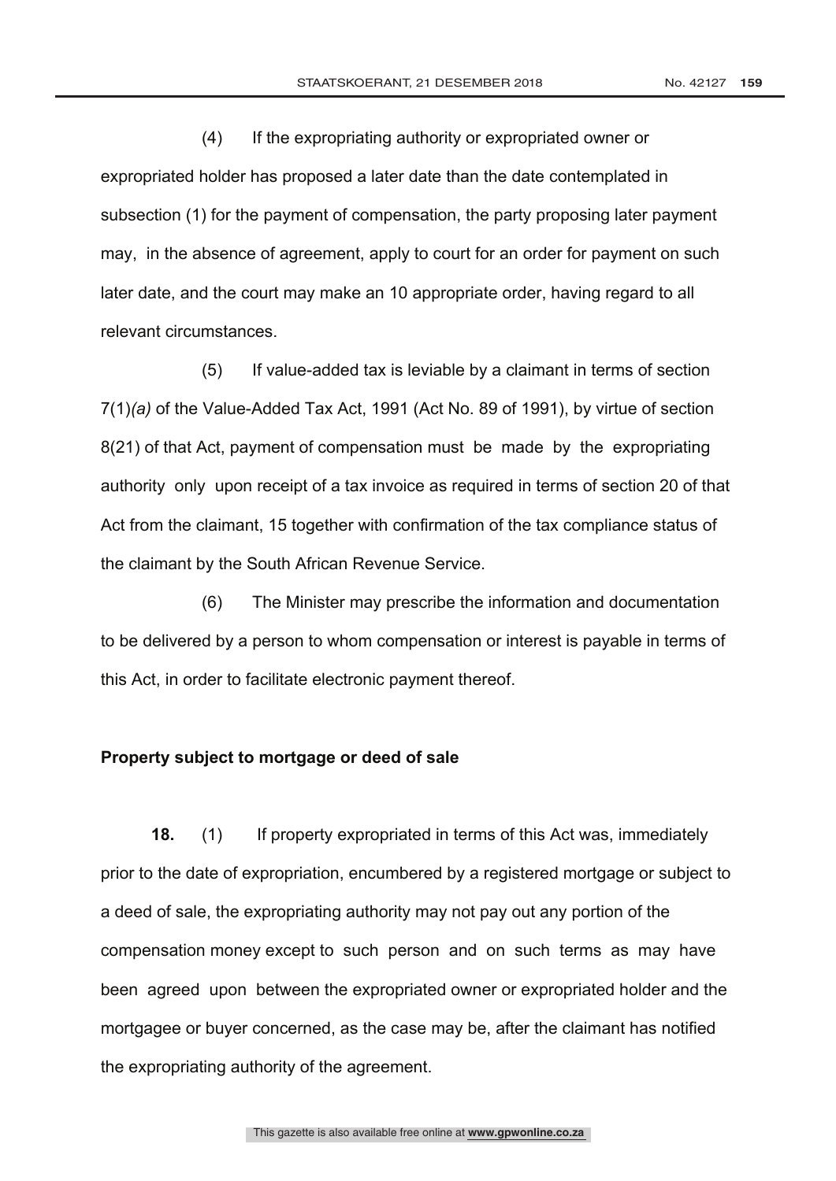(4) If the expropriating authority or expropriated owner or expropriated holder has proposed a later date than the date contemplated in subsection (1) for the payment of compensation, the party proposing later payment may, in the absence of agreement, apply to court for an order for payment on such later date, and the court may make an 10 appropriate order, having regard to all relevant circumstances.

(5) If value-added tax is leviable by a claimant in terms of section 7(1)*(a)* of the Value-Added Tax Act, 1991 (Act No. 89 of 1991), by virtue of section 8(21) of that Act, payment of compensation must be made by the expropriating authority only upon receipt of a tax invoice as required in terms of section 20 of that Act from the claimant, 15 together with confirmation of the tax compliance status of the claimant by the South African Revenue Service.

(6) The Minister may prescribe the information and documentation to be delivered by a person to whom compensation or interest is payable in terms of this Act, in order to facilitate electronic payment thereof.

**Property subject to mortgage or deed of sale**

**18.** (1) If property expropriated in terms of this Act was, immediately prior to the date of expropriation, encumbered by a registered mortgage or subject to a deed of sale, the expropriating authority may not pay out any portion of the compensation money except to such person and on such terms as may have been agreed upon between the expropriated owner or expropriated holder and the mortgagee or buyer concerned, as the case may be, after the claimant has notified the expropriating authority of the agreement.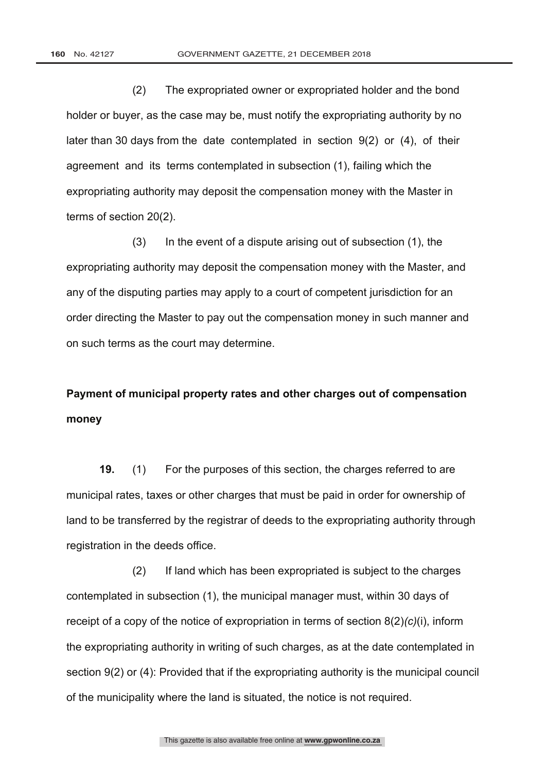(2) The expropriated owner or expropriated holder and the bond holder or buyer, as the case may be, must notify the expropriating authority by no later than 30 days from the date contemplated in section 9(2) or (4), of their agreement and its terms contemplated in subsection (1), failing which the expropriating authority may deposit the compensation money with the Master in terms of section 20(2).

(3) In the event of a dispute arising out of subsection (1), the expropriating authority may deposit the compensation money with the Master, and any of the disputing parties may apply to a court of competent jurisdiction for an order directing the Master to pay out the compensation money in such manner and on such terms as the court may determine.

**Payment of municipal property rates and other charges out of compensation money**

**19.** (1) For the purposes of this section, the charges referred to are municipal rates, taxes or other charges that must be paid in order for ownership of land to be transferred by the registrar of deeds to the expropriating authority through registration in the deeds office.

(2) If land which has been expropriated is subject to the charges contemplated in subsection (1), the municipal manager must, within 30 days of receipt of a copy of the notice of expropriation in terms of section 8(2)*(c)*(i), inform the expropriating authority in writing of such charges, as at the date contemplated in section 9(2) or (4): Provided that if the expropriating authority is the municipal council of the municipality where the land is situated, the notice is not required.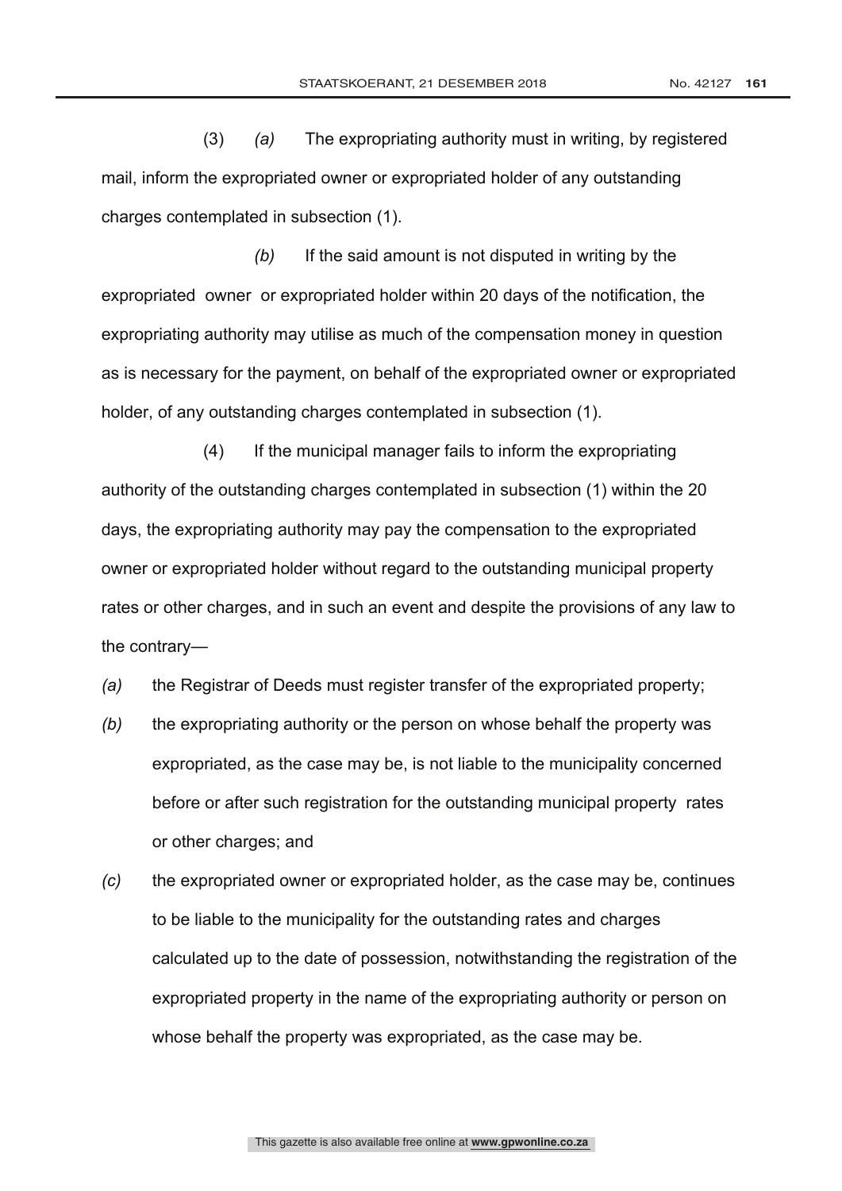(3) *(a)* The expropriating authority must in writing, by registered mail, inform the expropriated owner or expropriated holder of any outstanding charges contemplated in subsection (1).

*(b)* If the said amount is not disputed in writing by the expropriated owner or expropriated holder within 20 days of the notification, the expropriating authority may utilise as much of the compensation money in question as is necessary for the payment, on behalf of the expropriated owner or expropriated holder, of any outstanding charges contemplated in subsection (1).

(4) If the municipal manager fails to inform the expropriating authority of the outstanding charges contemplated in subsection (1) within the 20 days, the expropriating authority may pay the compensation to the expropriated owner or expropriated holder without regard to the outstanding municipal property rates or other charges, and in such an event and despite the provisions of any law to the contrary—

*(a)* the Registrar of Deeds must register transfer of the expropriated property;

*(b)* the expropriating authority or the person on whose behalf the property was expropriated, as the case may be, is not liable to the municipality concerned before or after such registration for the outstanding municipal property rates or other charges; and

*(c)* the expropriated owner or expropriated holder, as the case may be, continues to be liable to the municipality for the outstanding rates and charges calculated up to the date of possession, notwithstanding the registration of the expropriated property in the name of the expropriating authority or person on whose behalf the property was expropriated, as the case may be.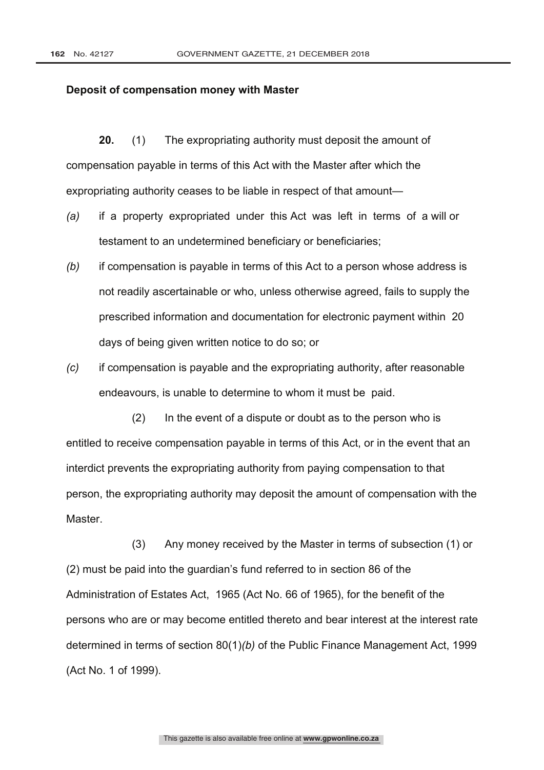**Deposit of compensation money with Master**

**20.** (1) The expropriating authority must deposit the amount of compensation payable in terms of this Act with the Master after which the expropriating authority ceases to be liable in respect of that amount—

*(a)* if a property expropriated under this Act was left in terms of a will or testament to an undetermined beneficiary or beneficiaries;

*(b)* if compensation is payable in terms of this Act to a person whose address is not readily ascertainable or who, unless otherwise agreed, fails to supply the prescribed information and documentation for electronic payment within 20 days of being given written notice to do so; or

*(c)* if compensation is payable and the expropriating authority, after reasonable endeavours, is unable to determine to whom it must be paid.

(2) In the event of a dispute or doubt as to the person who is entitled to receive compensation payable in terms of this Act, or in the event that an interdict prevents the expropriating authority from paying compensation to that person, the expropriating authority may deposit the amount of compensation with the Master.

(3) Any money received by the Master in terms of subsection (1) or (2) must be paid into the guardian's fund referred to in section 86 of the Administration of Estates Act, 1965 (Act No. 66 of 1965), for the benefit of the persons who are or may become entitled thereto and bear interest at the interest rate determined in terms of section 80(1)*(b)* of the Public Finance Management Act, 1999 (Act No. 1 of 1999).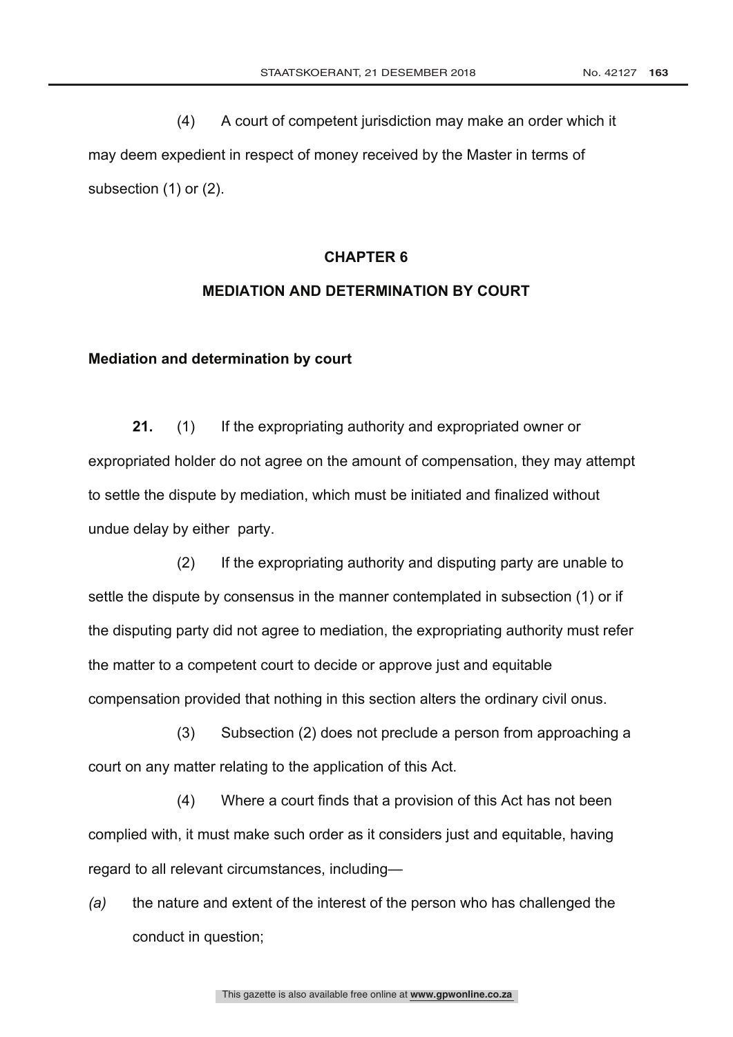(4) A court of competent jurisdiction may make an order which it may deem expedient in respect of money received by the Master in terms of subsection (1) or (2).

## CHAPTER 6

## MEDIATION AND DETERMINATION BY COURT

**Mediation and determination by court**

**21.** (1) If the expropriating authority and expropriated owner or expropriated holder do not agree on the amount of compensation, they may attempt to settle the dispute by mediation, which must be initiated and finalized without undue delay by either party.

(2) If the expropriating authority and disputing party are unable to settle the dispute by consensus in the manner contemplated in subsection (1) or if the disputing party did not agree to mediation, the expropriating authority must refer the matter to a competent court to decide or approve just and equitable compensation provided that nothing in this section alters the ordinary civil onus.

(3) Subsection (2) does not preclude a person from approaching a court on any matter relating to the application of this Act.

(4) Where a court finds that a provision of this Act has not been complied with, it must make such order as it considers just and equitable, having regard to all relevant circumstances, including—

*(a)* the nature and extent of the interest of the person who has challenged the conduct in question;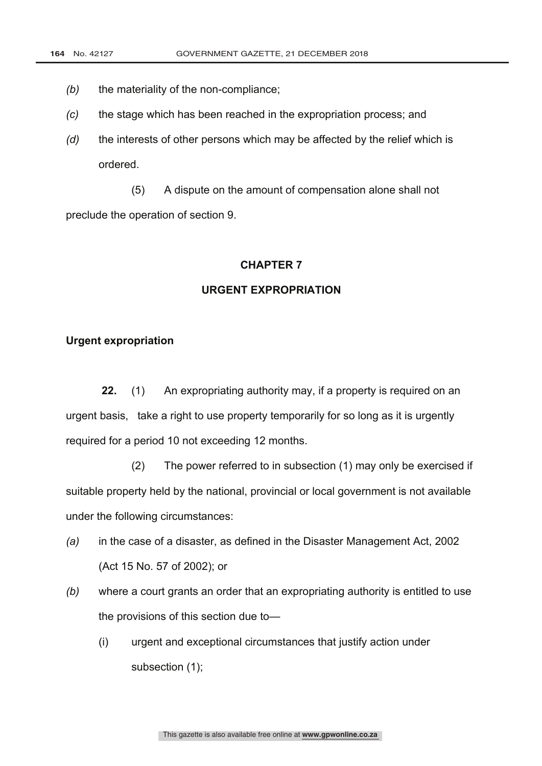*(b)* the materiality of the non-compliance;

*(c)* the stage which has been reached in the expropriation process; and

*(d)* the interests of other persons which may be affected by the relief which is ordered.

(5) A dispute on the amount of compensation alone shall not preclude the operation of section 9.

## CHAPTER 7

## URGENT EXPROPRIATION

### Urgent expropriation

**22.** (1) An expropriating authority may, if a property is required on an urgent basis, take a right to use property temporarily for so long as it is urgently required for a period 10 not exceeding 12 months.

(2) The power referred to in subsection (1) may only be exercised if suitable property held by the national, provincial or local government is not available under the following circumstances:

*(a)* in the case of a disaster, as defined in the Disaster Management Act, 2002 (Act 15 No. 57 of 2002); or

*(b)* where a court grants an order that an expropriating authority is entitled to use the provisions of this section due to—

(i) urgent and exceptional circumstances that justify action under subsection (1);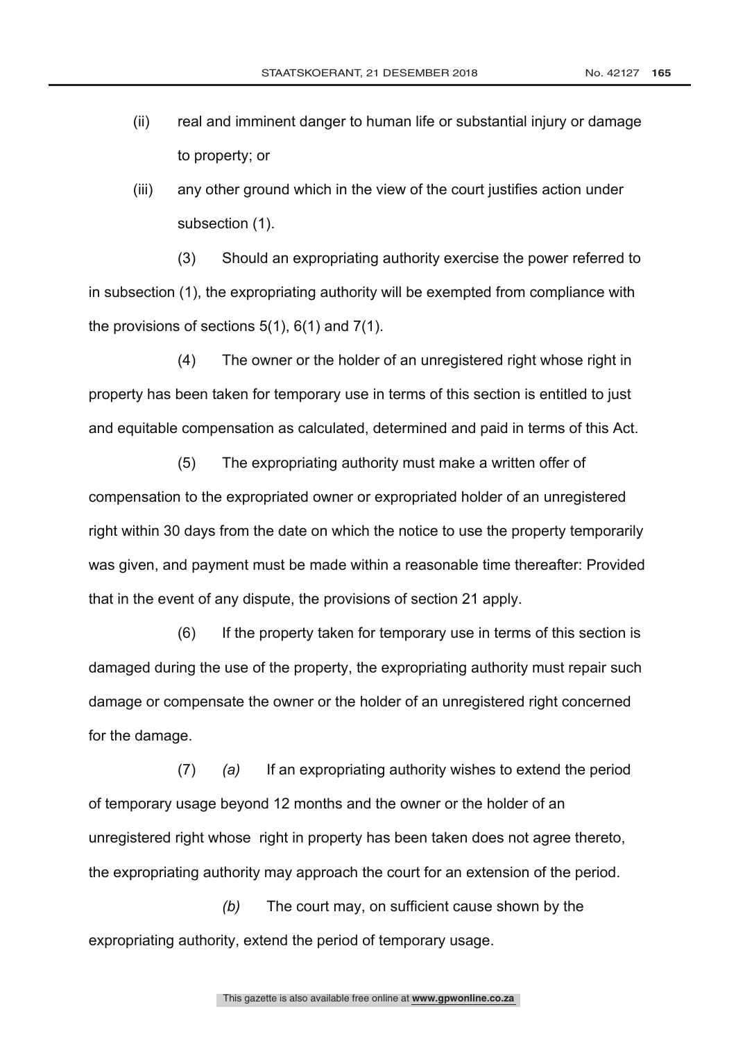(ii) real and imminent danger to human life or substantial injury or damage to property; or

(iii) any other ground which in the view of the court justifies action under subsection (1).

(3) Should an expropriating authority exercise the power referred to in subsection (1), the expropriating authority will be exempted from compliance with the provisions of sections 5(1), 6(1) and 7(1).

(4) The owner or the holder of an unregistered right whose right in property has been taken for temporary use in terms of this section is entitled to just and equitable compensation as calculated, determined and paid in terms of this Act.

(5) The expropriating authority must make a written offer of compensation to the expropriated owner or expropriated holder of an unregistered right within 30 days from the date on which the notice to use the property temporarily was given, and payment must be made within a reasonable time thereafter: Provided that in the event of any dispute, the provisions of section 21 apply.

(6) If the property taken for temporary use in terms of this section is damaged during the use of the property, the expropriating authority must repair such damage or compensate the owner or the holder of an unregistered right concerned for the damage.

(7) *(a)* If an expropriating authority wishes to extend the period of temporary usage beyond 12 months and the owner or the holder of an unregistered right whose right in property has been taken does not agree thereto, the expropriating authority may approach the court for an extension of the period.

*(b)* The court may, on sufficient cause shown by the expropriating authority, extend the period of temporary usage.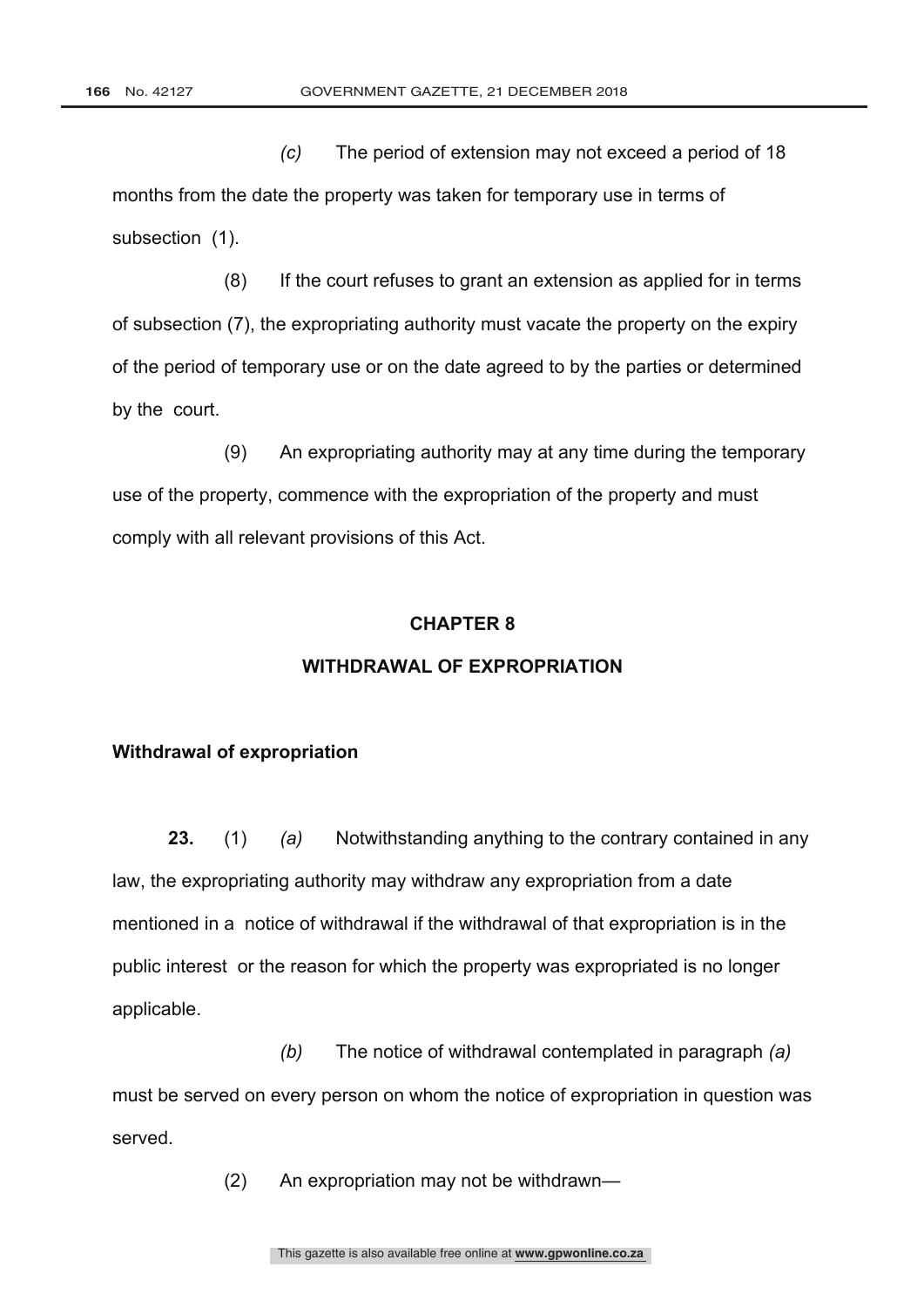*(c)* The period of extension may not exceed a period of 18 months from the date the property was taken for temporary use in terms of subsection (1).

(8) If the court refuses to grant an extension as applied for in terms of subsection (7), the expropriating authority must vacate the property on the expiry of the period of temporary use or on the date agreed to by the parties or determined by the court.

(9) An expropriating authority may at any time during the temporary use of the property, commence with the expropriation of the property and must comply with all relevant provisions of this Act.

## CHAPTER 8

## WITHDRAWAL OF EXPROPRIATION

**Withdrawal of expropriation**

**23.** (1) *(a)* Notwithstanding anything to the contrary contained in any law, the expropriating authority may withdraw any expropriation from a date mentioned in a notice of withdrawal if the withdrawal of that expropriation is in the public interest or the reason for which the property was expropriated is no longer applicable.

*(b)* The notice of withdrawal contemplated in paragraph *(a)* must be served on every person on whom the notice of expropriation in question was served.

(2) An expropriation may not be withdrawn—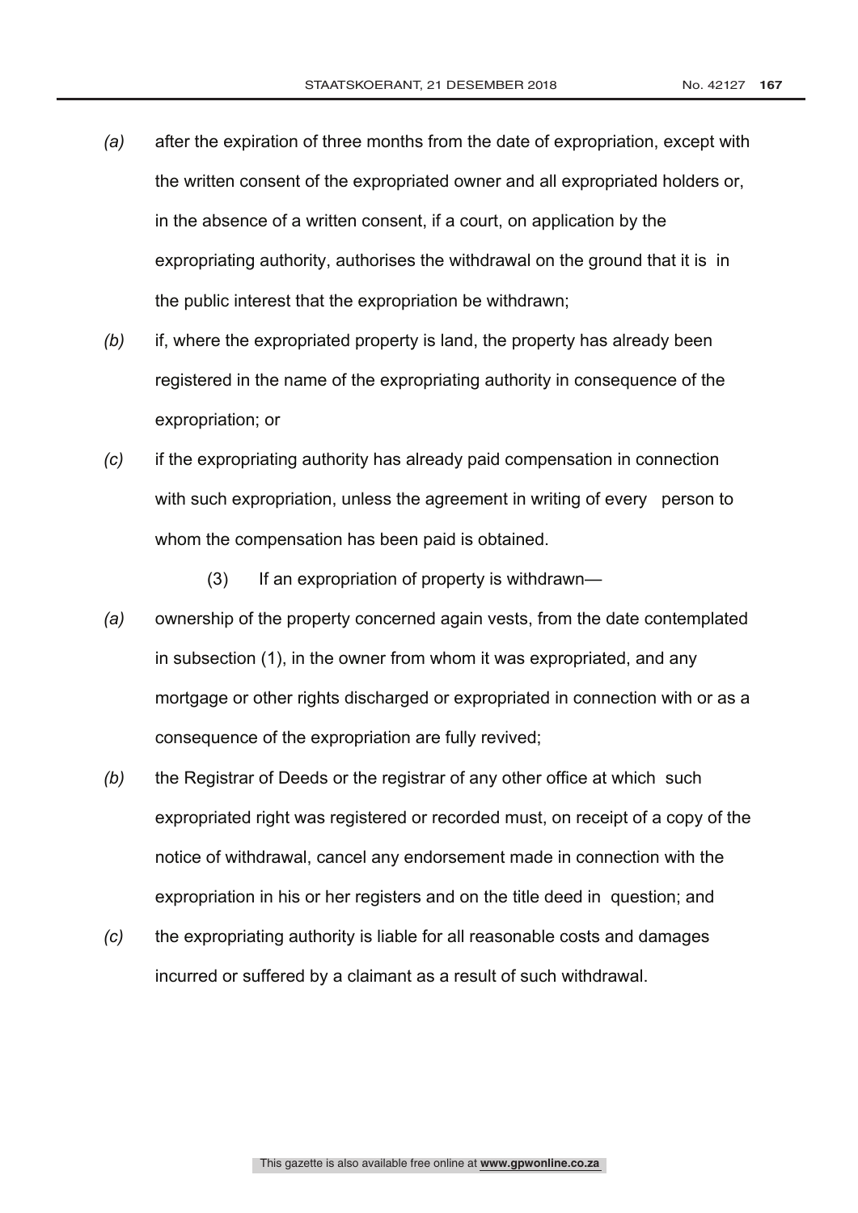*(a)* after the expiration of three months from the date of expropriation, except with the written consent of the expropriated owner and all expropriated holders or, in the absence of a written consent, if a court, on application by the expropriating authority, authorises the withdrawal on the ground that it is in the public interest that the expropriation be withdrawn;

*(b)* if, where the expropriated property is land, the property has already been registered in the name of the expropriating authority in consequence of the expropriation; or

*(c)* if the expropriating authority has already paid compensation in connection with such expropriation, unless the agreement in writing of every person to whom the compensation has been paid is obtained.

(3) If an expropriation of property is withdrawn—

*(a)* ownership of the property concerned again vests, from the date contemplated in subsection (1), in the owner from whom it was expropriated, and any mortgage or other rights discharged or expropriated in connection with or as a consequence of the expropriation are fully revived;

*(b)* the Registrar of Deeds or the registrar of any other office at which such expropriated right was registered or recorded must, on receipt of a copy of the notice of withdrawal, cancel any endorsement made in connection with the expropriation in his or her registers and on the title deed in question; and

*(c)* the expropriating authority is liable for all reasonable costs and damages incurred or suffered by a claimant as a result of such withdrawal.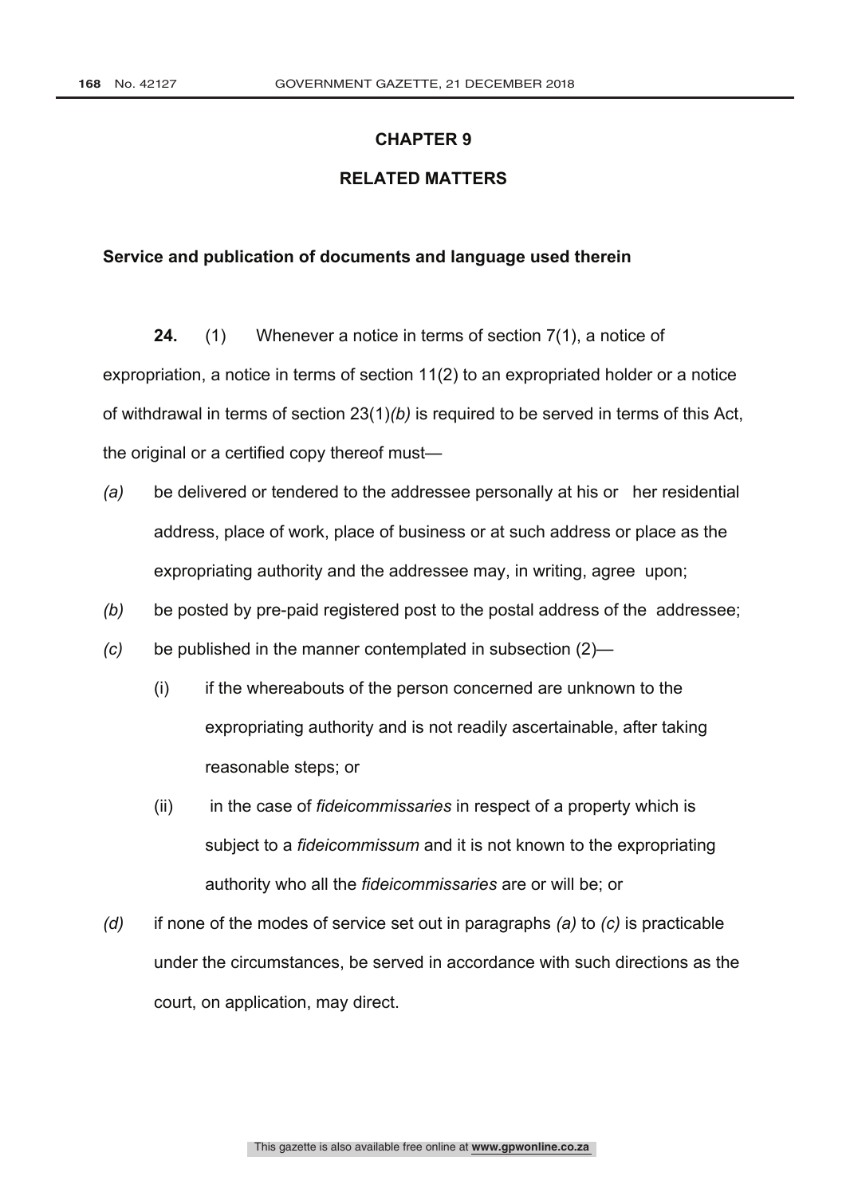## CHAPTER 9

## RELATED MATTERS

### Service and publication of documents and language used therein

**24.** (1) Whenever a notice in terms of section 7(1), a notice of expropriation, a notice in terms of section 11(2) to an expropriated holder or a notice of withdrawal in terms of section 23(1)*(b)* is required to be served in terms of this Act, the original or a certified copy thereof must—

*(a)* be delivered or tendered to the addressee personally at his or her residential address, place of work, place of business or at such address or place as the expropriating authority and the addressee may, in writing, agree upon;

*(b)* be posted by pre-paid registered post to the postal address of the addressee;

*(c)* be published in the manner contemplated in subsection (2)—

 (i) if the whereabouts of the person concerned are unknown to the expropriating authority and is not readily ascertainable, after taking reasonable steps; or

 (ii) in the case of *fideicommissaries* in respect of a property which is subject to a *fideicommissum* and it is not known to the expropriating authority who all the *fideicommissaries* are or will be; or

*(d)* if none of the modes of service set out in paragraphs *(a)* to *(c)* is practicable under the circumstances, be served in accordance with such directions as the court, on application, may direct.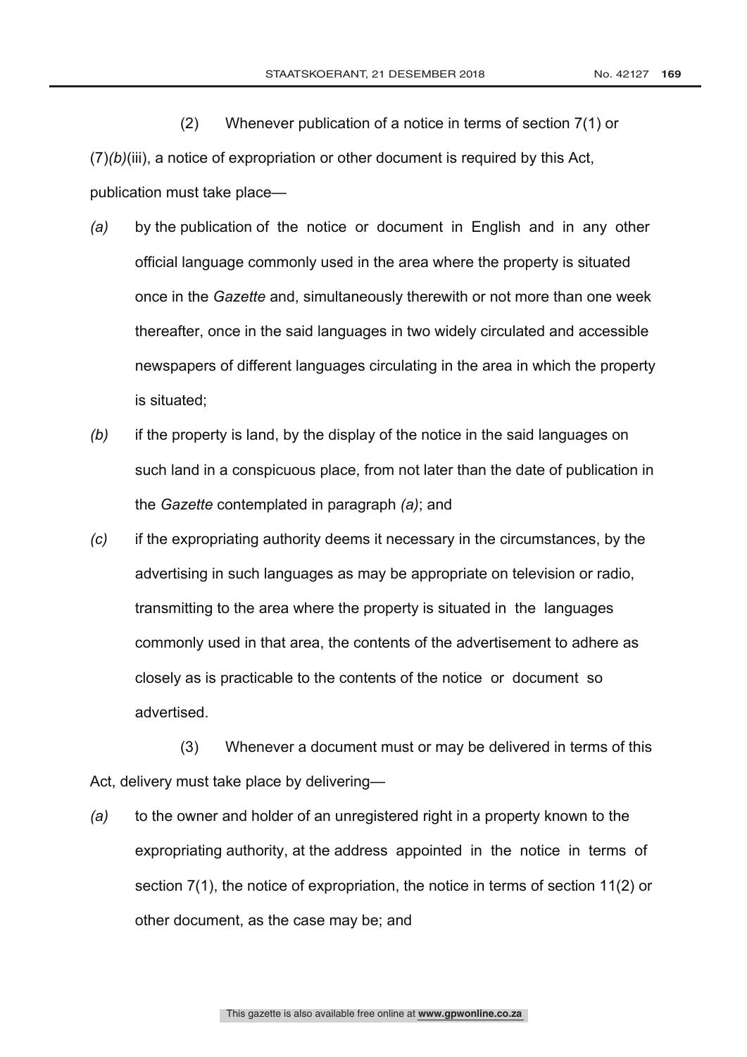(2) Whenever publication of a notice in terms of section 7(1) or (7)*(b)*(iii), a notice of expropriation or other document is required by this Act, publication must take place—

*(a)* by the publication of the notice or document in English and in any other official language commonly used in the area where the property is situated once in the *Gazette* and, simultaneously therewith or not more than one week thereafter, once in the said languages in two widely circulated and accessible newspapers of different languages circulating in the area in which the property is situated;

*(b)* if the property is land, by the display of the notice in the said languages on such land in a conspicuous place, from not later than the date of publication in the *Gazette* contemplated in paragraph *(a)*; and

*(c)* if the expropriating authority deems it necessary in the circumstances, by the advertising in such languages as may be appropriate on television or radio, transmitting to the area where the property is situated in the languages commonly used in that area, the contents of the advertisement to adhere as closely as is practicable to the contents of the notice or document so advertised.

(3) Whenever a document must or may be delivered in terms of this Act, delivery must take place by delivering—

*(a)* to the owner and holder of an unregistered right in a property known to the expropriating authority, at the address appointed in the notice in terms of section 7(1), the notice of expropriation, the notice in terms of section 11(2) or other document, as the case may be; and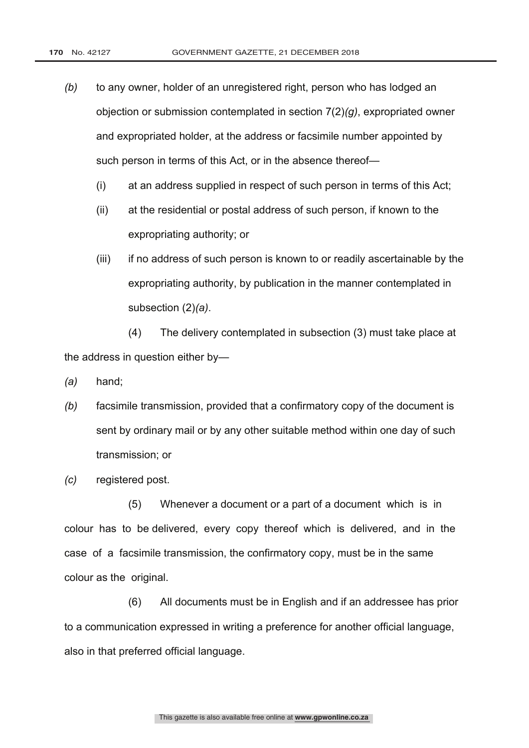*(b)* to any owner, holder of an unregistered right, person who has lodged an objection or submission contemplated in section 7(2)*(g)*, expropriated owner and expropriated holder, at the address or facsimile number appointed by such person in terms of this Act, or in the absence thereof—

(i) at an address supplied in respect of such person in terms of this Act;

(ii) at the residential or postal address of such person, if known to the expropriating authority; or

(iii) if no address of such person is known to or readily ascertainable by the expropriating authority, by publication in the manner contemplated in subsection (2)*(a)*.

(4) The delivery contemplated in subsection (3) must take place at the address in question either by—

*(a)* hand;

*(b)* facsimile transmission, provided that a confirmatory copy of the document is sent by ordinary mail or by any other suitable method within one day of such transmission; or

*(c)* registered post.

(5) Whenever a document or a part of a document which is in colour has to be delivered, every copy thereof which is delivered, and in the case of a facsimile transmission, the confirmatory copy, must be in the same colour as the original.

(6) All documents must be in English and if an addressee has prior to a communication expressed in writing a preference for another official language, also in that preferred official language.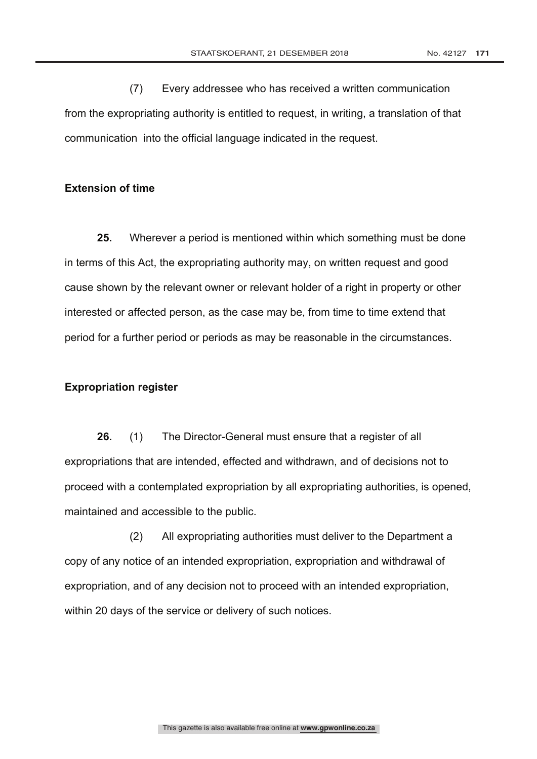(7) Every addressee who has received a written communication from the expropriating authority is entitled to request, in writing, a translation of that communication into the official language indicated in the request.

**Extension of time**

**25.** Wherever a period is mentioned within which something must be done in terms of this Act, the expropriating authority may, on written request and good cause shown by the relevant owner or relevant holder of a right in property or other interested or affected person, as the case may be, from time to time extend that period for a further period or periods as may be reasonable in the circumstances.

**Expropriation register**

**26.** (1) The Director-General must ensure that a register of all expropriations that are intended, effected and withdrawn, and of decisions not to proceed with a contemplated expropriation by all expropriating authorities, is opened, maintained and accessible to the public.

(2) All expropriating authorities must deliver to the Department a copy of any notice of an intended expropriation, expropriation and withdrawal of expropriation, and of any decision not to proceed with an intended expropriation, within 20 days of the service or delivery of such notices.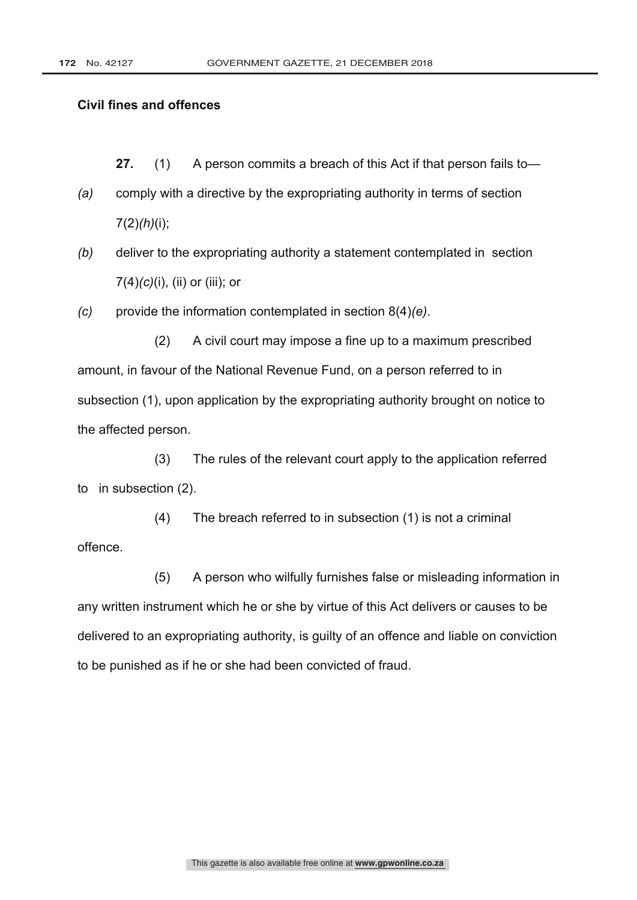**Civil fines and offences**

**27.** (1) A person commits a breach of this Act if that person fails to—

*(a)* comply with a directive by the expropriating authority in terms of section 7(2)*(h)*(i);

*(b)* deliver to the expropriating authority a statement contemplated in section 7(4)*(c)*(i), (ii) or (iii); or

*(c)* provide the information contemplated in section 8(4)*(e)*.

(2) A civil court may impose a fine up to a maximum prescribed amount, in favour of the National Revenue Fund, on a person referred to in subsection (1), upon application by the expropriating authority brought on notice to the affected person.

(3) The rules of the relevant court apply to the application referred to in subsection (2).

(4) The breach referred to in subsection (1) is not a criminal offence.

(5) A person who wilfully furnishes false or misleading information in any written instrument which he or she by virtue of this Act delivers or causes to be delivered to an expropriating authority, is guilty of an offence and liable on conviction to be punished as if he or she had been convicted of fraud.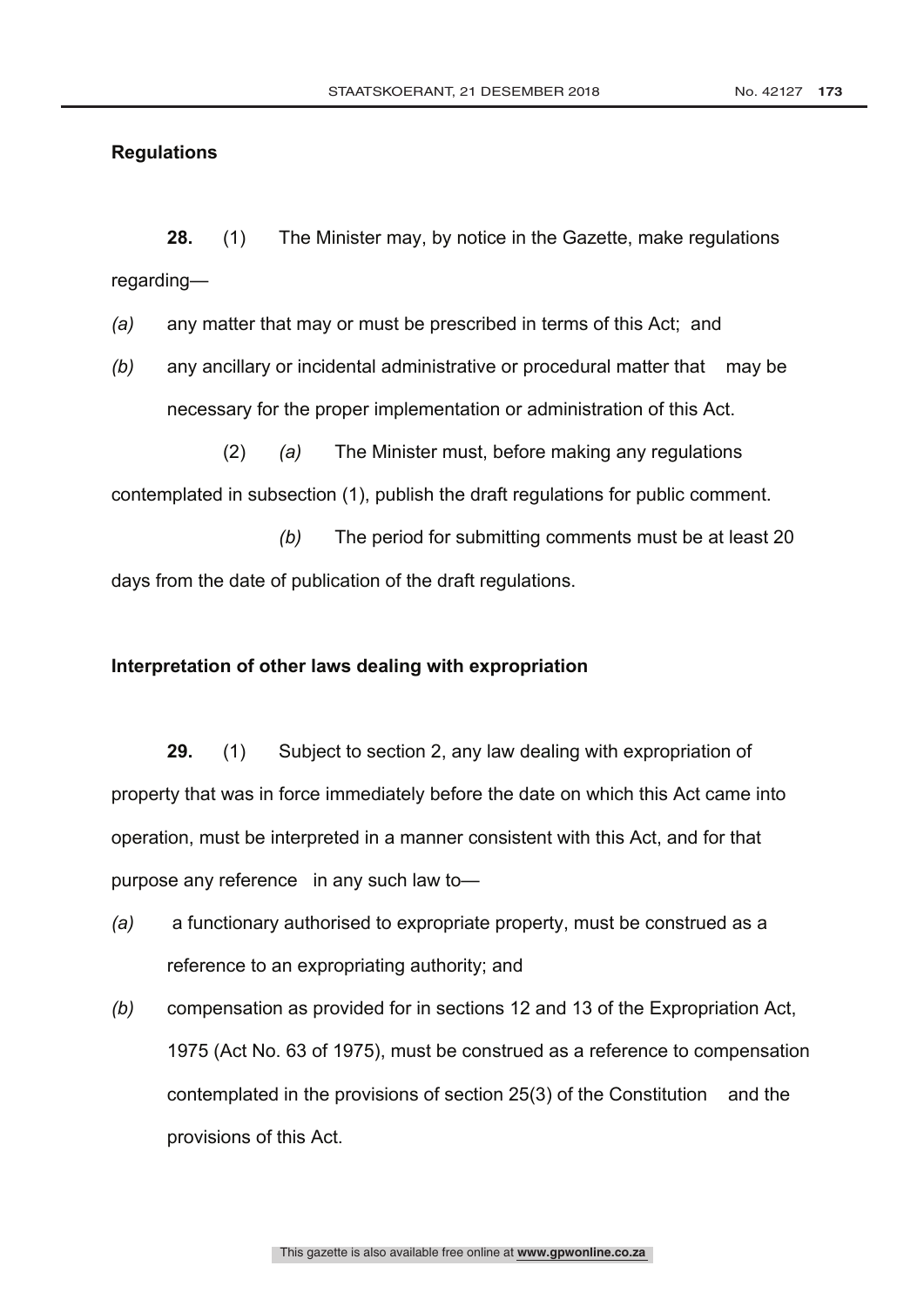**Regulations**

**28.** (1) The Minister may, by notice in the Gazette, make regulations regarding—

*(a)* any matter that may or must be prescribed in terms of this Act; and

*(b)* any ancillary or incidental administrative or procedural matter that may be necessary for the proper implementation or administration of this Act.

(2) *(a)* The Minister must, before making any regulations contemplated in subsection (1), publish the draft regulations for public comment.

*(b)* The period for submitting comments must be at least 20 days from the date of publication of the draft regulations.

**Interpretation of other laws dealing with expropriation**

**29.** (1) Subject to section 2, any law dealing with expropriation of property that was in force immediately before the date on which this Act came into operation, must be interpreted in a manner consistent with this Act, and for that purpose any reference in any such law to—

*(a)* a functionary authorised to expropriate property, must be construed as a reference to an expropriating authority; and

*(b)* compensation as provided for in sections 12 and 13 of the Expropriation Act, 1975 (Act No. 63 of 1975), must be construed as a reference to compensation contemplated in the provisions of section 25(3) of the Constitution and the provisions of this Act.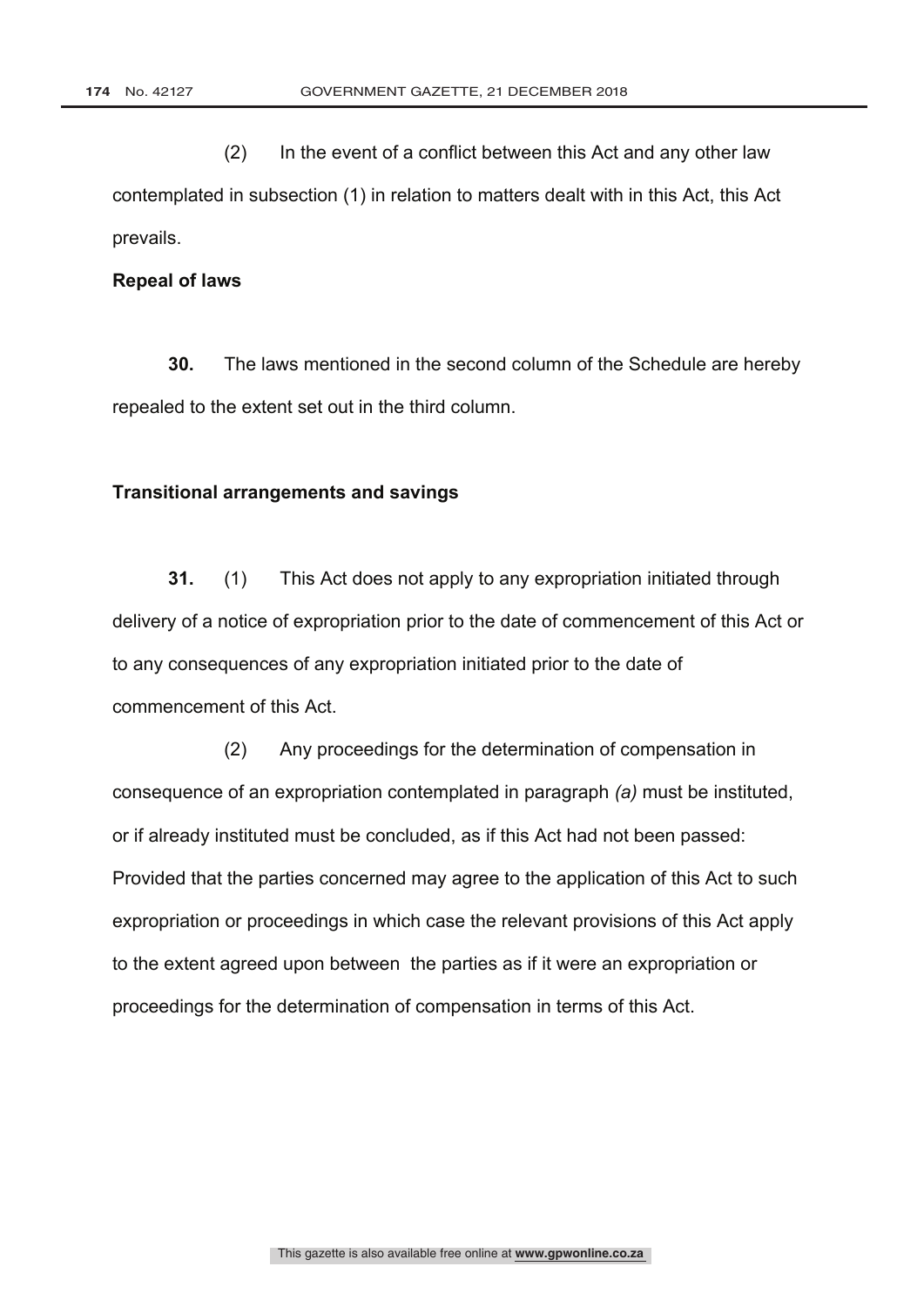(2) In the event of a conflict between this Act and any other law contemplated in subsection (1) in relation to matters dealt with in this Act, this Act prevails.

**Repeal of laws**

**30.** The laws mentioned in the second column of the Schedule are hereby repealed to the extent set out in the third column.

**Transitional arrangements and savings**

**31.** (1) This Act does not apply to any expropriation initiated through delivery of a notice of expropriation prior to the date of commencement of this Act or to any consequences of any expropriation initiated prior to the date of commencement of this Act.

(2) Any proceedings for the determination of compensation in consequence of an expropriation contemplated in paragraph *(a)* must be instituted, or if already instituted must be concluded, as if this Act had not been passed: Provided that the parties concerned may agree to the application of this Act to such expropriation or proceedings in which case the relevant provisions of this Act apply to the extent agreed upon between the parties as if it were an expropriation or proceedings for the determination of compensation in terms of this Act.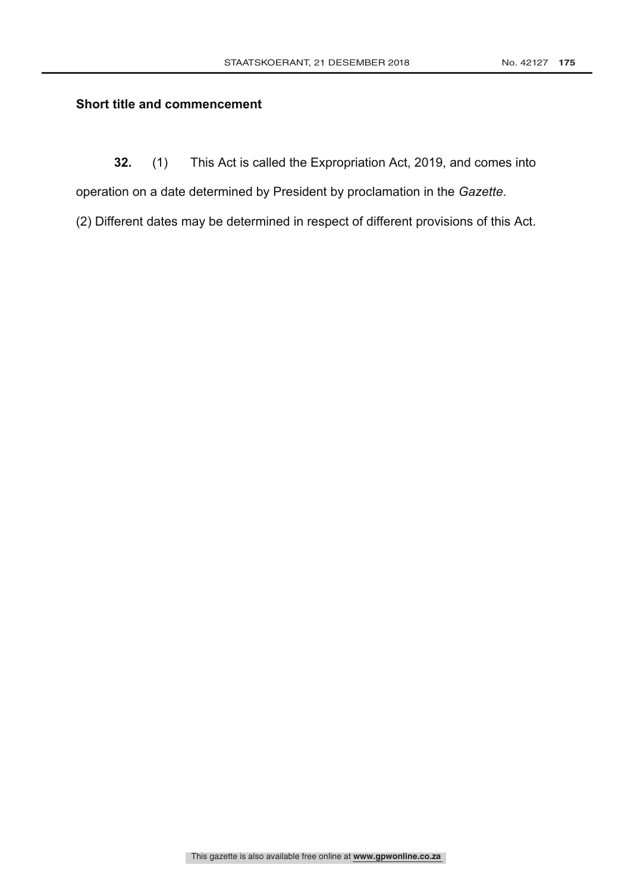**Short title and commencement**

**32.** (1) This Act is called the Expropriation Act, 2019, and comes into operation on a date determined by President by proclamation in the *Gazette*.

(2) Different dates may be determined in respect of different provisions of this Act.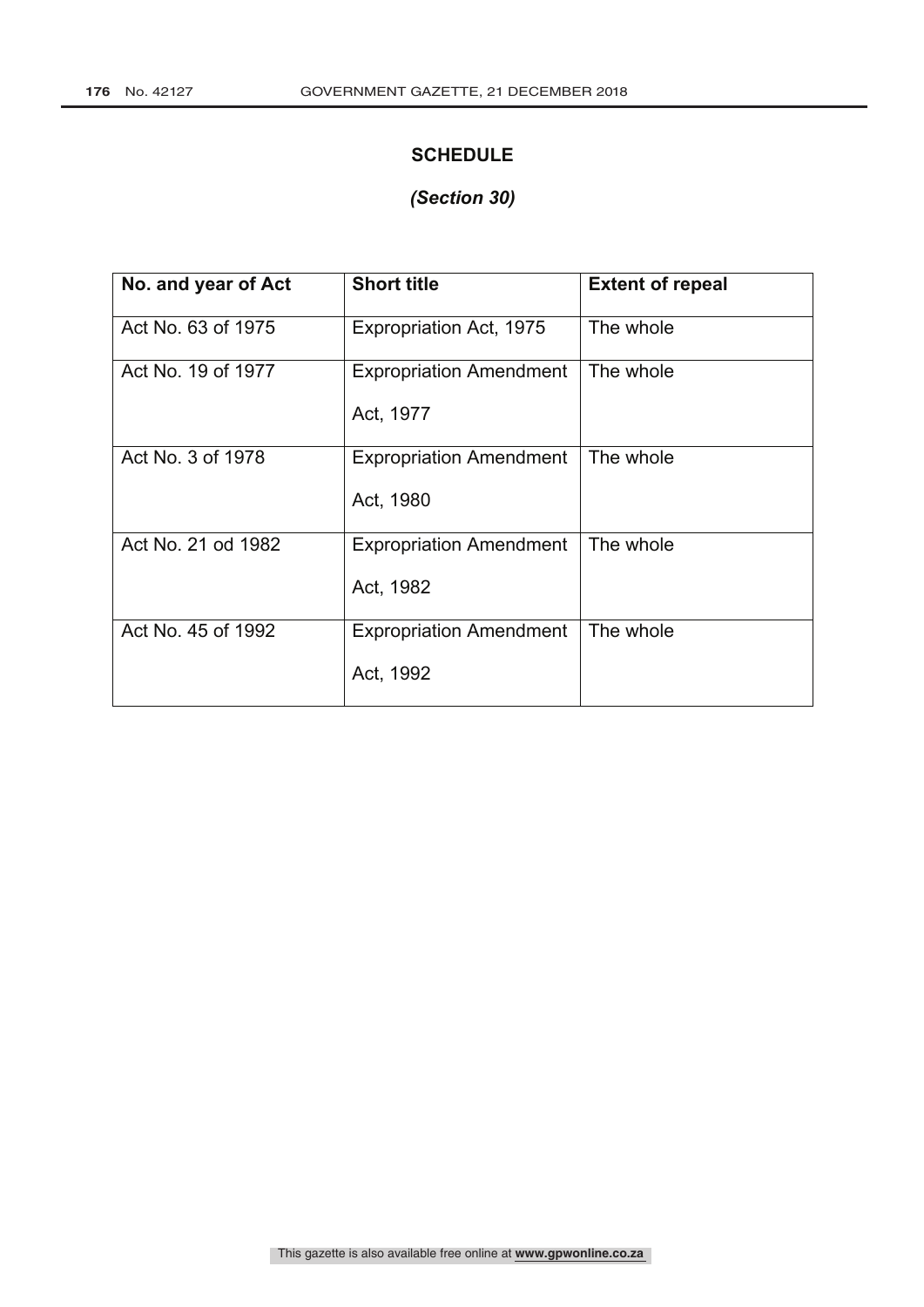## SCHEDULE

### *(Section 30)*

| No. and year of Act | Short title | Extent of repeal |
|---|---|---|
| Act No. 63 of 1975 | Expropriation Act, 1975 | The whole |
| Act No. 19 of 1977 | Expropriation Amendment Act, 1977 | The whole |
| Act No. 3 of 1978 | Expropriation Amendment Act, 1980 | The whole |
| Act No. 21 od 1982 | Expropriation Amendment Act, 1982 | The whole |
| Act No. 45 of 1992 | Expropriation Amendment Act, 1992 | The whole |